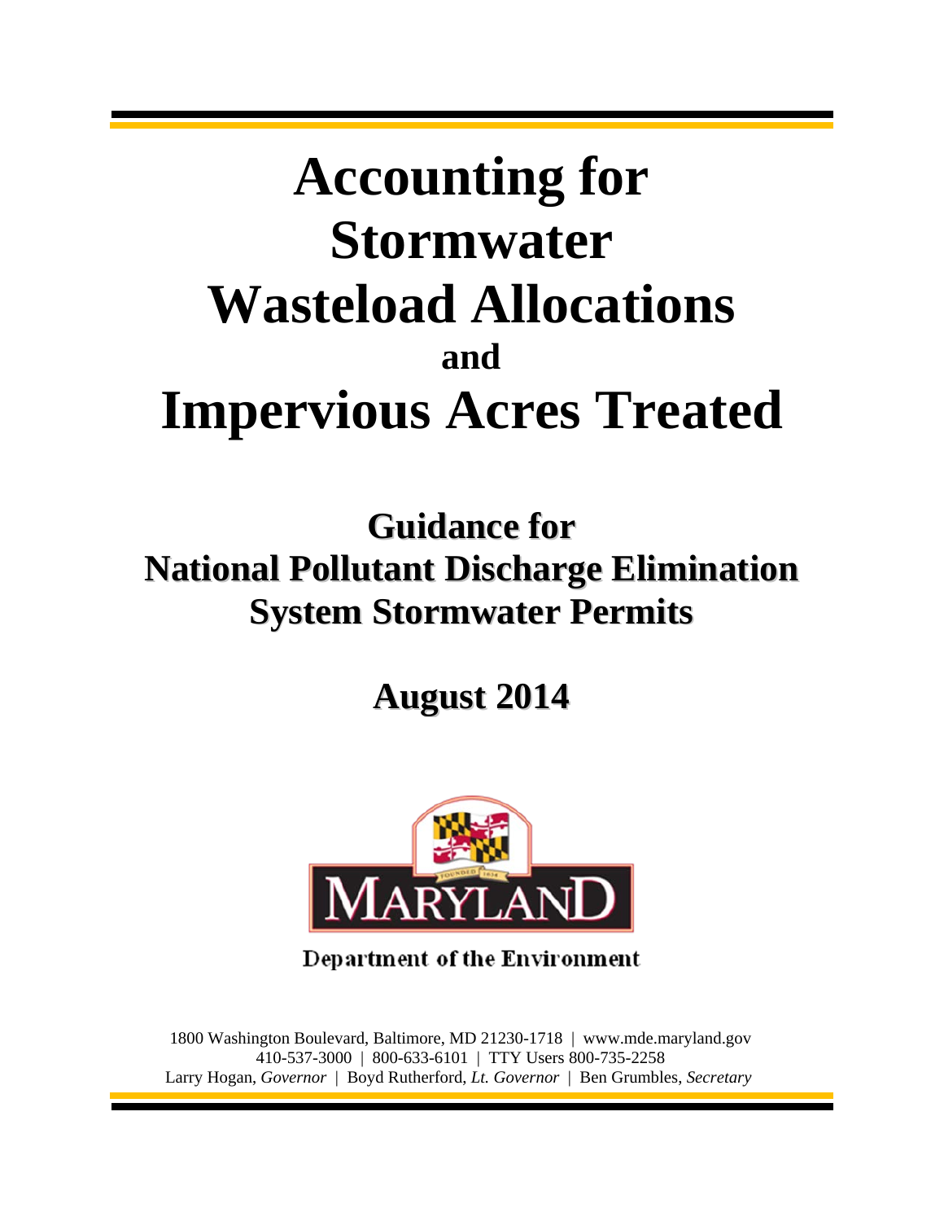# Accounting for Stormwater Wasteload Allocations and Impervious Acres Treated

## Guidance for National Pollutant Discharge Elimination System Stormwater Permits

## August 2014

Department of the Environment

1800 Washington Boulevard, Baltimore, MD 21230-1718 | www.mde.maryland.gov
410-537-3000 | 800-633-6101 | TTY Users 800-735-2258
Larry Hogan, *Governor* | Boyd Rutherford, *Lt. Governor* | Ben Grumbles, *Secretary*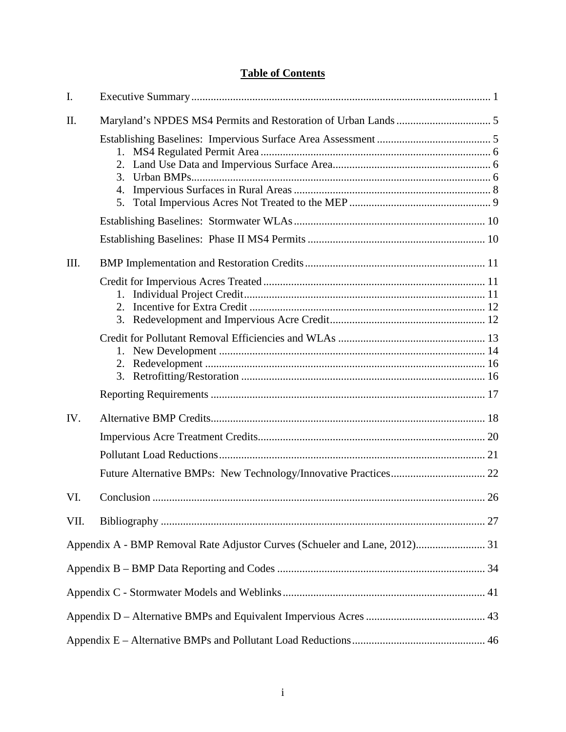# Table of Contents

I. Executive Summary ........ 1

II. Maryland's NPDES MS4 Permits and Restoration of Urban Lands ........ 5

- Establishing Baselines: Impervious Surface Area Assessment ........ 5
  1. MS4 Regulated Permit Area ........ 6
  2. Land Use Data and Impervious Surface Area ........ 6
  3. Urban BMPs ........ 6
  4. Impervious Surfaces in Rural Areas ........ 8
  5. Total Impervious Acres Not Treated to the MEP ........ 9
- Establishing Baselines: Stormwater WLAs ........ 10
- Establishing Baselines: Phase II MS4 Permits ........ 10

III. BMP Implementation and Restoration Credits ........ 11

- Credit for Impervious Acres Treated ........ 11
  1. Individual Project Credit ........ 11
  2. Incentive for Extra Credit ........ 12
  3. Redevelopment and Impervious Acre Credit ........ 12
- Credit for Pollutant Removal Efficiencies and WLAs ........ 13
  1. New Development ........ 14
  2. Redevelopment ........ 16
  3. Retrofitting/Restoration ........ 16
- Reporting Requirements ........ 17

IV. Alternative BMP Credits ........ 18

- Impervious Acre Treatment Credits ........ 20
- Pollutant Load Reductions ........ 21
- Future Alternative BMPs: New Technology/Innovative Practices ........ 22

VI. Conclusion ........ 26

VII. Bibliography ........ 27

Appendix A - BMP Removal Rate Adjustor Curves (Schueler and Lane, 2012) ........ 31

Appendix B – BMP Data Reporting and Codes ........ 34

Appendix C - Stormwater Models and Weblinks ........ 41

Appendix D – Alternative BMPs and Equivalent Impervious Acres ........ 43

Appendix E – Alternative BMPs and Pollutant Load Reductions ........ 46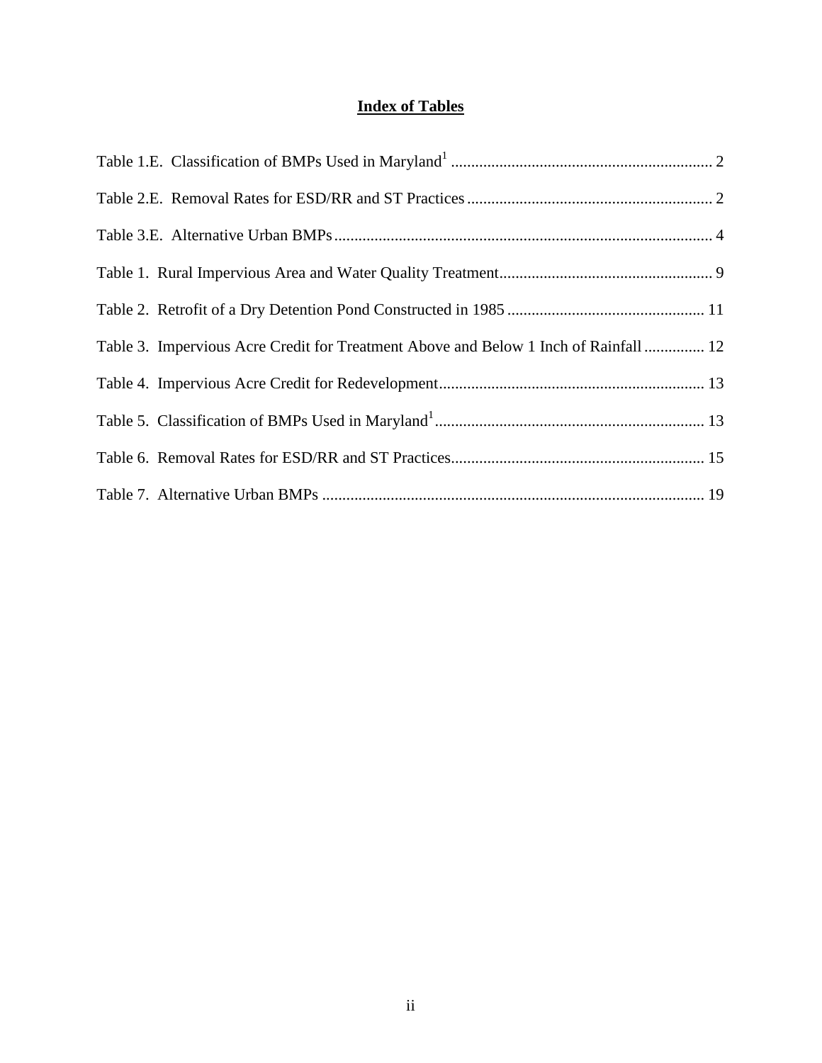# Index of Tables

Table 1.E. Classification of BMPs Used in Maryland[1] ..... 2

Table 2.E. Removal Rates for ESD/RR and ST Practices ..... 2

Table 3.E. Alternative Urban BMPs ..... 4

Table 1. Rural Impervious Area and Water Quality Treatment ..... 9

Table 2. Retrofit of a Dry Detention Pond Constructed in 1985 ..... 11

Table 3. Impervious Acre Credit for Treatment Above and Below 1 Inch of Rainfall ..... 12

Table 4. Impervious Acre Credit for Redevelopment ..... 13

Table 5. Classification of BMPs Used in Maryland[1] ..... 13

Table 6. Removal Rates for ESD/RR and ST Practices ..... 15

Table 7. Alternative Urban BMPs ..... 19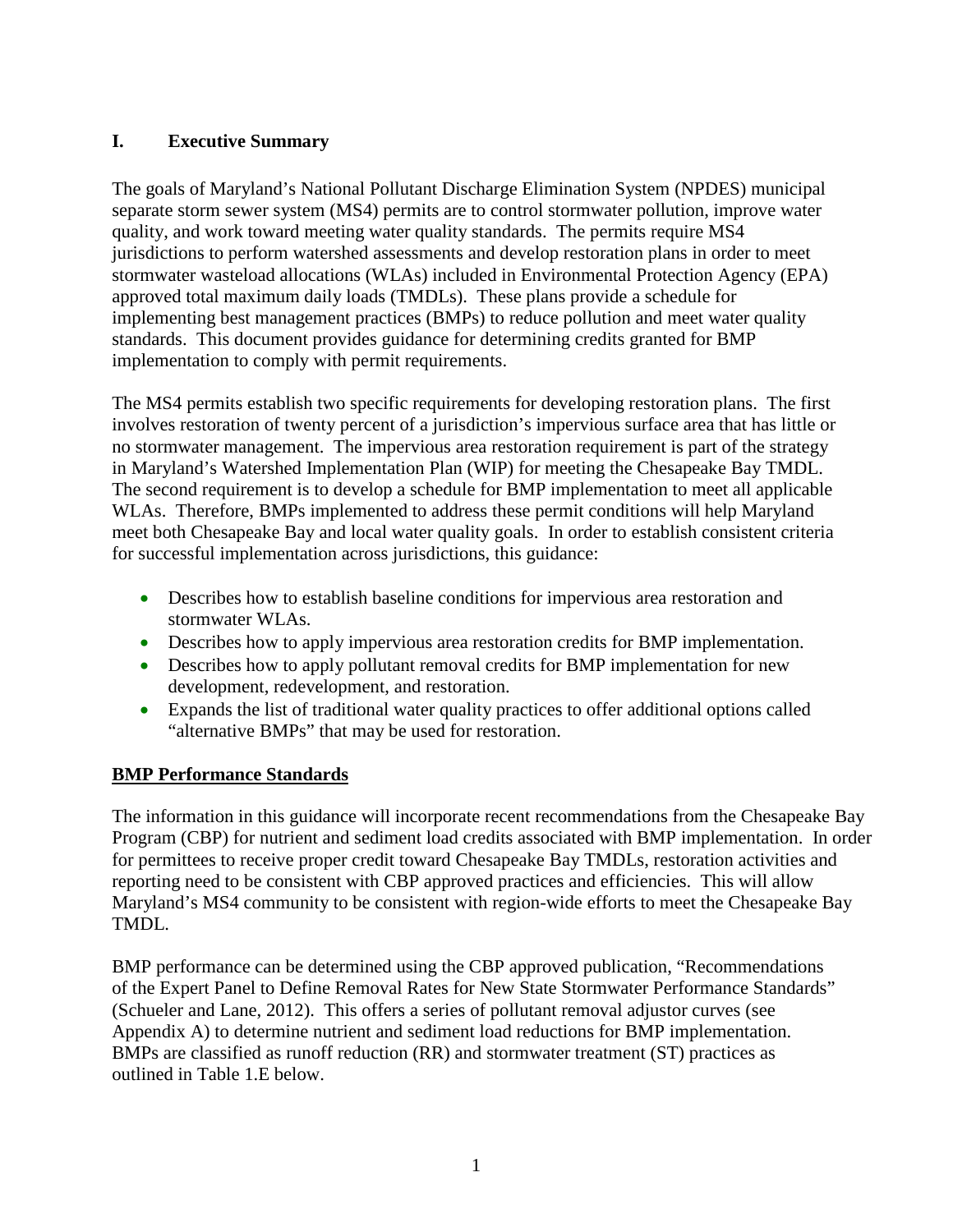## I. Executive Summary

The goals of Maryland's National Pollutant Discharge Elimination System (NPDES) municipal separate storm sewer system (MS4) permits are to control stormwater pollution, improve water quality, and work toward meeting water quality standards. The permits require MS4 jurisdictions to perform watershed assessments and develop restoration plans in order to meet stormwater wasteload allocations (WLAs) included in Environmental Protection Agency (EPA) approved total maximum daily loads (TMDLs). These plans provide a schedule for implementing best management practices (BMPs) to reduce pollution and meet water quality standards. This document provides guidance for determining credits granted for BMP implementation to comply with permit requirements.

The MS4 permits establish two specific requirements for developing restoration plans. The first involves restoration of twenty percent of a jurisdiction's impervious surface area that has little or no stormwater management. The impervious area restoration requirement is part of the strategy in Maryland's Watershed Implementation Plan (WIP) for meeting the Chesapeake Bay TMDL. The second requirement is to develop a schedule for BMP implementation to meet all applicable WLAs. Therefore, BMPs implemented to address these permit conditions will help Maryland meet both Chesapeake Bay and local water quality goals. In order to establish consistent criteria for successful implementation across jurisdictions, this guidance:

- Describes how to establish baseline conditions for impervious area restoration and stormwater WLAs.
- Describes how to apply impervious area restoration credits for BMP implementation.
- Describes how to apply pollutant removal credits for BMP implementation for new development, redevelopment, and restoration.
- Expands the list of traditional water quality practices to offer additional options called "alternative BMPs" that may be used for restoration.

**BMP Performance Standards**

The information in this guidance will incorporate recent recommendations from the Chesapeake Bay Program (CBP) for nutrient and sediment load credits associated with BMP implementation. In order for permittees to receive proper credit toward Chesapeake Bay TMDLs, restoration activities and reporting need to be consistent with CBP approved practices and efficiencies. This will allow Maryland's MS4 community to be consistent with region-wide efforts to meet the Chesapeake Bay TMDL.

BMP performance can be determined using the CBP approved publication, "Recommendations of the Expert Panel to Define Removal Rates for New State Stormwater Performance Standards" (Schueler and Lane, 2012). This offers a series of pollutant removal adjustor curves (see Appendix A) to determine nutrient and sediment load reductions for BMP implementation. BMPs are classified as runoff reduction (RR) and stormwater treatment (ST) practices as outlined in Table 1.E below.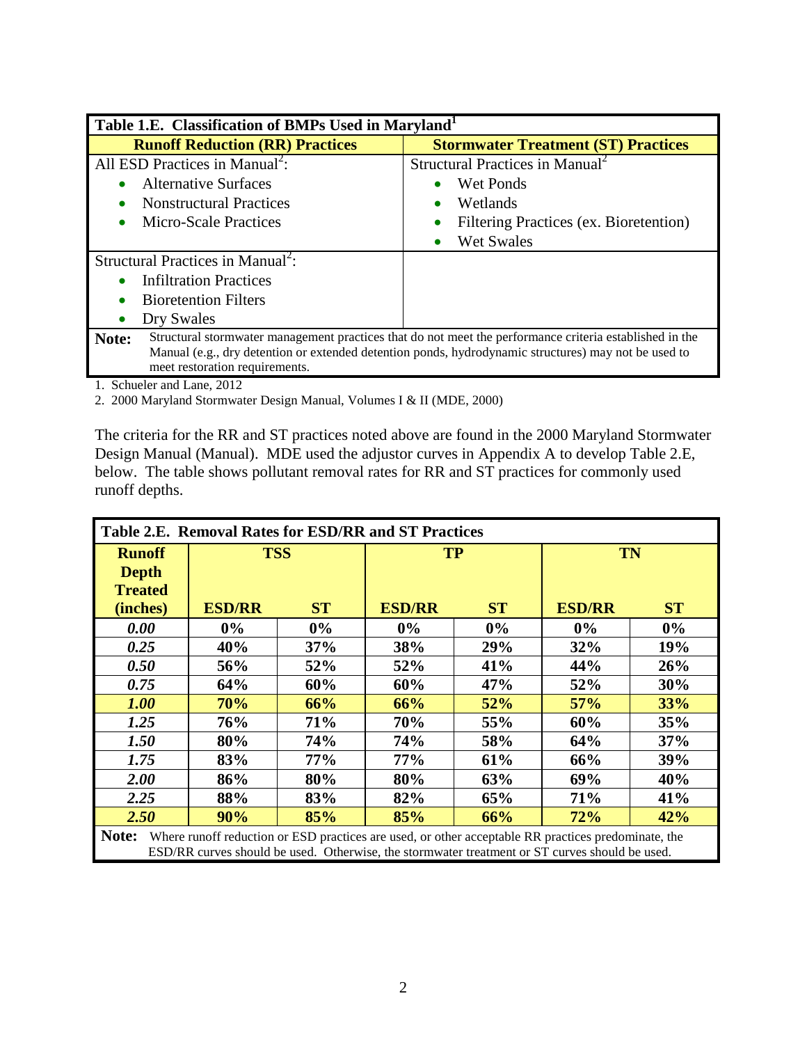| Table 1.E. Classification of BMPs Used in Maryland[1] | |
|---|---|
| **Runoff Reduction (RR) Practices** | **Stormwater Treatment (ST) Practices** |
| All ESD Practices in Manual[2]:<br>• Alternative Surfaces<br>• Nonstructural Practices<br>• Micro-Scale Practices | Structural Practices in Manual[2]<br>• Wet Ponds<br>• Wetlands<br>• Filtering Practices (ex. Bioretention)<br>• Wet Swales |
| Structural Practices in Manual[2]:<br>• Infiltration Practices<br>• Bioretention Filters<br>• Dry Swales | |
| **Note:** Structural stormwater management practices that do not meet the performance criteria established in the Manual (e.g., dry detention or extended detention ponds, hydrodynamic structures) may not be used to meet restoration requirements. | |

1. Schueler and Lane, 2012
2. 2000 Maryland Stormwater Design Manual, Volumes I & II (MDE, 2000)

The criteria for the RR and ST practices noted above are found in the 2000 Maryland Stormwater Design Manual (Manual). MDE used the adjustor curves in Appendix A to develop Table 2.E, below. The table shows pollutant removal rates for RR and ST practices for commonly used runoff depths.

**Table 2.E. Removal Rates for ESD/RR and ST Practices**

| Runoff Depth Treated (inches) | TSS | | TP | | TN | |
|---|---|---|---|---|---|---|
| | **ESD/RR** | **ST** | **ESD/RR** | **ST** | **ESD/RR** | **ST** |
| *0.00* | 0% | 0% | 0% | 0% | 0% | 0% |
| *0.25* | 40% | 37% | 38% | 29% | 32% | 19% |
| *0.50* | 56% | 52% | 52% | 41% | 44% | 26% |
| *0.75* | 64% | 60% | 60% | 47% | 52% | 30% |
| *1.00* | 70% | 66% | 66% | 52% | 57% | 33% |
| *1.25* | 76% | 71% | 70% | 55% | 60% | 35% |
| *1.50* | 80% | 74% | 74% | 58% | 64% | 37% |
| *1.75* | 83% | 77% | 77% | 61% | 66% | 39% |
| *2.00* | 86% | 80% | 80% | 63% | 69% | 40% |
| *2.25* | 88% | 83% | 82% | 65% | 71% | 41% |
| *2.50* | 90% | 85% | 85% | 66% | 72% | 42% |

**Note:** Where runoff reduction or ESD practices are used, or other acceptable RR practices predominate, the ESD/RR curves should be used. Otherwise, the stormwater treatment or ST curves should be used.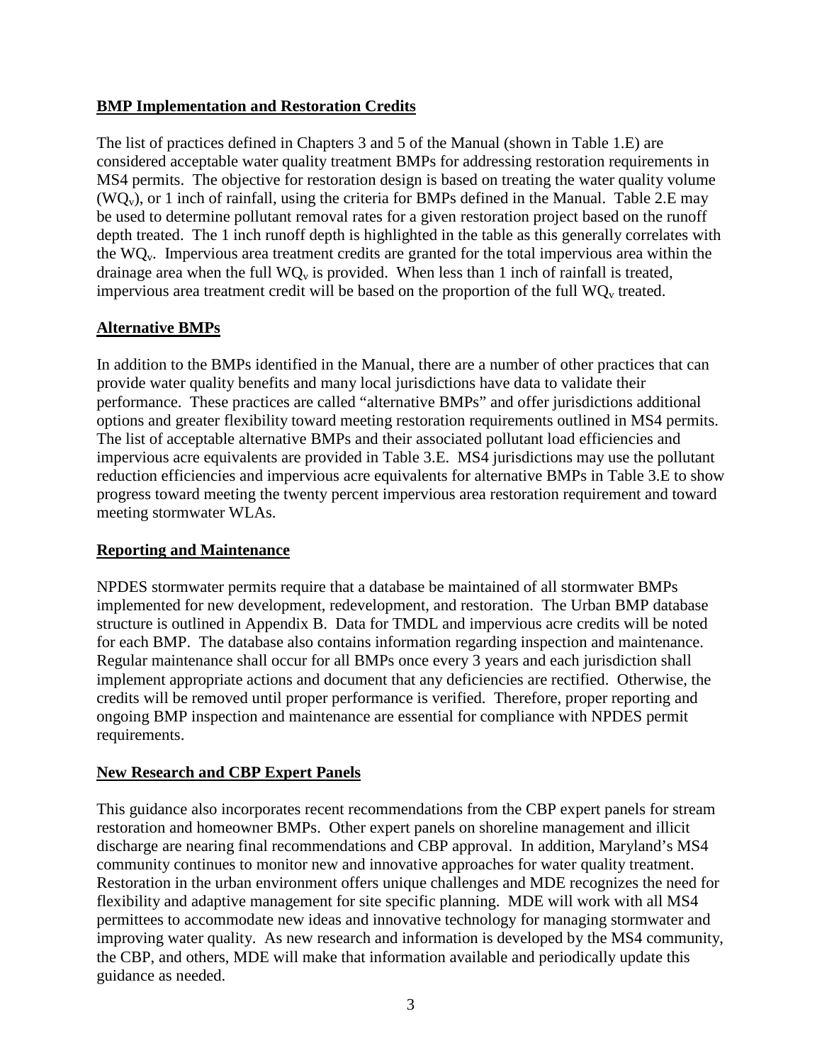## BMP Implementation and Restoration Credits

The list of practices defined in Chapters 3 and 5 of the Manual (shown in Table 1.E) are considered acceptable water quality treatment BMPs for addressing restoration requirements in MS4 permits. The objective for restoration design is based on treating the water quality volume ($WQ_v$), or 1 inch of rainfall, using the criteria for BMPs defined in the Manual. Table 2.E may be used to determine pollutant removal rates for a given restoration project based on the runoff depth treated. The 1 inch runoff depth is highlighted in the table as this generally correlates with the $WQ_v$. Impervious area treatment credits are granted for the total impervious area within the drainage area when the full $WQ_v$ is provided. When less than 1 inch of rainfall is treated, impervious area treatment credit will be based on the proportion of the full $WQ_v$ treated.

## Alternative BMPs

In addition to the BMPs identified in the Manual, there are a number of other practices that can provide water quality benefits and many local jurisdictions have data to validate their performance. These practices are called "alternative BMPs" and offer jurisdictions additional options and greater flexibility toward meeting restoration requirements outlined in MS4 permits. The list of acceptable alternative BMPs and their associated pollutant load efficiencies and impervious acre equivalents are provided in Table 3.E. MS4 jurisdictions may use the pollutant reduction efficiencies and impervious acre equivalents for alternative BMPs in Table 3.E to show progress toward meeting the twenty percent impervious area restoration requirement and toward meeting stormwater WLAs.

## Reporting and Maintenance

NPDES stormwater permits require that a database be maintained of all stormwater BMPs implemented for new development, redevelopment, and restoration. The Urban BMP database structure is outlined in Appendix B. Data for TMDL and impervious acre credits will be noted for each BMP. The database also contains information regarding inspection and maintenance. Regular maintenance shall occur for all BMPs once every 3 years and each jurisdiction shall implement appropriate actions and document that any deficiencies are rectified. Otherwise, the credits will be removed until proper performance is verified. Therefore, proper reporting and ongoing BMP inspection and maintenance are essential for compliance with NPDES permit requirements.

## New Research and CBP Expert Panels

This guidance also incorporates recent recommendations from the CBP expert panels for stream restoration and homeowner BMPs. Other expert panels on shoreline management and illicit discharge are nearing final recommendations and CBP approval. In addition, Maryland's MS4 community continues to monitor new and innovative approaches for water quality treatment. Restoration in the urban environment offers unique challenges and MDE recognizes the need for flexibility and adaptive management for site specific planning. MDE will work with all MS4 permittees to accommodate new ideas and innovative technology for managing stormwater and improving water quality. As new research and information is developed by the MS4 community, the CBP, and others, MDE will make that information available and periodically update this guidance as needed.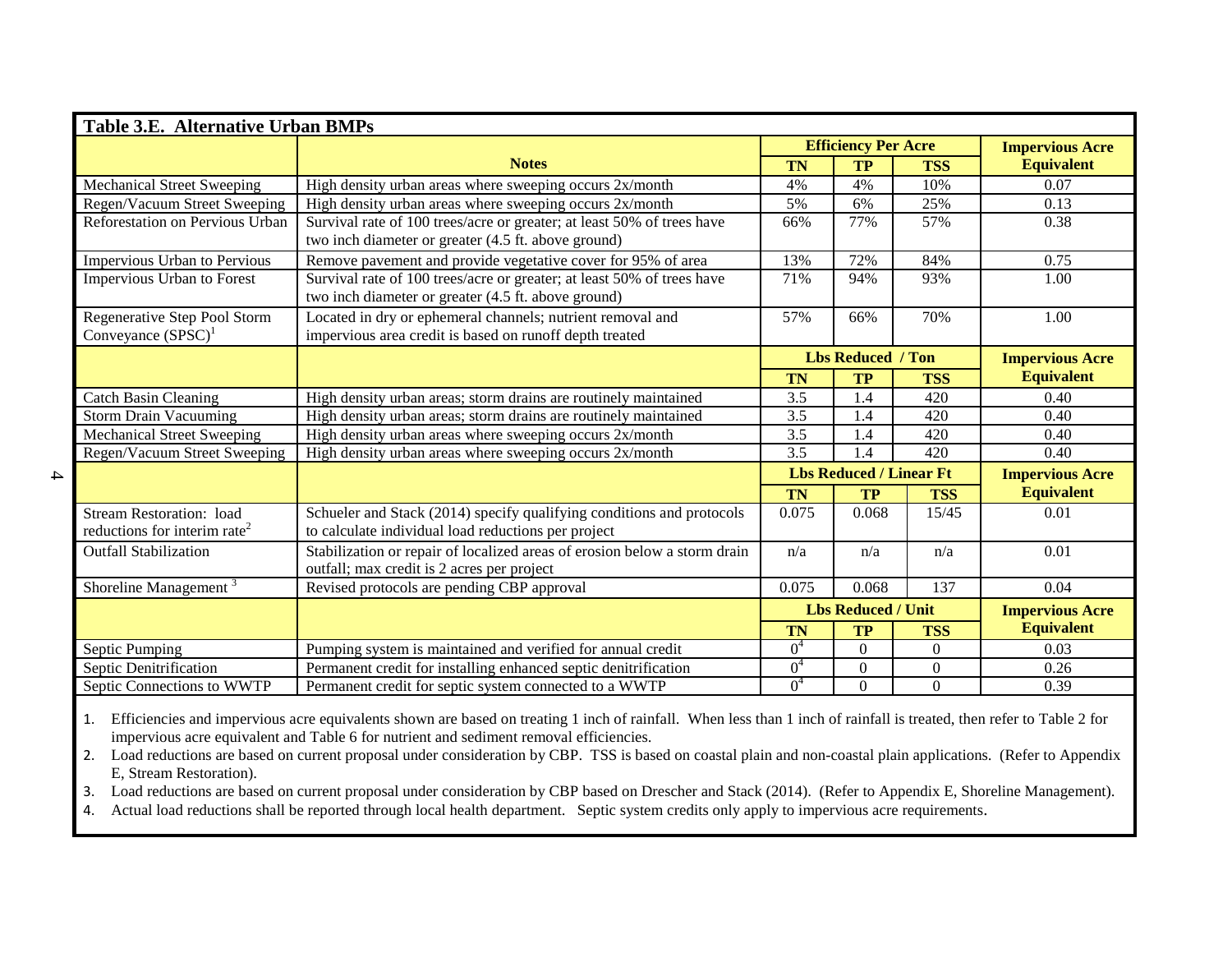**Table 3.E. Alternative Urban BMPs**

| | Notes | Efficiency Per Acre | | | Impervious Acre Equivalent |
|---|---|---|---|---|---|
| | | TN | TP | TSS | |
| Mechanical Street Sweeping | High density urban areas where sweeping occurs 2x/month | 4% | 4% | 10% | 0.07 |
| Regen/Vacuum Street Sweeping | High density urban areas where sweeping occurs 2x/month | 5% | 6% | 25% | 0.13 |
| Reforestation on Pervious Urban | Survival rate of 100 trees/acre or greater; at least 50% of trees have two inch diameter or greater (4.5 ft. above ground) | 66% | 77% | 57% | 0.38 |
| Impervious Urban to Pervious | Remove pavement and provide vegetative cover for 95% of area | 13% | 72% | 84% | 0.75 |
| Impervious Urban to Forest | Survival rate of 100 trees/acre or greater; at least 50% of trees have two inch diameter or greater (4.5 ft. above ground) | 71% | 94% | 93% | 1.00 |
| Regenerative Step Pool Storm Conveyance (SPSC)[1] | Located in dry or ephemeral channels; nutrient removal and impervious area credit is based on runoff depth treated | 57% | 66% | 70% | 1.00 |
| | | **Lbs Reduced / Ton** | | | **Impervious Acre Equivalent** |
| | | **TN** | **TP** | **TSS** | |
| Catch Basin Cleaning | High density urban areas; storm drains are routinely maintained | 3.5 | 1.4 | 420 | 0.40 |
| Storm Drain Vacuuming | High density urban areas; storm drains are routinely maintained | 3.5 | 1.4 | 420 | 0.40 |
| Mechanical Street Sweeping | High density urban areas where sweeping occurs 2x/month | 3.5 | 1.4 | 420 | 0.40 |
| Regen/Vacuum Street Sweeping | High density urban areas where sweeping occurs 2x/month | 3.5 | 1.4 | 420 | 0.40 |
| | | **Lbs Reduced / Linear Ft** | | | **Impervious Acre Equivalent** |
| | | **TN** | **TP** | **TSS** | |
| Stream Restoration: load reductions for interim rate[2] | Schueler and Stack (2014) specify qualifying conditions and protocols to calculate individual load reductions per project | 0.075 | 0.068 | 15/45 | 0.01 |
| Outfall Stabilization | Stabilization or repair of localized areas of erosion below a storm drain outfall; max credit is 2 acres per project | n/a | n/a | n/a | 0.01 |
| Shoreline Management[3] | Revised protocols are pending CBP approval | 0.075 | 0.068 | 137 | 0.04 |
| | | **Lbs Reduced / Unit** | | | **Impervious Acre Equivalent** |
| | | **TN** | **TP** | **TSS** | |
| Septic Pumping | Pumping system is maintained and verified for annual credit | 0[4] | 0 | 0 | 0.03 |
| Septic Denitrification | Permanent credit for installing enhanced septic denitrification | 0[4] | 0 | 0 | 0.26 |
| Septic Connections to WWTP | Permanent credit for septic system connected to a WWTP | 0[4] | 0 | 0 | 0.39 |

1. Efficiencies and impervious acre equivalents shown are based on treating 1 inch of rainfall. When less than 1 inch of rainfall is treated, then refer to Table 2 for impervious acre equivalent and Table 6 for nutrient and sediment removal efficiencies.
2. Load reductions are based on current proposal under consideration by CBP. TSS is based on coastal plain and non-coastal plain applications. (Refer to Appendix E, Stream Restoration).
3. Load reductions are based on current proposal under consideration by CBP based on Drescher and Stack (2014). (Refer to Appendix E, Shoreline Management).
4. Actual load reductions shall be reported through local health department. Septic system credits only apply to impervious acre requirements.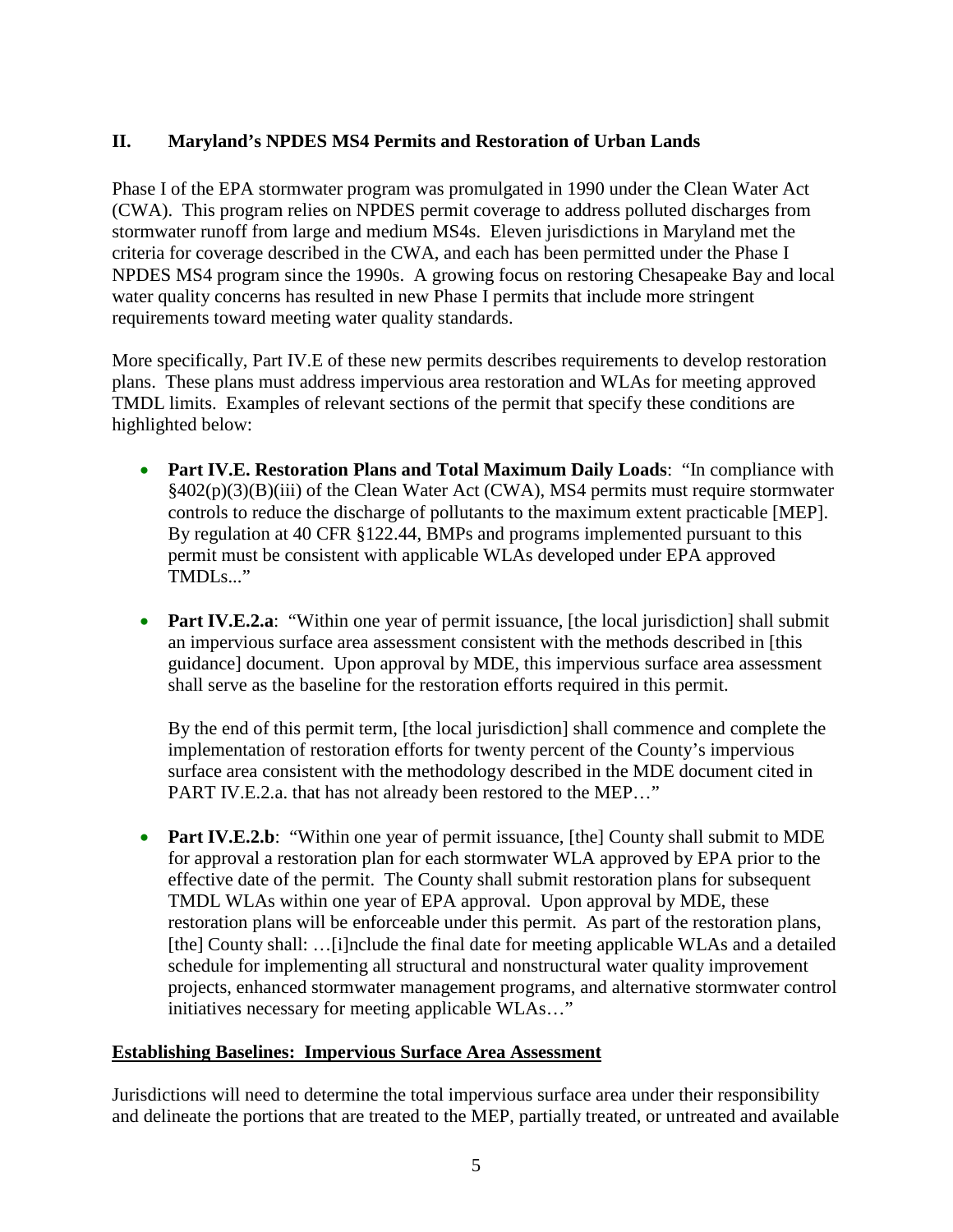## II. Maryland's NPDES MS4 Permits and Restoration of Urban Lands

Phase I of the EPA stormwater program was promulgated in 1990 under the Clean Water Act (CWA). This program relies on NPDES permit coverage to address polluted discharges from stormwater runoff from large and medium MS4s. Eleven jurisdictions in Maryland met the criteria for coverage described in the CWA, and each has been permitted under the Phase I NPDES MS4 program since the 1990s. A growing focus on restoring Chesapeake Bay and local water quality concerns has resulted in new Phase I permits that include more stringent requirements toward meeting water quality standards.

More specifically, Part IV.E of these new permits describes requirements to develop restoration plans. These plans must address impervious area restoration and WLAs for meeting approved TMDL limits. Examples of relevant sections of the permit that specify these conditions are highlighted below:

- **Part IV.E. Restoration Plans and Total Maximum Daily Loads**: "In compliance with §402(p)(3)(B)(iii) of the Clean Water Act (CWA), MS4 permits must require stormwater controls to reduce the discharge of pollutants to the maximum extent practicable [MEP]. By regulation at 40 CFR §122.44, BMPs and programs implemented pursuant to this permit must be consistent with applicable WLAs developed under EPA approved TMDLs..."

- **Part IV.E.2.a**: "Within one year of permit issuance, [the local jurisdiction] shall submit an impervious surface area assessment consistent with the methods described in [this guidance] document. Upon approval by MDE, this impervious surface area assessment shall serve as the baseline for the restoration efforts required in this permit.

  By the end of this permit term, [the local jurisdiction] shall commence and complete the implementation of restoration efforts for twenty percent of the County's impervious surface area consistent with the methodology described in the MDE document cited in PART IV.E.2.a. that has not already been restored to the MEP…"

- **Part IV.E.2.b**: "Within one year of permit issuance, [the] County shall submit to MDE for approval a restoration plan for each stormwater WLA approved by EPA prior to the effective date of the permit. The County shall submit restoration plans for subsequent TMDL WLAs within one year of EPA approval. Upon approval by MDE, these restoration plans will be enforceable under this permit. As part of the restoration plans, [the] County shall: …[i]nclude the final date for meeting applicable WLAs and a detailed schedule for implementing all structural and nonstructural water quality improvement projects, enhanced stormwater management programs, and alternative stormwater control initiatives necessary for meeting applicable WLAs…"

**Establishing Baselines: Impervious Surface Area Assessment**

Jurisdictions will need to determine the total impervious surface area under their responsibility and delineate the portions that are treated to the MEP, partially treated, or untreated and available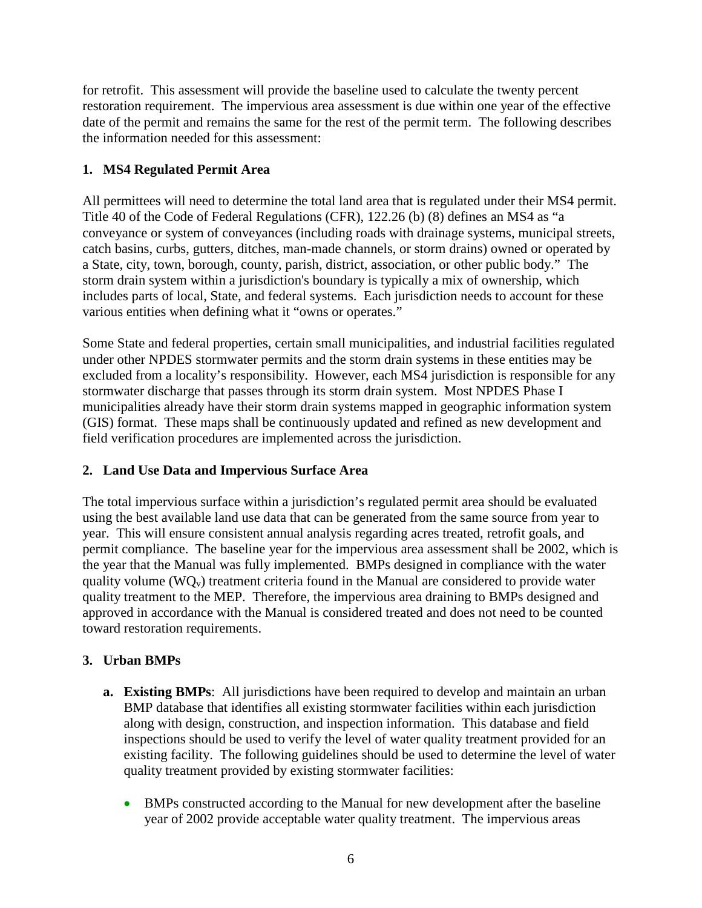for retrofit. This assessment will provide the baseline used to calculate the twenty percent restoration requirement. The impervious area assessment is due within one year of the effective date of the permit and remains the same for the rest of the permit term. The following describes the information needed for this assessment:

### 1. MS4 Regulated Permit Area

All permittees will need to determine the total land area that is regulated under their MS4 permit. Title 40 of the Code of Federal Regulations (CFR), 122.26 (b) (8) defines an MS4 as "a conveyance or system of conveyances (including roads with drainage systems, municipal streets, catch basins, curbs, gutters, ditches, man-made channels, or storm drains) owned or operated by a State, city, town, borough, county, parish, district, association, or other public body." The storm drain system within a jurisdiction's boundary is typically a mix of ownership, which includes parts of local, State, and federal systems. Each jurisdiction needs to account for these various entities when defining what it "owns or operates."

Some State and federal properties, certain small municipalities, and industrial facilities regulated under other NPDES stormwater permits and the storm drain systems in these entities may be excluded from a locality's responsibility. However, each MS4 jurisdiction is responsible for any stormwater discharge that passes through its storm drain system. Most NPDES Phase I municipalities already have their storm drain systems mapped in geographic information system (GIS) format. These maps shall be continuously updated and refined as new development and field verification procedures are implemented across the jurisdiction.

### 2. Land Use Data and Impervious Surface Area

The total impervious surface within a jurisdiction's regulated permit area should be evaluated using the best available land use data that can be generated from the same source from year to year. This will ensure consistent annual analysis regarding acres treated, retrofit goals, and permit compliance. The baseline year for the impervious area assessment shall be 2002, which is the year that the Manual was fully implemented. BMPs designed in compliance with the water quality volume ($WQ_v$) treatment criteria found in the Manual are considered to provide water quality treatment to the MEP. Therefore, the impervious area draining to BMPs designed and approved in accordance with the Manual is considered treated and does not need to be counted toward restoration requirements.

### 3. Urban BMPs

a. **Existing BMPs**: All jurisdictions have been required to develop and maintain an urban BMP database that identifies all existing stormwater facilities within each jurisdiction along with design, construction, and inspection information. This database and field inspections should be used to verify the level of water quality treatment provided for an existing facility. The following guidelines should be used to determine the level of water quality treatment provided by existing stormwater facilities:

   - BMPs constructed according to the Manual for new development after the baseline year of 2002 provide acceptable water quality treatment. The impervious areas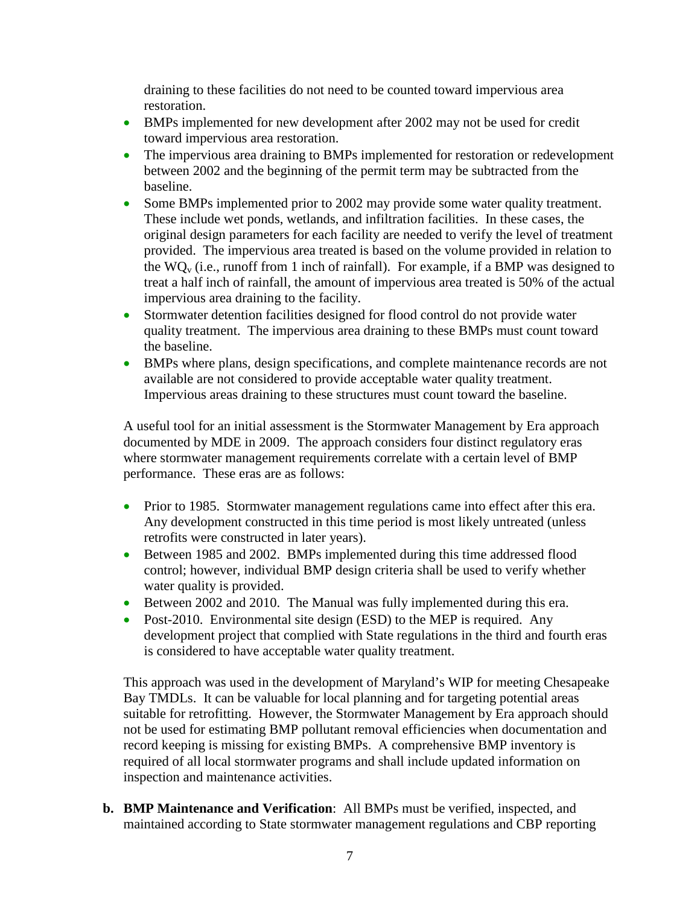draining to these facilities do not need to be counted toward impervious area restoration.

- BMPs implemented for new development after 2002 may not be used for credit toward impervious area restoration.
- The impervious area draining to BMPs implemented for restoration or redevelopment between 2002 and the beginning of the permit term may be subtracted from the baseline.
- Some BMPs implemented prior to 2002 may provide some water quality treatment. These include wet ponds, wetlands, and infiltration facilities. In these cases, the original design parameters for each facility are needed to verify the level of treatment provided. The impervious area treated is based on the volume provided in relation to the $WQ_v$ (i.e., runoff from 1 inch of rainfall). For example, if a BMP was designed to treat a half inch of rainfall, the amount of impervious area treated is 50% of the actual impervious area draining to the facility.
- Stormwater detention facilities designed for flood control do not provide water quality treatment. The impervious area draining to these BMPs must count toward the baseline.
- BMPs where plans, design specifications, and complete maintenance records are not available are not considered to provide acceptable water quality treatment. Impervious areas draining to these structures must count toward the baseline.

A useful tool for an initial assessment is the Stormwater Management by Era approach documented by MDE in 2009. The approach considers four distinct regulatory eras where stormwater management requirements correlate with a certain level of BMP performance. These eras are as follows:

- Prior to 1985. Stormwater management regulations came into effect after this era. Any development constructed in this time period is most likely untreated (unless retrofits were constructed in later years).
- Between 1985 and 2002. BMPs implemented during this time addressed flood control; however, individual BMP design criteria shall be used to verify whether water quality is provided.
- Between 2002 and 2010. The Manual was fully implemented during this era.
- Post-2010. Environmental site design (ESD) to the MEP is required. Any development project that complied with State regulations in the third and fourth eras is considered to have acceptable water quality treatment.

This approach was used in the development of Maryland's WIP for meeting Chesapeake Bay TMDLs. It can be valuable for local planning and for targeting potential areas suitable for retrofitting. However, the Stormwater Management by Era approach should not be used for estimating BMP pollutant removal efficiencies when documentation and record keeping is missing for existing BMPs. A comprehensive BMP inventory is required of all local stormwater programs and shall include updated information on inspection and maintenance activities.

**b. BMP Maintenance and Verification**: All BMPs must be verified, inspected, and maintained according to State stormwater management regulations and CBP reporting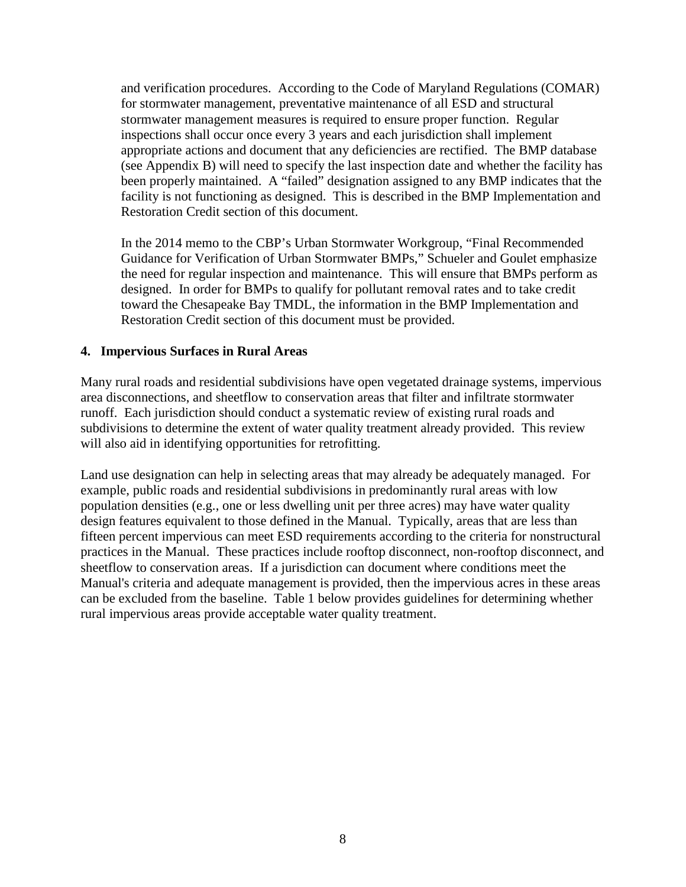and verification procedures. According to the Code of Maryland Regulations (COMAR) for stormwater management, preventative maintenance of all ESD and structural stormwater management measures is required to ensure proper function. Regular inspections shall occur once every 3 years and each jurisdiction shall implement appropriate actions and document that any deficiencies are rectified. The BMP database (see Appendix B) will need to specify the last inspection date and whether the facility has been properly maintained. A "failed" designation assigned to any BMP indicates that the facility is not functioning as designed. This is described in the BMP Implementation and Restoration Credit section of this document.

In the 2014 memo to the CBP's Urban Stormwater Workgroup, "Final Recommended Guidance for Verification of Urban Stormwater BMPs," Schueler and Goulet emphasize the need for regular inspection and maintenance. This will ensure that BMPs perform as designed. In order for BMPs to qualify for pollutant removal rates and to take credit toward the Chesapeake Bay TMDL, the information in the BMP Implementation and Restoration Credit section of this document must be provided.

## 4. Impervious Surfaces in Rural Areas

Many rural roads and residential subdivisions have open vegetated drainage systems, impervious area disconnections, and sheetflow to conservation areas that filter and infiltrate stormwater runoff. Each jurisdiction should conduct a systematic review of existing rural roads and subdivisions to determine the extent of water quality treatment already provided. This review will also aid in identifying opportunities for retrofitting.

Land use designation can help in selecting areas that may already be adequately managed. For example, public roads and residential subdivisions in predominantly rural areas with low population densities (e.g., one or less dwelling unit per three acres) may have water quality design features equivalent to those defined in the Manual. Typically, areas that are less than fifteen percent impervious can meet ESD requirements according to the criteria for nonstructural practices in the Manual. These practices include rooftop disconnect, non-rooftop disconnect, and sheetflow to conservation areas. If a jurisdiction can document where conditions meet the Manual's criteria and adequate management is provided, then the impervious acres in these areas can be excluded from the baseline. Table 1 below provides guidelines for determining whether rural impervious areas provide acceptable water quality treatment.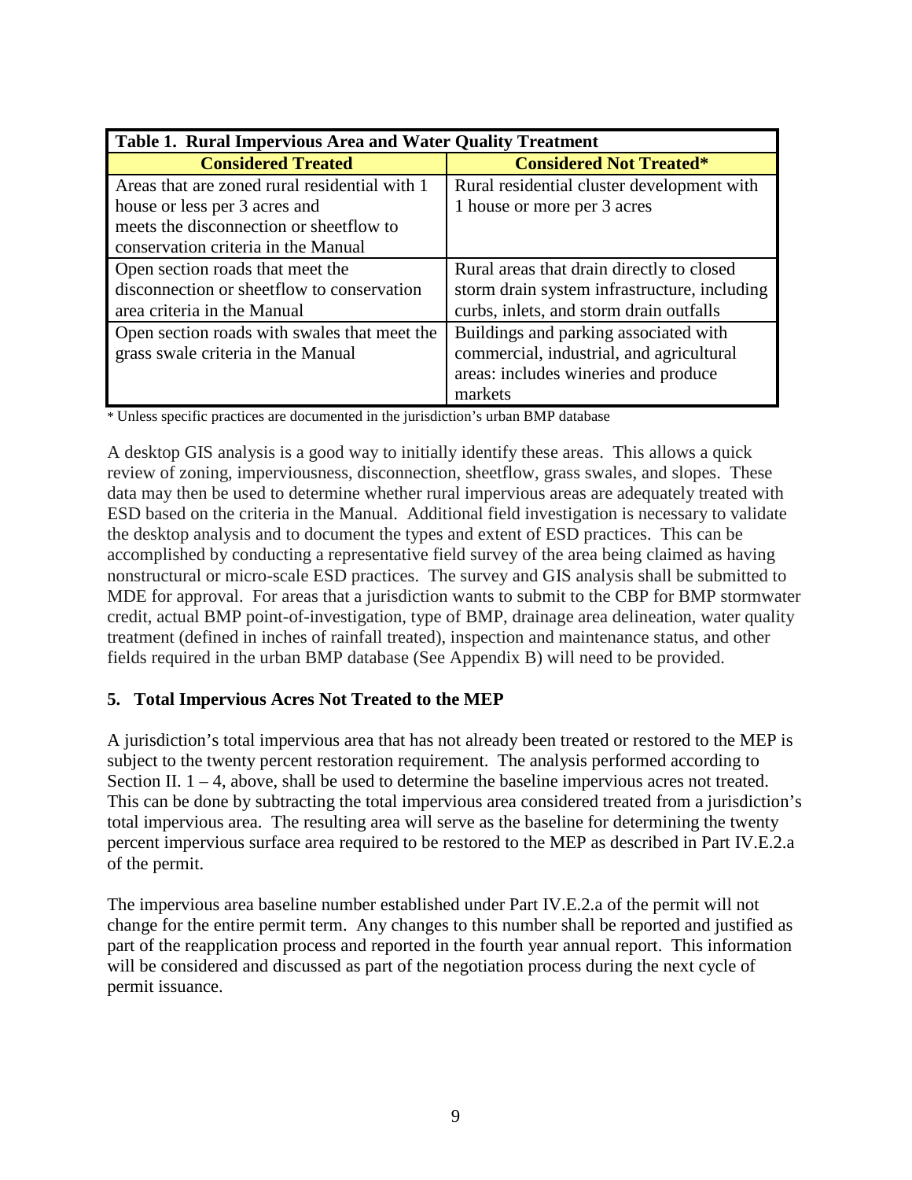| Table 1. Rural Impervious Area and Water Quality Treatment | |
|---|---|
| **Considered Treated** | **Considered Not Treated*** |
| Areas that are zoned rural residential with 1 house or less per 3 acres and meets the disconnection or sheetflow to conservation criteria in the Manual | Rural residential cluster development with 1 house or more per 3 acres |
| Open section roads that meet the disconnection or sheetflow to conservation area criteria in the Manual | Rural areas that drain directly to closed storm drain system infrastructure, including curbs, inlets, and storm drain outfalls |
| Open section roads with swales that meet the grass swale criteria in the Manual | Buildings and parking associated with commercial, industrial, and agricultural areas: includes wineries and produce markets |

\* Unless specific practices are documented in the jurisdiction's urban BMP database

A desktop GIS analysis is a good way to initially identify these areas. This allows a quick review of zoning, imperviousness, disconnection, sheetflow, grass swales, and slopes. These data may then be used to determine whether rural impervious areas are adequately treated with ESD based on the criteria in the Manual. Additional field investigation is necessary to validate the desktop analysis and to document the types and extent of ESD practices. This can be accomplished by conducting a representative field survey of the area being claimed as having nonstructural or micro-scale ESD practices. The survey and GIS analysis shall be submitted to MDE for approval. For areas that a jurisdiction wants to submit to the CBP for BMP stormwater credit, actual BMP point-of-investigation, type of BMP, drainage area delineation, water quality treatment (defined in inches of rainfall treated), inspection and maintenance status, and other fields required in the urban BMP database (See Appendix B) will need to be provided.

### 5. Total Impervious Acres Not Treated to the MEP

A jurisdiction's total impervious area that has not already been treated or restored to the MEP is subject to the twenty percent restoration requirement. The analysis performed according to Section II. 1 – 4, above, shall be used to determine the baseline impervious acres not treated. This can be done by subtracting the total impervious area considered treated from a jurisdiction's total impervious area. The resulting area will serve as the baseline for determining the twenty percent impervious surface area required to be restored to the MEP as described in Part IV.E.2.a of the permit.

The impervious area baseline number established under Part IV.E.2.a of the permit will not change for the entire permit term. Any changes to this number shall be reported and justified as part of the reapplication process and reported in the fourth year annual report. This information will be considered and discussed as part of the negotiation process during the next cycle of permit issuance.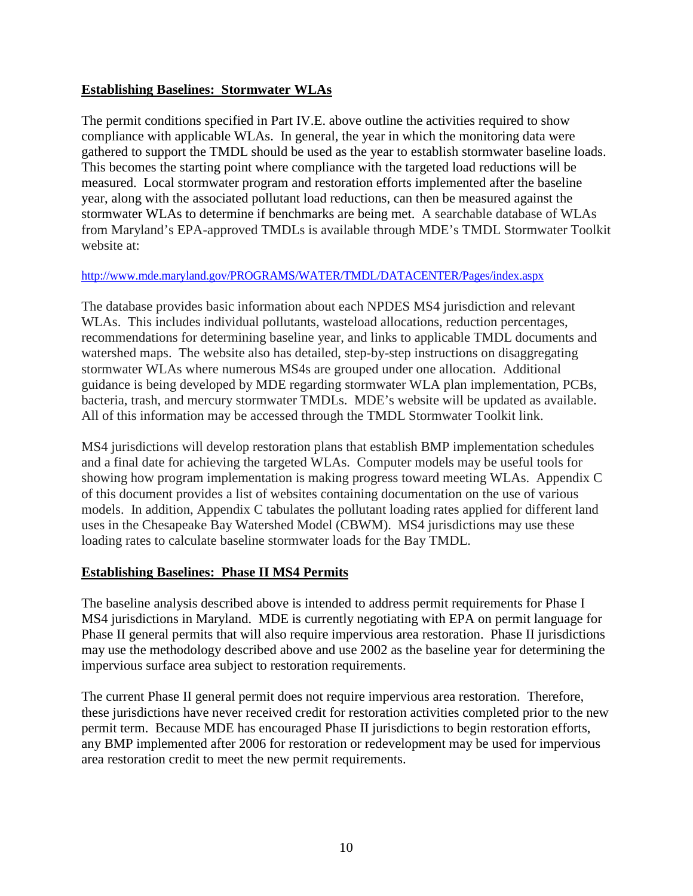**Establishing Baselines: Stormwater WLAs**

The permit conditions specified in Part IV.E. above outline the activities required to show compliance with applicable WLAs. In general, the year in which the monitoring data were gathered to support the TMDL should be used as the year to establish stormwater baseline loads. This becomes the starting point where compliance with the targeted load reductions will be measured. Local stormwater program and restoration efforts implemented after the baseline year, along with the associated pollutant load reductions, can then be measured against the stormwater WLAs to determine if benchmarks are being met. A searchable database of WLAs from Maryland's EPA-approved TMDLs is available through MDE's TMDL Stormwater Toolkit website at:

http://www.mde.maryland.gov/PROGRAMS/WATER/TMDL/DATACENTER/Pages/index.aspx

The database provides basic information about each NPDES MS4 jurisdiction and relevant WLAs. This includes individual pollutants, wasteload allocations, reduction percentages, recommendations for determining baseline year, and links to applicable TMDL documents and watershed maps. The website also has detailed, step-by-step instructions on disaggregating stormwater WLAs where numerous MS4s are grouped under one allocation. Additional guidance is being developed by MDE regarding stormwater WLA plan implementation, PCBs, bacteria, trash, and mercury stormwater TMDLs. MDE's website will be updated as available. All of this information may be accessed through the TMDL Stormwater Toolkit link.

MS4 jurisdictions will develop restoration plans that establish BMP implementation schedules and a final date for achieving the targeted WLAs. Computer models may be useful tools for showing how program implementation is making progress toward meeting WLAs. Appendix C of this document provides a list of websites containing documentation on the use of various models. In addition, Appendix C tabulates the pollutant loading rates applied for different land uses in the Chesapeake Bay Watershed Model (CBWM). MS4 jurisdictions may use these loading rates to calculate baseline stormwater loads for the Bay TMDL.

**Establishing Baselines: Phase II MS4 Permits**

The baseline analysis described above is intended to address permit requirements for Phase I MS4 jurisdictions in Maryland. MDE is currently negotiating with EPA on permit language for Phase II general permits that will also require impervious area restoration. Phase II jurisdictions may use the methodology described above and use 2002 as the baseline year for determining the impervious surface area subject to restoration requirements.

The current Phase II general permit does not require impervious area restoration. Therefore, these jurisdictions have never received credit for restoration activities completed prior to the new permit term. Because MDE has encouraged Phase II jurisdictions to begin restoration efforts, any BMP implemented after 2006 for restoration or redevelopment may be used for impervious area restoration credit to meet the new permit requirements.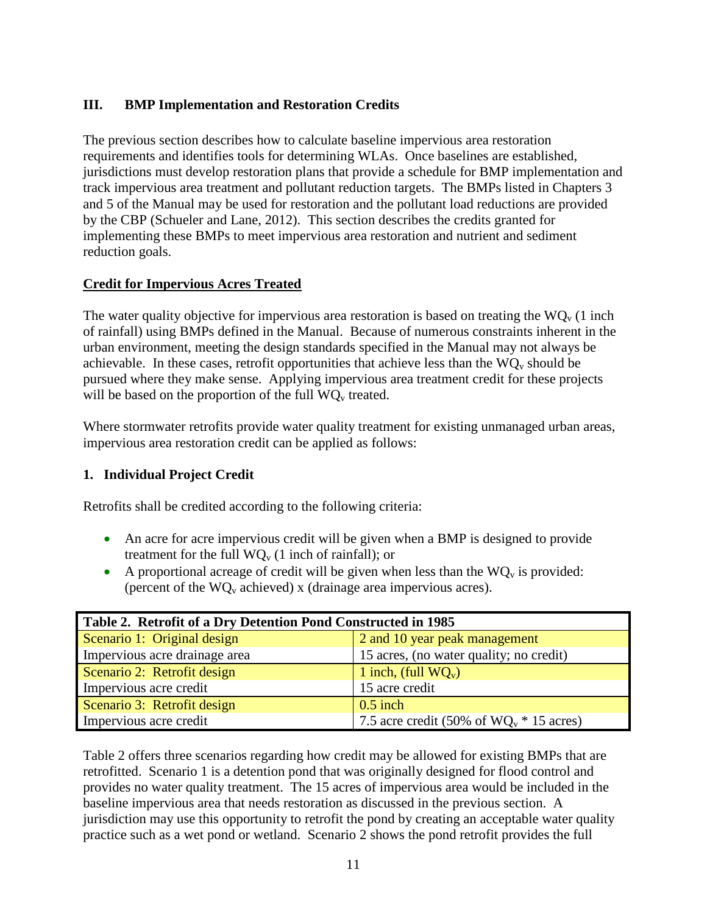## III. BMP Implementation and Restoration Credits

The previous section describes how to calculate baseline impervious area restoration requirements and identifies tools for determining WLAs. Once baselines are established, jurisdictions must develop restoration plans that provide a schedule for BMP implementation and track impervious area treatment and pollutant reduction targets. The BMPs listed in Chapters 3 and 5 of the Manual may be used for restoration and the pollutant load reductions are provided by the CBP (Schueler and Lane, 2012). This section describes the credits granted for implementing these BMPs to meet impervious area restoration and nutrient and sediment reduction goals.

### Credit for Impervious Acres Treated

The water quality objective for impervious area restoration is based on treating the $WQ_v$ (1 inch of rainfall) using BMPs defined in the Manual. Because of numerous constraints inherent in the urban environment, meeting the design standards specified in the Manual may not always be achievable. In these cases, retrofit opportunities that achieve less than the $WQ_v$ should be pursued where they make sense. Applying impervious area treatment credit for these projects will be based on the proportion of the full $WQ_v$ treated.

Where stormwater retrofits provide water quality treatment for existing unmanaged urban areas, impervious area restoration credit can be applied as follows:

### 1. Individual Project Credit

Retrofits shall be credited according to the following criteria:

- An acre for acre impervious credit will be given when a BMP is designed to provide treatment for the full $WQ_v$ (1 inch of rainfall); or
- A proportional acreage of credit will be given when less than the $WQ_v$ is provided: (percent of the $WQ_v$ achieved) x (drainage area impervious acres).

| Table 2. Retrofit of a Dry Detention Pond Constructed in 1985 | |
|---|---|
| Scenario 1: Original design | 2 and 10 year peak management |
| Impervious acre drainage area | 15 acres, (no water quality; no credit) |
| Scenario 2: Retrofit design | 1 inch, (full $WQ_v$) |
| Impervious acre credit | 15 acre credit |
| Scenario 3: Retrofit design | 0.5 inch |
| Impervious acre credit | 7.5 acre credit (50% of $WQ_v$ * 15 acres) |

Table 2 offers three scenarios regarding how credit may be allowed for existing BMPs that are retrofitted. Scenario 1 is a detention pond that was originally designed for flood control and provides no water quality treatment. The 15 acres of impervious area would be included in the baseline impervious area that needs restoration as discussed in the previous section. A jurisdiction may use this opportunity to retrofit the pond by creating an acceptable water quality practice such as a wet pond or wetland. Scenario 2 shows the pond retrofit provides the full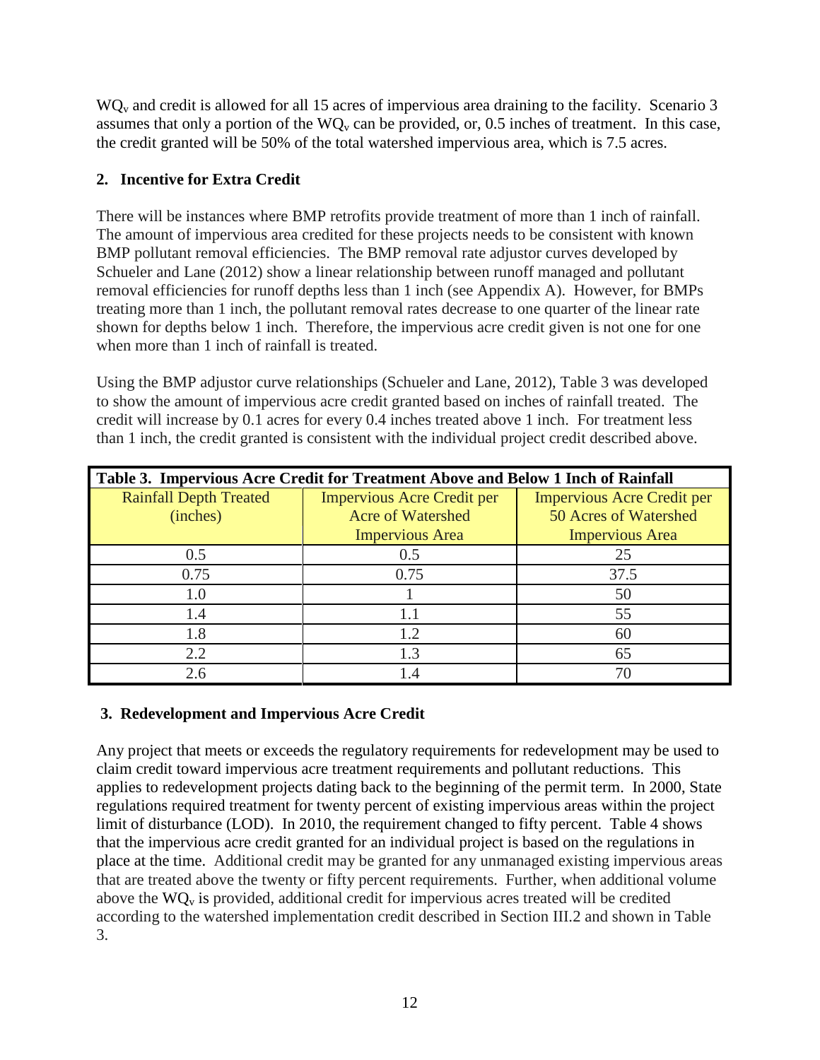$WQ_v$ and credit is allowed for all 15 acres of impervious area draining to the facility. Scenario 3 assumes that only a portion of the $WQ_v$ can be provided, or, 0.5 inches of treatment. In this case, the credit granted will be 50% of the total watershed impervious area, which is 7.5 acres.

## 2. Incentive for Extra Credit

There will be instances where BMP retrofits provide treatment of more than 1 inch of rainfall. The amount of impervious area credited for these projects needs to be consistent with known BMP pollutant removal efficiencies. The BMP removal rate adjustor curves developed by Schueler and Lane (2012) show a linear relationship between runoff managed and pollutant removal efficiencies for runoff depths less than 1 inch (see Appendix A). However, for BMPs treating more than 1 inch, the pollutant removal rates decrease to one quarter of the linear rate shown for depths below 1 inch. Therefore, the impervious acre credit given is not one for one when more than 1 inch of rainfall is treated.

Using the BMP adjustor curve relationships (Schueler and Lane, 2012), Table 3 was developed to show the amount of impervious acre credit granted based on inches of rainfall treated. The credit will increase by 0.1 acres for every 0.4 inches treated above 1 inch. For treatment less than 1 inch, the credit granted is consistent with the individual project credit described above.

**Table 3. Impervious Acre Credit for Treatment Above and Below 1 Inch of Rainfall**

| Rainfall Depth Treated (inches) | Impervious Acre Credit per Acre of Watershed Impervious Area | Impervious Acre Credit per 50 Acres of Watershed Impervious Area |
|---|---|---|
| 0.5 | 0.5 | 25 |
| 0.75 | 0.75 | 37.5 |
| 1.0 | 1 | 50 |
| 1.4 | 1.1 | 55 |
| 1.8 | 1.2 | 60 |
| 2.2 | 1.3 | 65 |
| 2.6 | 1.4 | 70 |

## 3. Redevelopment and Impervious Acre Credit

Any project that meets or exceeds the regulatory requirements for redevelopment may be used to claim credit toward impervious acre treatment requirements and pollutant reductions. This applies to redevelopment projects dating back to the beginning of the permit term. In 2000, State regulations required treatment for twenty percent of existing impervious areas within the project limit of disturbance (LOD). In 2010, the requirement changed to fifty percent. Table 4 shows that the impervious acre credit granted for an individual project is based on the regulations in place at the time. Additional credit may be granted for any unmanaged existing impervious areas that are treated above the twenty or fifty percent requirements. Further, when additional volume above the $WQ_v$ is provided, additional credit for impervious acres treated will be credited according to the watershed implementation credit described in Section III.2 and shown in Table 3.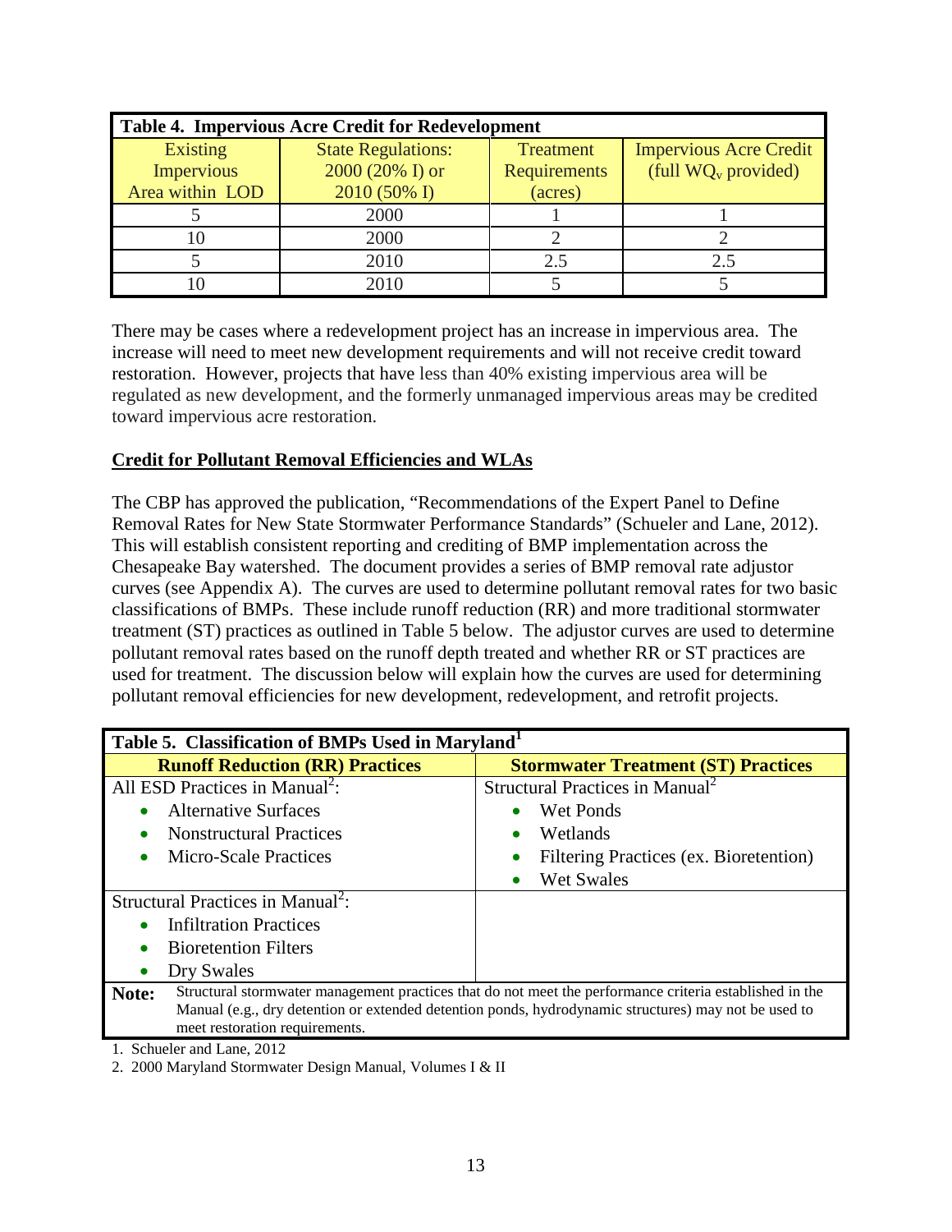| Table 4. Impervious Acre Credit for Redevelopment | | | |
|---|---|---|---|
| Existing Impervious Area within LOD | State Regulations: 2000 (20% I) or 2010 (50% I) | Treatment Requirements (acres) | Impervious Acre Credit (full $WQ_v$ provided) |
| 5 | 2000 | 1 | 1 |
| 10 | 2000 | 2 | 2 |
| 5 | 2010 | 2.5 | 2.5 |
| 10 | 2010 | 5 | 5 |

There may be cases where a redevelopment project has an increase in impervious area. The increase will need to meet new development requirements and will not receive credit toward restoration. However, projects that have less than 40% existing impervious area will be regulated as new development, and the formerly unmanaged impervious areas may be credited toward impervious acre restoration.

**Credit for Pollutant Removal Efficiencies and WLAs**

The CBP has approved the publication, "Recommendations of the Expert Panel to Define Removal Rates for New State Stormwater Performance Standards" (Schueler and Lane, 2012). This will establish consistent reporting and crediting of BMP implementation across the Chesapeake Bay watershed. The document provides a series of BMP removal rate adjustor curves (see Appendix A). The curves are used to determine pollutant removal rates for two basic classifications of BMPs. These include runoff reduction (RR) and more traditional stormwater treatment (ST) practices as outlined in Table 5 below. The adjustor curves are used to determine pollutant removal rates based on the runoff depth treated and whether RR or ST practices are used for treatment. The discussion below will explain how the curves are used for determining pollutant removal efficiencies for new development, redevelopment, and retrofit projects.

| Table 5. Classification of BMPs Used in Maryland[1] | |
|---|---|
| **Runoff Reduction (RR) Practices** | **Stormwater Treatment (ST) Practices** |
| All ESD Practices in Manual[2]: <br>• Alternative Surfaces <br>• Nonstructural Practices <br>• Micro-Scale Practices | Structural Practices in Manual[2] <br>• Wet Ponds <br>• Wetlands <br>• Filtering Practices (ex. Bioretention) <br>• Wet Swales |
| Structural Practices in Manual[2]: <br>• Infiltration Practices <br>• Bioretention Filters <br>• Dry Swales | |
| **Note:** Structural stormwater management practices that do not meet the performance criteria established in the Manual (e.g., dry detention or extended detention ponds, hydrodynamic structures) may not be used to meet restoration requirements. | |

1. Schueler and Lane, 2012
2. 2000 Maryland Stormwater Design Manual, Volumes I & II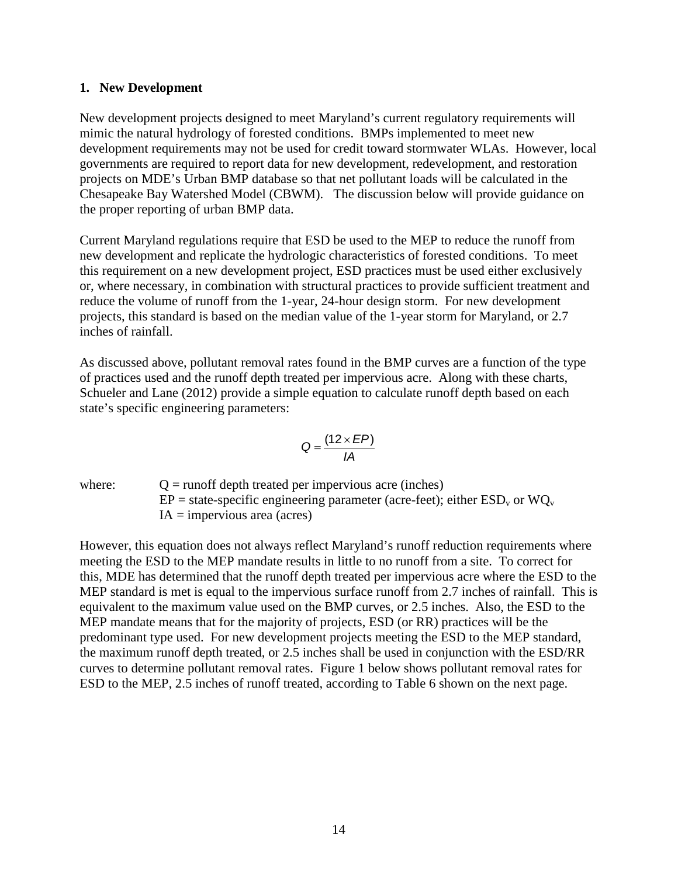## 1. New Development

New development projects designed to meet Maryland's current regulatory requirements will mimic the natural hydrology of forested conditions. BMPs implemented to meet new development requirements may not be used for credit toward stormwater WLAs. However, local governments are required to report data for new development, redevelopment, and restoration projects on MDE's Urban BMP database so that net pollutant loads will be calculated in the Chesapeake Bay Watershed Model (CBWM). The discussion below will provide guidance on the proper reporting of urban BMP data.

Current Maryland regulations require that ESD be used to the MEP to reduce the runoff from new development and replicate the hydrologic characteristics of forested conditions. To meet this requirement on a new development project, ESD practices must be used either exclusively or, where necessary, in combination with structural practices to provide sufficient treatment and reduce the volume of runoff from the 1-year, 24-hour design storm. For new development projects, this standard is based on the median value of the 1-year storm for Maryland, or 2.7 inches of rainfall.

As discussed above, pollutant removal rates found in the BMP curves are a function of the type of practices used and the runoff depth treated per impervious acre. Along with these charts, Schueler and Lane (2012) provide a simple equation to calculate runoff depth based on each state's specific engineering parameters:

$$Q = \frac{(12 \times EP)}{IA}$$

where:
- $Q$ = runoff depth treated per impervious acre (inches)
- $EP$ = state-specific engineering parameter (acre-feet); either $ESD_v$ or $WQ_v$
- $IA$ = impervious area (acres)

However, this equation does not always reflect Maryland's runoff reduction requirements where meeting the ESD to the MEP mandate results in little to no runoff from a site. To correct for this, MDE has determined that the runoff depth treated per impervious acre where the ESD to the MEP standard is met is equal to the impervious surface runoff from 2.7 inches of rainfall. This is equivalent to the maximum value used on the BMP curves, or 2.5 inches. Also, the ESD to the MEP mandate means that for the majority of projects, ESD (or RR) practices will be the predominant type used. For new development projects meeting the ESD to the MEP standard, the maximum runoff depth treated, or 2.5 inches shall be used in conjunction with the ESD/RR curves to determine pollutant removal rates. Figure 1 below shows pollutant removal rates for ESD to the MEP, 2.5 inches of runoff treated, according to Table 6 shown on the next page.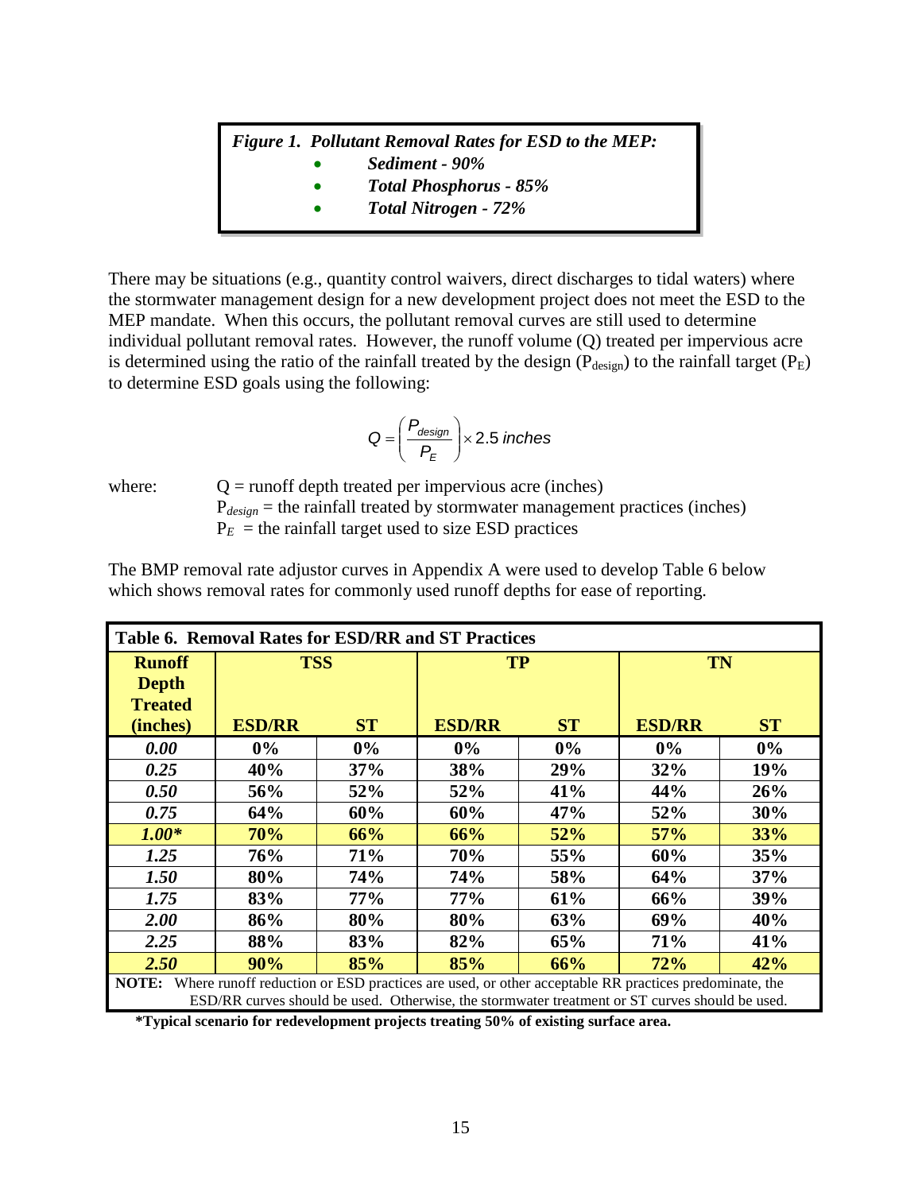> ***Figure 1. Pollutant Removal Rates for ESD to the MEP:***
>
> - ***Sediment - 90%***
> - ***Total Phosphorus - 85%***
> - ***Total Nitrogen - 72%***

There may be situations (e.g., quantity control waivers, direct discharges to tidal waters) where the stormwater management design for a new development project does not meet the ESD to the MEP mandate. When this occurs, the pollutant removal curves are still used to determine individual pollutant removal rates. However, the runoff volume (Q) treated per impervious acre is determined using the ratio of the rainfall treated by the design ($P_{design}$) to the rainfall target ($P_E$) to determine ESD goals using the following:

$$Q = \left( \frac{P_{design}}{P_E} \right) \times 2.5 \text{ inches}$$

where:
- $Q$ = runoff depth treated per impervious acre (inches)
- $P_{design}$ = the rainfall treated by stormwater management practices (inches)
- $P_E$ = the rainfall target used to size ESD practices

The BMP removal rate adjustor curves in Appendix A were used to develop Table 6 below which shows removal rates for commonly used runoff depths for ease of reporting.

**Table 6. Removal Rates for ESD/RR and ST Practices**

| Runoff Depth Treated (inches) | TSS | | TP | | TN | |
|---|---|---|---|---|---|---|
| | **ESD/RR** | **ST** | **ESD/RR** | **ST** | **ESD/RR** | **ST** |
| ***0.00*** | **0%** | **0%** | **0%** | **0%** | **0%** | **0%** |
| ***0.25*** | **40%** | **37%** | **38%** | **29%** | **32%** | **19%** |
| ***0.50*** | **56%** | **52%** | **52%** | **41%** | **44%** | **26%** |
| ***0.75*** | **64%** | **60%** | **60%** | **47%** | **52%** | **30%** |
| ***1.00**** | **70%** | **66%** | **66%** | **52%** | **57%** | **33%** |
| ***1.25*** | **76%** | **71%** | **70%** | **55%** | **60%** | **35%** |
| ***1.50*** | **80%** | **74%** | **74%** | **58%** | **64%** | **37%** |
| ***1.75*** | **83%** | **77%** | **77%** | **61%** | **66%** | **39%** |
| ***2.00*** | **86%** | **80%** | **80%** | **63%** | **69%** | **40%** |
| ***2.25*** | **88%** | **83%** | **82%** | **65%** | **71%** | **41%** |
| ***2.50*** | **90%** | **85%** | **85%** | **66%** | **72%** | **42%** |

**NOTE:** Where runoff reduction or ESD practices are used, or other acceptable RR practices predominate, the ESD/RR curves should be used. Otherwise, the stormwater treatment or ST curves should be used.

**\*Typical scenario for redevelopment projects treating 50% of existing surface area.**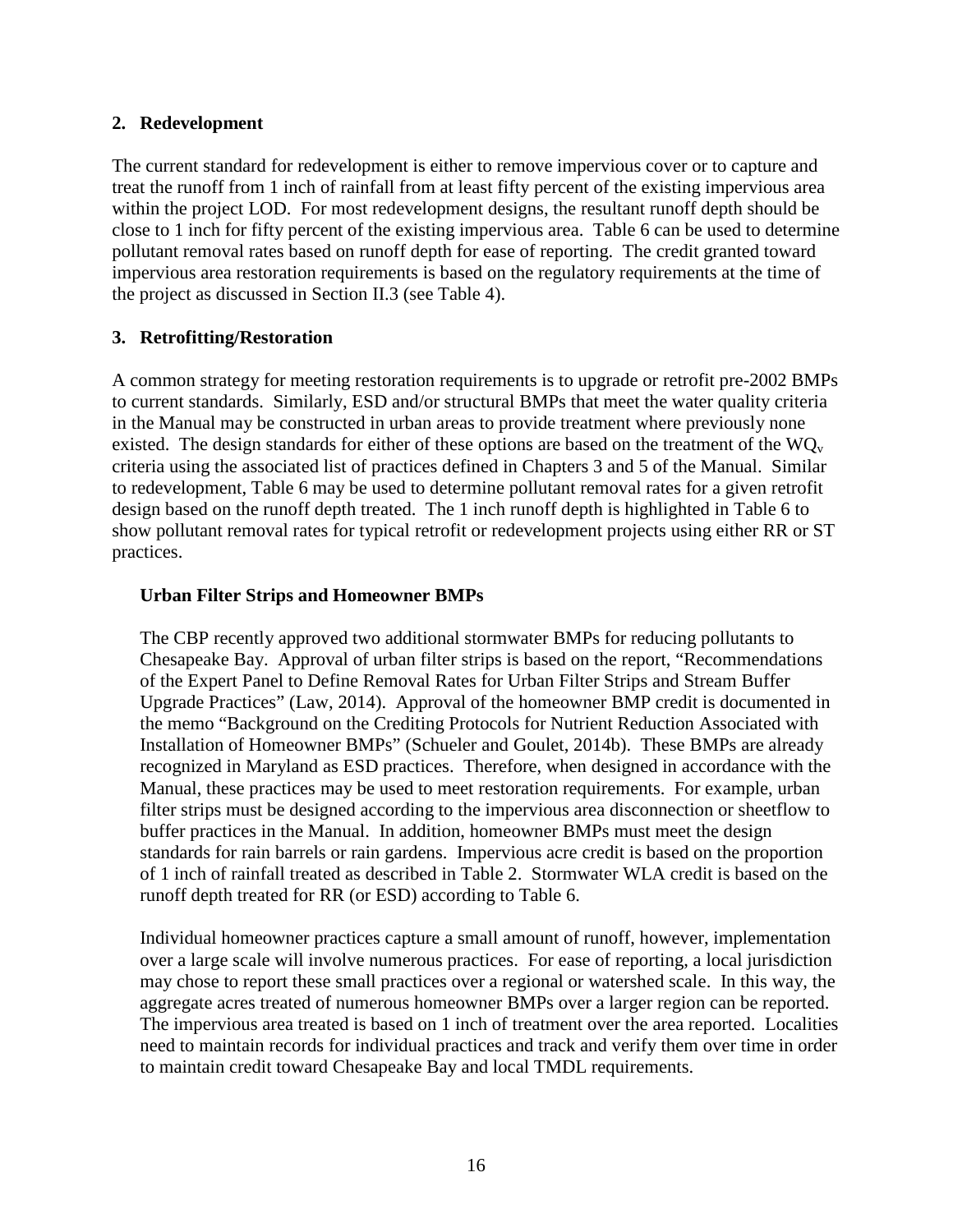## 2. Redevelopment

The current standard for redevelopment is either to remove impervious cover or to capture and treat the runoff from 1 inch of rainfall from at least fifty percent of the existing impervious area within the project LOD. For most redevelopment designs, the resultant runoff depth should be close to 1 inch for fifty percent of the existing impervious area. Table 6 can be used to determine pollutant removal rates based on runoff depth for ease of reporting. The credit granted toward impervious area restoration requirements is based on the regulatory requirements at the time of the project as discussed in Section II.3 (see Table 4).

## 3. Retrofitting/Restoration

A common strategy for meeting restoration requirements is to upgrade or retrofit pre-2002 BMPs to current standards. Similarly, ESD and/or structural BMPs that meet the water quality criteria in the Manual may be constructed in urban areas to provide treatment where previously none existed. The design standards for either of these options are based on the treatment of the $WQ_v$ criteria using the associated list of practices defined in Chapters 3 and 5 of the Manual. Similar to redevelopment, Table 6 may be used to determine pollutant removal rates for a given retrofit design based on the runoff depth treated. The 1 inch runoff depth is highlighted in Table 6 to show pollutant removal rates for typical retrofit or redevelopment projects using either RR or ST practices.

### Urban Filter Strips and Homeowner BMPs

The CBP recently approved two additional stormwater BMPs for reducing pollutants to Chesapeake Bay. Approval of urban filter strips is based on the report, "Recommendations of the Expert Panel to Define Removal Rates for Urban Filter Strips and Stream Buffer Upgrade Practices" (Law, 2014). Approval of the homeowner BMP credit is documented in the memo "Background on the Crediting Protocols for Nutrient Reduction Associated with Installation of Homeowner BMPs" (Schueler and Goulet, 2014b). These BMPs are already recognized in Maryland as ESD practices. Therefore, when designed in accordance with the Manual, these practices may be used to meet restoration requirements. For example, urban filter strips must be designed according to the impervious area disconnection or sheetflow to buffer practices in the Manual. In addition, homeowner BMPs must meet the design standards for rain barrels or rain gardens. Impervious acre credit is based on the proportion of 1 inch of rainfall treated as described in Table 2. Stormwater WLA credit is based on the runoff depth treated for RR (or ESD) according to Table 6.

Individual homeowner practices capture a small amount of runoff, however, implementation over a large scale will involve numerous practices. For ease of reporting, a local jurisdiction may chose to report these small practices over a regional or watershed scale. In this way, the aggregate acres treated of numerous homeowner BMPs over a larger region can be reported. The impervious area treated is based on 1 inch of treatment over the area reported. Localities need to maintain records for individual practices and track and verify them over time in order to maintain credit toward Chesapeake Bay and local TMDL requirements.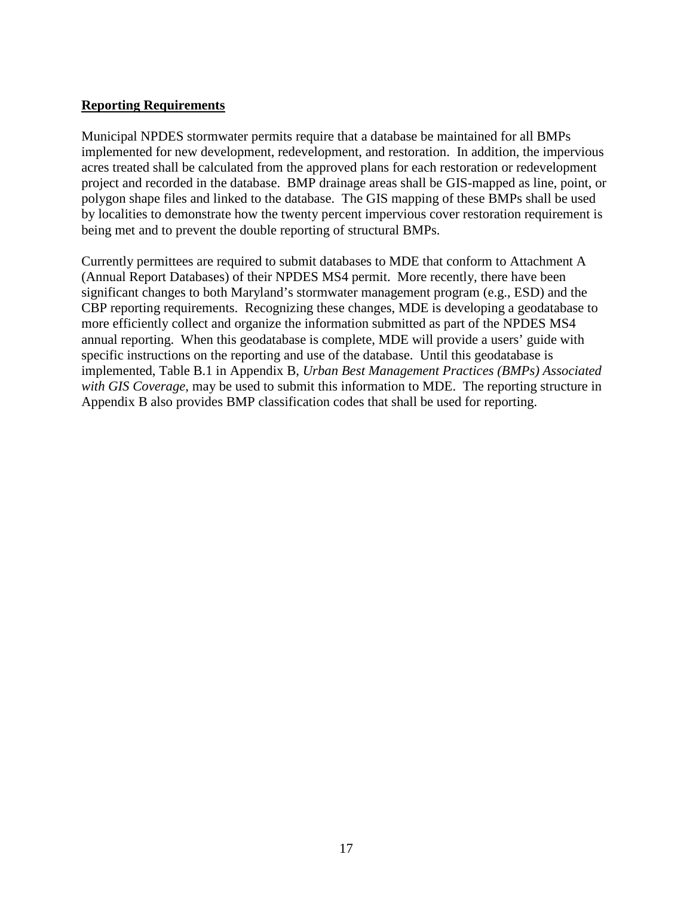**Reporting Requirements**

Municipal NPDES stormwater permits require that a database be maintained for all BMPs implemented for new development, redevelopment, and restoration. In addition, the impervious acres treated shall be calculated from the approved plans for each restoration or redevelopment project and recorded in the database. BMP drainage areas shall be GIS-mapped as line, point, or polygon shape files and linked to the database. The GIS mapping of these BMPs shall be used by localities to demonstrate how the twenty percent impervious cover restoration requirement is being met and to prevent the double reporting of structural BMPs.

Currently permittees are required to submit databases to MDE that conform to Attachment A (Annual Report Databases) of their NPDES MS4 permit. More recently, there have been significant changes to both Maryland's stormwater management program (e.g., ESD) and the CBP reporting requirements. Recognizing these changes, MDE is developing a geodatabase to more efficiently collect and organize the information submitted as part of the NPDES MS4 annual reporting. When this geodatabase is complete, MDE will provide a users' guide with specific instructions on the reporting and use of the database. Until this geodatabase is implemented, Table B.1 in Appendix B, *Urban Best Management Practices (BMPs) Associated with GIS Coverage*, may be used to submit this information to MDE. The reporting structure in Appendix B also provides BMP classification codes that shall be used for reporting.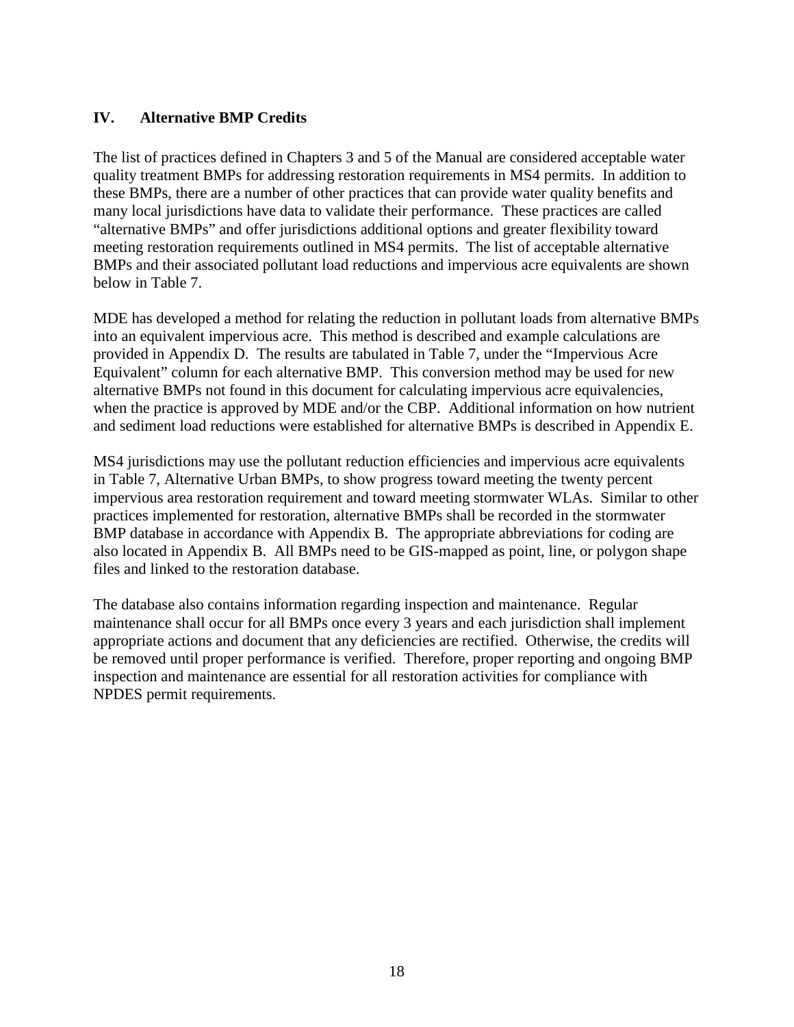## IV. Alternative BMP Credits

The list of practices defined in Chapters 3 and 5 of the Manual are considered acceptable water quality treatment BMPs for addressing restoration requirements in MS4 permits. In addition to these BMPs, there are a number of other practices that can provide water quality benefits and many local jurisdictions have data to validate their performance. These practices are called "alternative BMPs" and offer jurisdictions additional options and greater flexibility toward meeting restoration requirements outlined in MS4 permits. The list of acceptable alternative BMPs and their associated pollutant load reductions and impervious acre equivalents are shown below in Table 7.

MDE has developed a method for relating the reduction in pollutant loads from alternative BMPs into an equivalent impervious acre. This method is described and example calculations are provided in Appendix D. The results are tabulated in Table 7, under the "Impervious Acre Equivalent" column for each alternative BMP. This conversion method may be used for new alternative BMPs not found in this document for calculating impervious acre equivalencies, when the practice is approved by MDE and/or the CBP. Additional information on how nutrient and sediment load reductions were established for alternative BMPs is described in Appendix E.

MS4 jurisdictions may use the pollutant reduction efficiencies and impervious acre equivalents in Table 7, Alternative Urban BMPs, to show progress toward meeting the twenty percent impervious area restoration requirement and toward meeting stormwater WLAs. Similar to other practices implemented for restoration, alternative BMPs shall be recorded in the stormwater BMP database in accordance with Appendix B. The appropriate abbreviations for coding are also located in Appendix B. All BMPs need to be GIS-mapped as point, line, or polygon shape files and linked to the restoration database.

The database also contains information regarding inspection and maintenance. Regular maintenance shall occur for all BMPs once every 3 years and each jurisdiction shall implement appropriate actions and document that any deficiencies are rectified. Otherwise, the credits will be removed until proper performance is verified. Therefore, proper reporting and ongoing BMP inspection and maintenance are essential for all restoration activities for compliance with NPDES permit requirements.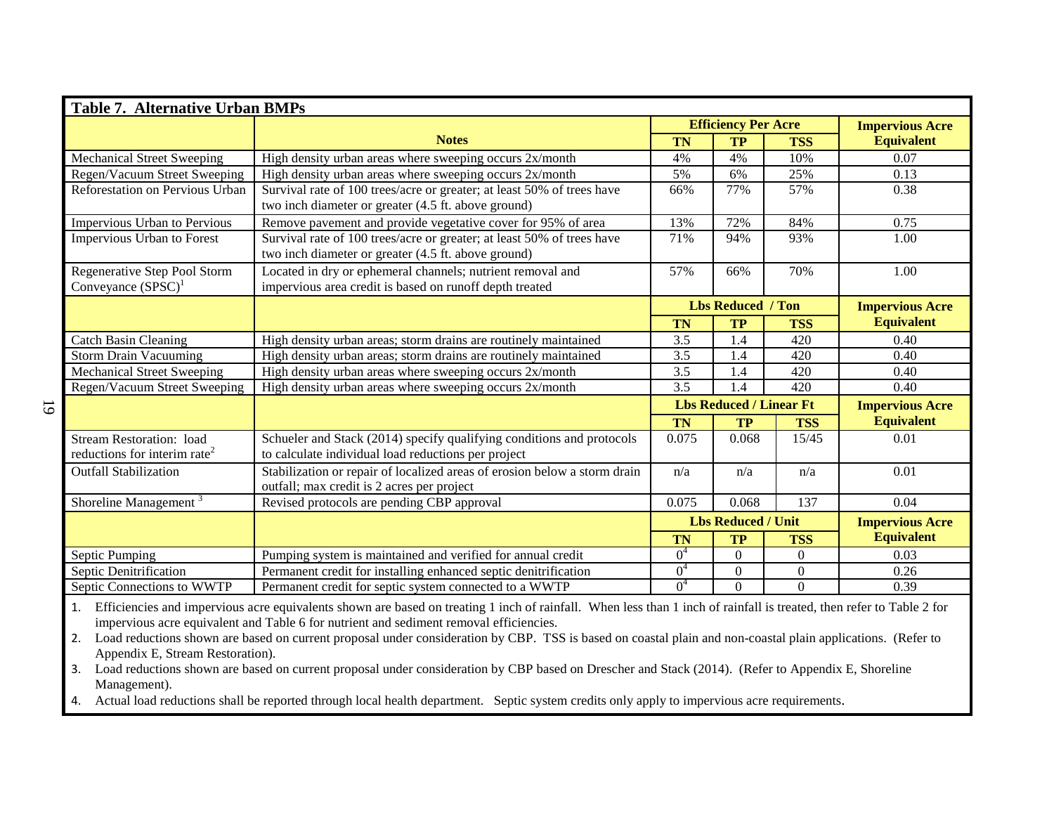**Table 7. Alternative Urban BMPs**

| | Notes | Efficiency Per Acre | | | Impervious Acre Equivalent |
|---|---|---|---|---|---|
| | | TN | TP | TSS | |
| Mechanical Street Sweeping | High density urban areas where sweeping occurs 2x/month | 4% | 4% | 10% | 0.07 |
| Regen/Vacuum Street Sweeping | High density urban areas where sweeping occurs 2x/month | 5% | 6% | 25% | 0.13 |
| Reforestation on Pervious Urban | Survival rate of 100 trees/acre or greater; at least 50% of trees have two inch diameter or greater (4.5 ft. above ground) | 66% | 77% | 57% | 0.38 |
| Impervious Urban to Pervious | Remove pavement and provide vegetative cover for 95% of area | 13% | 72% | 84% | 0.75 |
| Impervious Urban to Forest | Survival rate of 100 trees/acre or greater; at least 50% of trees have two inch diameter or greater (4.5 ft. above ground) | 71% | 94% | 93% | 1.00 |
| Regenerative Step Pool Storm Conveyance (SPSC)[1] | Located in dry or ephemeral channels; nutrient removal and impervious area credit is based on runoff depth treated | 57% | 66% | 70% | 1.00 |
| | | **Lbs Reduced / Ton** | | | **Impervious Acre Equivalent** |
| | | **TN** | **TP** | **TSS** | |
| Catch Basin Cleaning | High density urban areas; storm drains are routinely maintained | 3.5 | 1.4 | 420 | 0.40 |
| Storm Drain Vacuuming | High density urban areas; storm drains are routinely maintained | 3.5 | 1.4 | 420 | 0.40 |
| Mechanical Street Sweeping | High density urban areas where sweeping occurs 2x/month | 3.5 | 1.4 | 420 | 0.40 |
| Regen/Vacuum Street Sweeping | High density urban areas where sweeping occurs 2x/month | 3.5 | 1.4 | 420 | 0.40 |
| | | **Lbs Reduced / Linear Ft** | | | **Impervious Acre Equivalent** |
| | | **TN** | **TP** | **TSS** | |
| Stream Restoration: load reductions for interim rate[2] | Schueler and Stack (2014) specify qualifying conditions and protocols to calculate individual load reductions per project | 0.075 | 0.068 | 15/45 | 0.01 |
| Outfall Stabilization | Stabilization or repair of localized areas of erosion below a storm drain outfall; max credit is 2 acres per project | n/a | n/a | n/a | 0.01 |
| Shoreline Management[3] | Revised protocols are pending CBP approval | 0.075 | 0.068 | 137 | 0.04 |
| | | **Lbs Reduced / Unit** | | | **Impervious Acre Equivalent** |
| | | **TN** | **TP** | **TSS** | |
| Septic Pumping | Pumping system is maintained and verified for annual credit | 0[4] | 0 | 0 | 0.03 |
| Septic Denitrification | Permanent credit for installing enhanced septic denitrification | 0[4] | 0 | 0 | 0.26 |
| Septic Connections to WWTP | Permanent credit for septic system connected to a WWTP | 0[4] | 0 | 0 | 0.39 |

1. Efficiencies and impervious acre equivalents shown are based on treating 1 inch of rainfall. When less than 1 inch of rainfall is treated, then refer to Table 2 for impervious acre equivalent and Table 6 for nutrient and sediment removal efficiencies.
2. Load reductions shown are based on current proposal under consideration by CBP. TSS is based on coastal plain and non-coastal plain applications. (Refer to Appendix E, Stream Restoration).
3. Load reductions shown are based on current proposal under consideration by CBP based on Drescher and Stack (2014). (Refer to Appendix E, Shoreline Management).
4. Actual load reductions shall be reported through local health department. Septic system credits only apply to impervious acre requirements.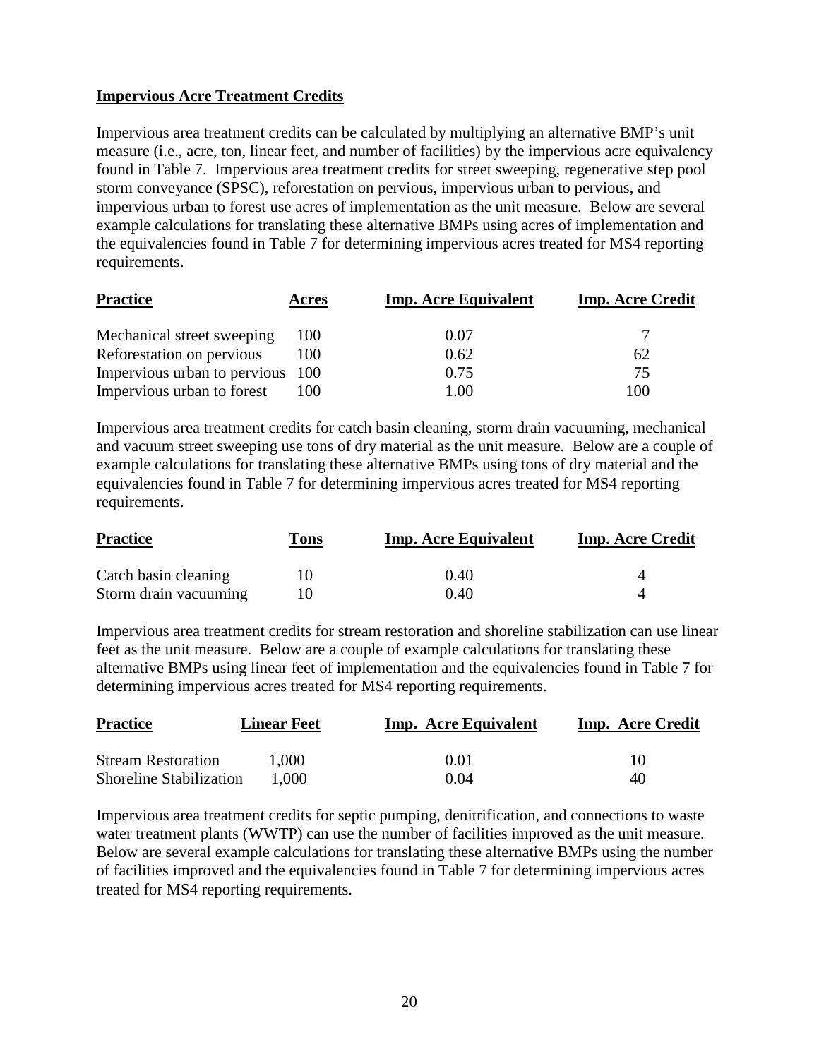**Impervious Acre Treatment Credits**

Impervious area treatment credits can be calculated by multiplying an alternative BMP's unit measure (i.e., acre, ton, linear feet, and number of facilities) by the impervious acre equivalency found in Table 7. Impervious area treatment credits for street sweeping, regenerative step pool storm conveyance (SPSC), reforestation on pervious, impervious urban to pervious, and impervious urban to forest use acres of implementation as the unit measure. Below are several example calculations for translating these alternative BMPs using acres of implementation and the equivalencies found in Table 7 for determining impervious acres treated for MS4 reporting requirements.

| Practice | Acres | Imp. Acre Equivalent | Imp. Acre Credit |
|---|---|---|---|
| Mechanical street sweeping | 100 | 0.07 | 7 |
| Reforestation on pervious | 100 | 0.62 | 62 |
| Impervious urban to pervious | 100 | 0.75 | 75 |
| Impervious urban to forest | 100 | 1.00 | 100 |

Impervious area treatment credits for catch basin cleaning, storm drain vacuuming, mechanical and vacuum street sweeping use tons of dry material as the unit measure. Below are a couple of example calculations for translating these alternative BMPs using tons of dry material and the equivalencies found in Table 7 for determining impervious acres treated for MS4 reporting requirements.

| Practice | Tons | Imp. Acre Equivalent | Imp. Acre Credit |
|---|---|---|---|
| Catch basin cleaning | 10 | 0.40 | 4 |
| Storm drain vacuuming | 10 | 0.40 | 4 |

Impervious area treatment credits for stream restoration and shoreline stabilization can use linear feet as the unit measure. Below are a couple of example calculations for translating these alternative BMPs using linear feet of implementation and the equivalencies found in Table 7 for determining impervious acres treated for MS4 reporting requirements.

| Practice | Linear Feet | Imp. Acre Equivalent | Imp. Acre Credit |
|---|---|---|---|
| Stream Restoration | 1,000 | 0.01 | 10 |
| Shoreline Stabilization | 1,000 | 0.04 | 40 |

Impervious area treatment credits for septic pumping, denitrification, and connections to waste water treatment plants (WWTP) can use the number of facilities improved as the unit measure. Below are several example calculations for translating these alternative BMPs using the number of facilities improved and the equivalencies found in Table 7 for determining impervious acres treated for MS4 reporting requirements.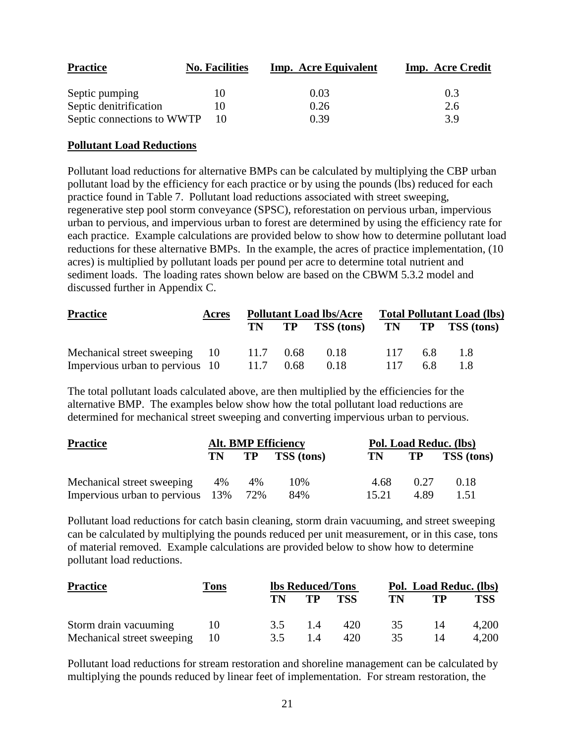| Practice | No. Facilities | Imp. Acre Equivalent | Imp. Acre Credit |
|---|---|---|---|
| Septic pumping | 10 | 0.03 | 0.3 |
| Septic denitrification | 10 | 0.26 | 2.6 |
| Septic connections to WWTP | 10 | 0.39 | 3.9 |

**Pollutant Load Reductions**

Pollutant load reductions for alternative BMPs can be calculated by multiplying the CBP urban pollutant load by the efficiency for each practice or by using the pounds (lbs) reduced for each practice found in Table 7. Pollutant load reductions associated with street sweeping, regenerative step pool storm conveyance (SPSC), reforestation on pervious urban, impervious urban to pervious, and impervious urban to forest are determined by using the efficiency rate for each practice. Example calculations are provided below to show how to determine pollutant load reductions for these alternative BMPs. In the example, the acres of practice implementation, (10 acres) is multiplied by pollutant loads per pound per acre to determine total nutrient and sediment loads. The loading rates shown below are based on the CBWM 5.3.2 model and discussed further in Appendix C.

| Practice | Acres | Pollutant Load lbs/Acre | | | Total Pollutant Load (lbs) | | |
|---|---|---|---|---|---|---|---|
| | | TN | TP | TSS (tons) | TN | TP | TSS (tons) |
| Mechanical street sweeping | 10 | 11.7 | 0.68 | 0.18 | 117 | 6.8 | 1.8 |
| Impervious urban to pervious | 10 | 11.7 | 0.68 | 0.18 | 117 | 6.8 | 1.8 |

The total pollutant loads calculated above, are then multiplied by the efficiencies for the alternative BMP. The examples below show how the total pollutant load reductions are determined for mechanical street sweeping and converting impervious urban to pervious.

| Practice | Alt. BMP Efficiency | | | Pol. Load Reduc. (lbs) | | |
|---|---|---|---|---|---|---|
| | TN | TP | TSS (tons) | TN | TP | TSS (tons) |
| Mechanical street sweeping | 4% | 4% | 10% | 4.68 | 0.27 | 0.18 |
| Impervious urban to pervious | 13% | 72% | 84% | 15.21 | 4.89 | 1.51 |

Pollutant load reductions for catch basin cleaning, storm drain vacuuming, and street sweeping can be calculated by multiplying the pounds reduced per unit measurement, or in this case, tons of material removed. Example calculations are provided below to show how to determine pollutant load reductions.

| Practice | Tons | lbs Reduced/Tons | | | Pol. Load Reduc. (lbs) | | |
|---|---|---|---|---|---|---|---|
| | | TN | TP | TSS | TN | TP | TSS |
| Storm drain vacuuming | 10 | 3.5 | 1.4 | 420 | 35 | 14 | 4,200 |
| Mechanical street sweeping | 10 | 3.5 | 1.4 | 420 | 35 | 14 | 4,200 |

Pollutant load reductions for stream restoration and shoreline management can be calculated by multiplying the pounds reduced by linear feet of implementation. For stream restoration, the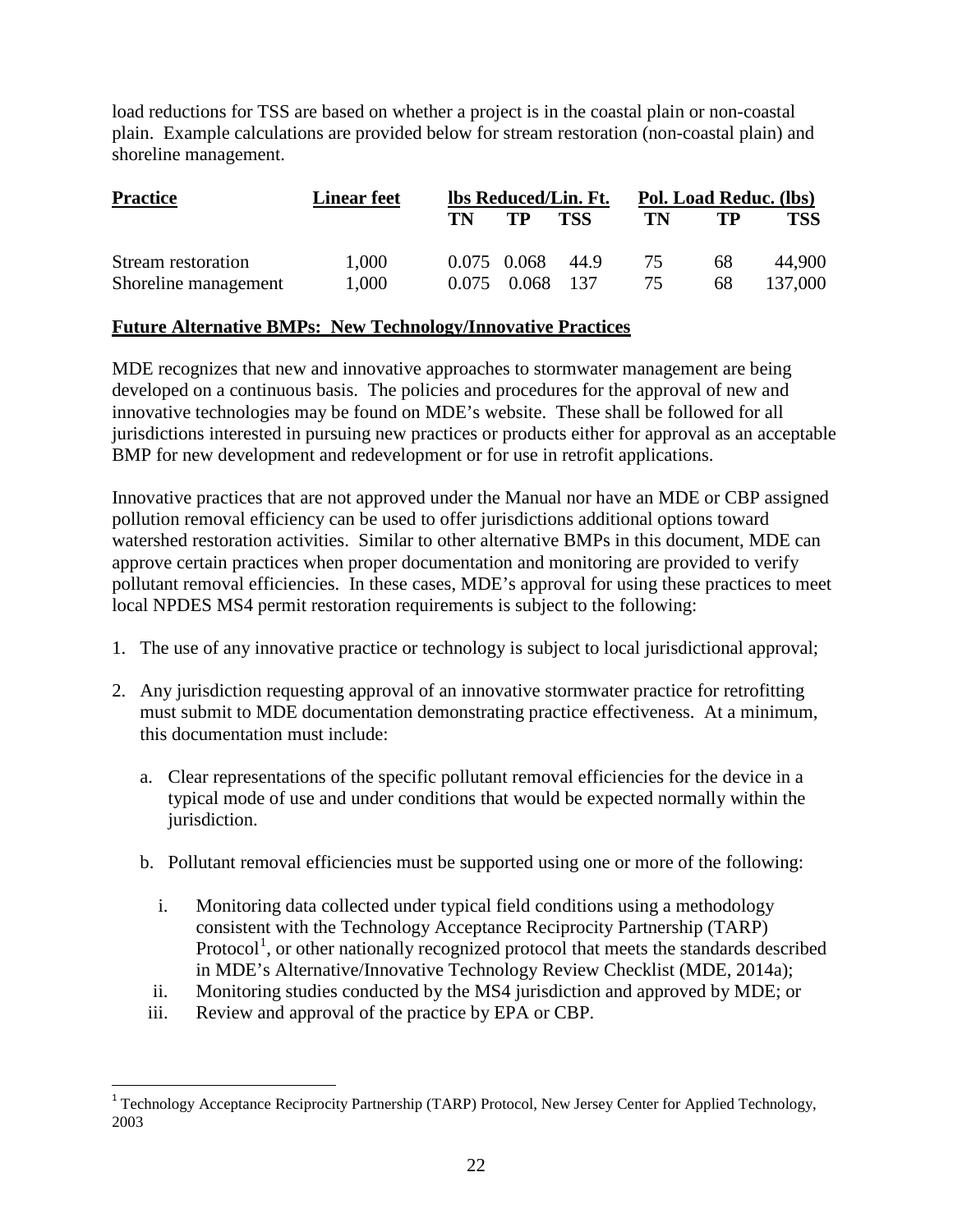load reductions for TSS are based on whether a project is in the coastal plain or non-coastal plain. Example calculations are provided below for stream restoration (non-coastal plain) and shoreline management.

| **Practice** | **Linear feet** | **lbs Reduced/Lin. Ft.** | | | **Pol. Load Reduc. (lbs)** | | |
|---|---|---|---|---|---|---|---|
| | | **TN** | **TP** | **TSS** | **TN** | **TP** | **TSS** |
| Stream restoration | 1,000 | 0.075 | 0.068 | 44.9 | 75 | 68 | 44,900 |
| Shoreline management | 1,000 | 0.075 | 0.068 | 137 | 75 | 68 | 137,000 |

**Future Alternative BMPs: New Technology/Innovative Practices**

MDE recognizes that new and innovative approaches to stormwater management are being developed on a continuous basis. The policies and procedures for the approval of new and innovative technologies may be found on MDE's website. These shall be followed for all jurisdictions interested in pursuing new practices or products either for approval as an acceptable BMP for new development and redevelopment or for use in retrofit applications.

Innovative practices that are not approved under the Manual nor have an MDE or CBP assigned pollution removal efficiency can be used to offer jurisdictions additional options toward watershed restoration activities. Similar to other alternative BMPs in this document, MDE can approve certain practices when proper documentation and monitoring are provided to verify pollutant removal efficiencies. In these cases, MDE's approval for using these practices to meet local NPDES MS4 permit restoration requirements is subject to the following:

1. The use of any innovative practice or technology is subject to local jurisdictional approval;

2. Any jurisdiction requesting approval of an innovative stormwater practice for retrofitting must submit to MDE documentation demonstrating practice effectiveness. At a minimum, this documentation must include:

   a. Clear representations of the specific pollutant removal efficiencies for the device in a typical mode of use and under conditions that would be expected normally within the jurisdiction.

   b. Pollutant removal efficiencies must be supported using one or more of the following:

      i. Monitoring data collected under typical field conditions using a methodology consistent with the Technology Acceptance Reciprocity Partnership (TARP) Protocol[1], or other nationally recognized protocol that meets the standards described in MDE's Alternative/Innovative Technology Review Checklist (MDE, 2014a);

      ii. Monitoring studies conducted by the MS4 jurisdiction and approved by MDE; or

      iii. Review and approval of the practice by EPA or CBP.

[1] Technology Acceptance Reciprocity Partnership (TARP) Protocol, New Jersey Center for Applied Technology, 2003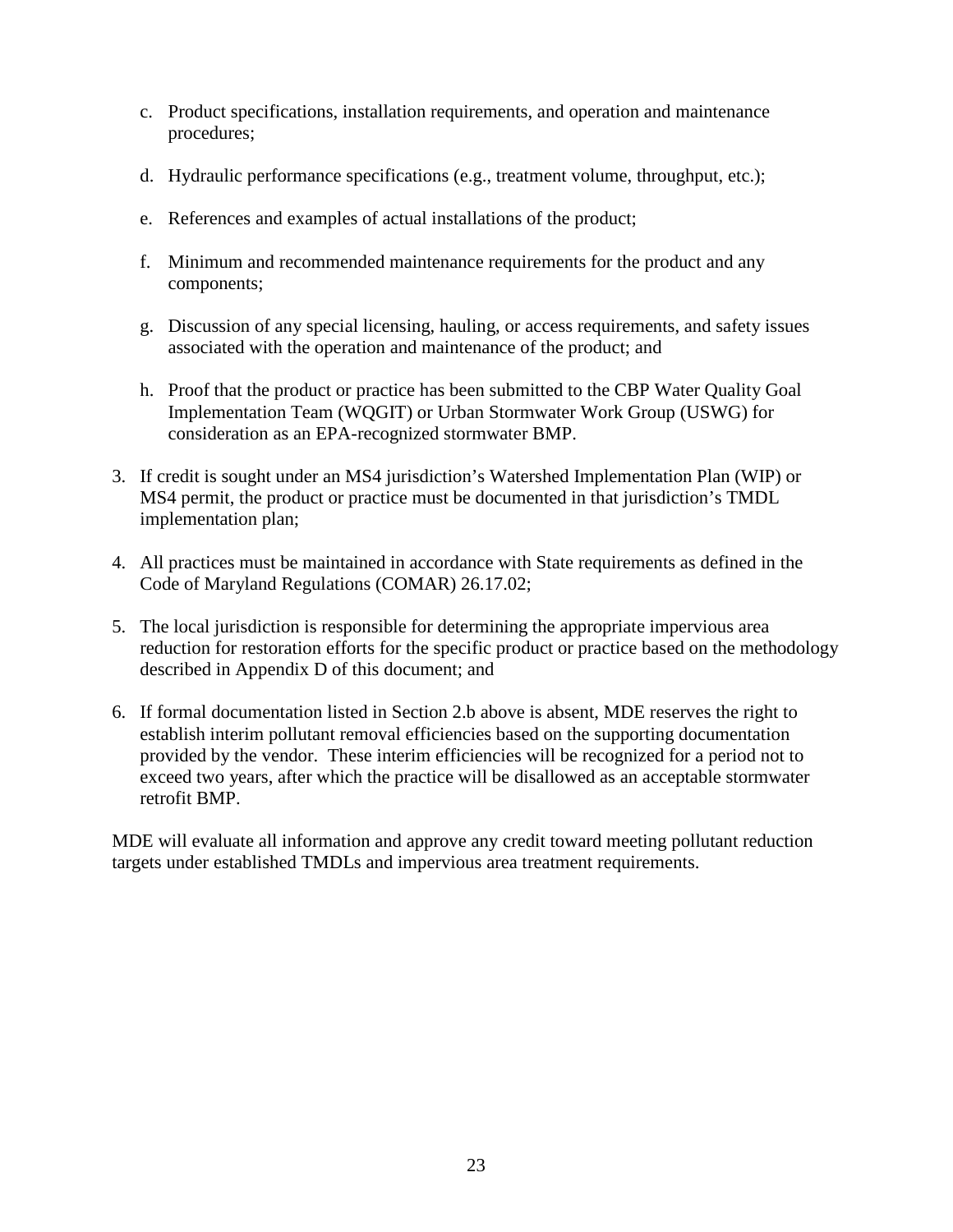c. Product specifications, installation requirements, and operation and maintenance procedures;

d. Hydraulic performance specifications (e.g., treatment volume, throughput, etc.);

e. References and examples of actual installations of the product;

f. Minimum and recommended maintenance requirements for the product and any components;

g. Discussion of any special licensing, hauling, or access requirements, and safety issues associated with the operation and maintenance of the product; and

h. Proof that the product or practice has been submitted to the CBP Water Quality Goal Implementation Team (WQGIT) or Urban Stormwater Work Group (USWG) for consideration as an EPA-recognized stormwater BMP.

3. If credit is sought under an MS4 jurisdiction's Watershed Implementation Plan (WIP) or MS4 permit, the product or practice must be documented in that jurisdiction's TMDL implementation plan;

4. All practices must be maintained in accordance with State requirements as defined in the Code of Maryland Regulations (COMAR) 26.17.02;

5. The local jurisdiction is responsible for determining the appropriate impervious area reduction for restoration efforts for the specific product or practice based on the methodology described in Appendix D of this document; and

6. If formal documentation listed in Section 2.b above is absent, MDE reserves the right to establish interim pollutant removal efficiencies based on the supporting documentation provided by the vendor. These interim efficiencies will be recognized for a period not to exceed two years, after which the practice will be disallowed as an acceptable stormwater retrofit BMP.

MDE will evaluate all information and approve any credit toward meeting pollutant reduction targets under established TMDLs and impervious area treatment requirements.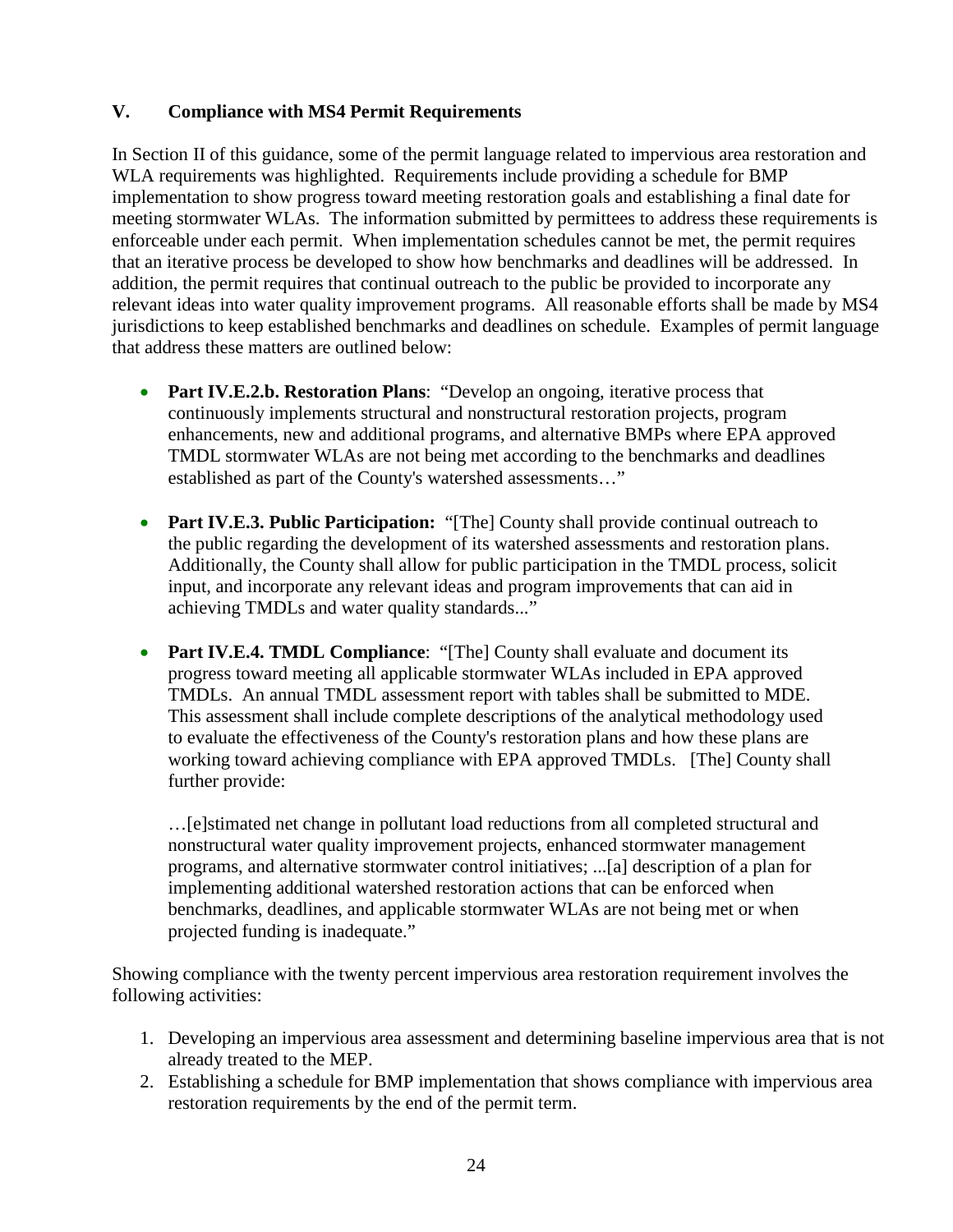## V. Compliance with MS4 Permit Requirements

In Section II of this guidance, some of the permit language related to impervious area restoration and WLA requirements was highlighted. Requirements include providing a schedule for BMP implementation to show progress toward meeting restoration goals and establishing a final date for meeting stormwater WLAs. The information submitted by permittees to address these requirements is enforceable under each permit. When implementation schedules cannot be met, the permit requires that an iterative process be developed to show how benchmarks and deadlines will be addressed. In addition, the permit requires that continual outreach to the public be provided to incorporate any relevant ideas into water quality improvement programs. All reasonable efforts shall be made by MS4 jurisdictions to keep established benchmarks and deadlines on schedule. Examples of permit language that address these matters are outlined below:

- **Part IV.E.2.b. Restoration Plans**: "Develop an ongoing, iterative process that continuously implements structural and nonstructural restoration projects, program enhancements, new and additional programs, and alternative BMPs where EPA approved TMDL stormwater WLAs are not being met according to the benchmarks and deadlines established as part of the County's watershed assessments…"

- **Part IV.E.3. Public Participation:** "[The] County shall provide continual outreach to the public regarding the development of its watershed assessments and restoration plans. Additionally, the County shall allow for public participation in the TMDL process, solicit input, and incorporate any relevant ideas and program improvements that can aid in achieving TMDLs and water quality standards..."

- **Part IV.E.4. TMDL Compliance**: "[The] County shall evaluate and document its progress toward meeting all applicable stormwater WLAs included in EPA approved TMDLs. An annual TMDL assessment report with tables shall be submitted to MDE. This assessment shall include complete descriptions of the analytical methodology used to evaluate the effectiveness of the County's restoration plans and how these plans are working toward achieving compliance with EPA approved TMDLs. [The] County shall further provide:

  …[e]stimated net change in pollutant load reductions from all completed structural and nonstructural water quality improvement projects, enhanced stormwater management programs, and alternative stormwater control initiatives; ...[a] description of a plan for implementing additional watershed restoration actions that can be enforced when benchmarks, deadlines, and applicable stormwater WLAs are not being met or when projected funding is inadequate."

Showing compliance with the twenty percent impervious area restoration requirement involves the following activities:

1. Developing an impervious area assessment and determining baseline impervious area that is not already treated to the MEP.
2. Establishing a schedule for BMP implementation that shows compliance with impervious area restoration requirements by the end of the permit term.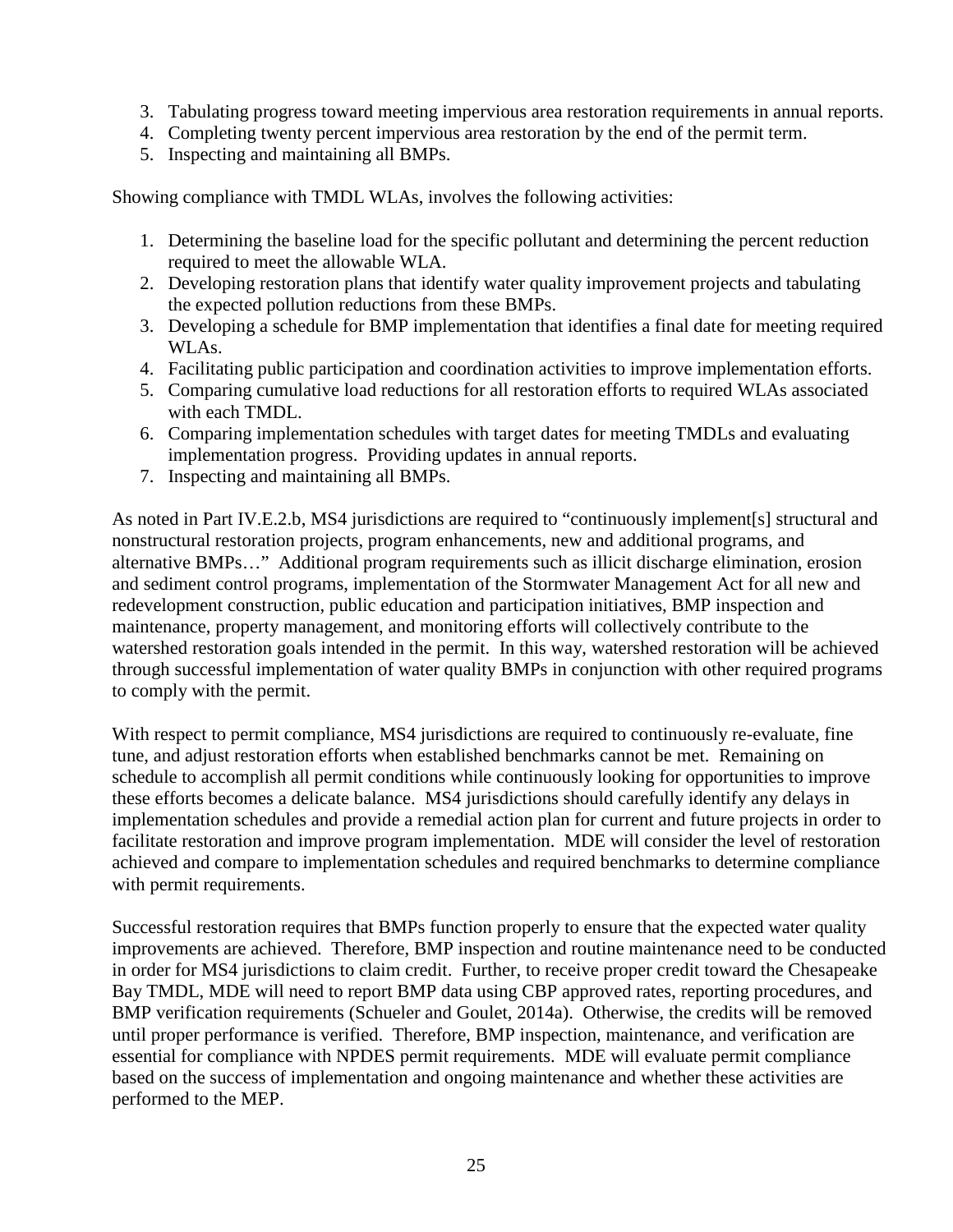3. Tabulating progress toward meeting impervious area restoration requirements in annual reports.
4. Completing twenty percent impervious area restoration by the end of the permit term.
5. Inspecting and maintaining all BMPs.

Showing compliance with TMDL WLAs, involves the following activities:

1. Determining the baseline load for the specific pollutant and determining the percent reduction required to meet the allowable WLA.
2. Developing restoration plans that identify water quality improvement projects and tabulating the expected pollution reductions from these BMPs.
3. Developing a schedule for BMP implementation that identifies a final date for meeting required WLAs.
4. Facilitating public participation and coordination activities to improve implementation efforts.
5. Comparing cumulative load reductions for all restoration efforts to required WLAs associated with each TMDL.
6. Comparing implementation schedules with target dates for meeting TMDLs and evaluating implementation progress. Providing updates in annual reports.
7. Inspecting and maintaining all BMPs.

As noted in Part IV.E.2.b, MS4 jurisdictions are required to "continuously implement[s] structural and nonstructural restoration projects, program enhancements, new and additional programs, and alternative BMPs…" Additional program requirements such as illicit discharge elimination, erosion and sediment control programs, implementation of the Stormwater Management Act for all new and redevelopment construction, public education and participation initiatives, BMP inspection and maintenance, property management, and monitoring efforts will collectively contribute to the watershed restoration goals intended in the permit. In this way, watershed restoration will be achieved through successful implementation of water quality BMPs in conjunction with other required programs to comply with the permit.

With respect to permit compliance, MS4 jurisdictions are required to continuously re-evaluate, fine tune, and adjust restoration efforts when established benchmarks cannot be met. Remaining on schedule to accomplish all permit conditions while continuously looking for opportunities to improve these efforts becomes a delicate balance. MS4 jurisdictions should carefully identify any delays in implementation schedules and provide a remedial action plan for current and future projects in order to facilitate restoration and improve program implementation. MDE will consider the level of restoration achieved and compare to implementation schedules and required benchmarks to determine compliance with permit requirements.

Successful restoration requires that BMPs function properly to ensure that the expected water quality improvements are achieved. Therefore, BMP inspection and routine maintenance need to be conducted in order for MS4 jurisdictions to claim credit. Further, to receive proper credit toward the Chesapeake Bay TMDL, MDE will need to report BMP data using CBP approved rates, reporting procedures, and BMP verification requirements (Schueler and Goulet, 2014a). Otherwise, the credits will be removed until proper performance is verified. Therefore, BMP inspection, maintenance, and verification are essential for compliance with NPDES permit requirements. MDE will evaluate permit compliance based on the success of implementation and ongoing maintenance and whether these activities are performed to the MEP.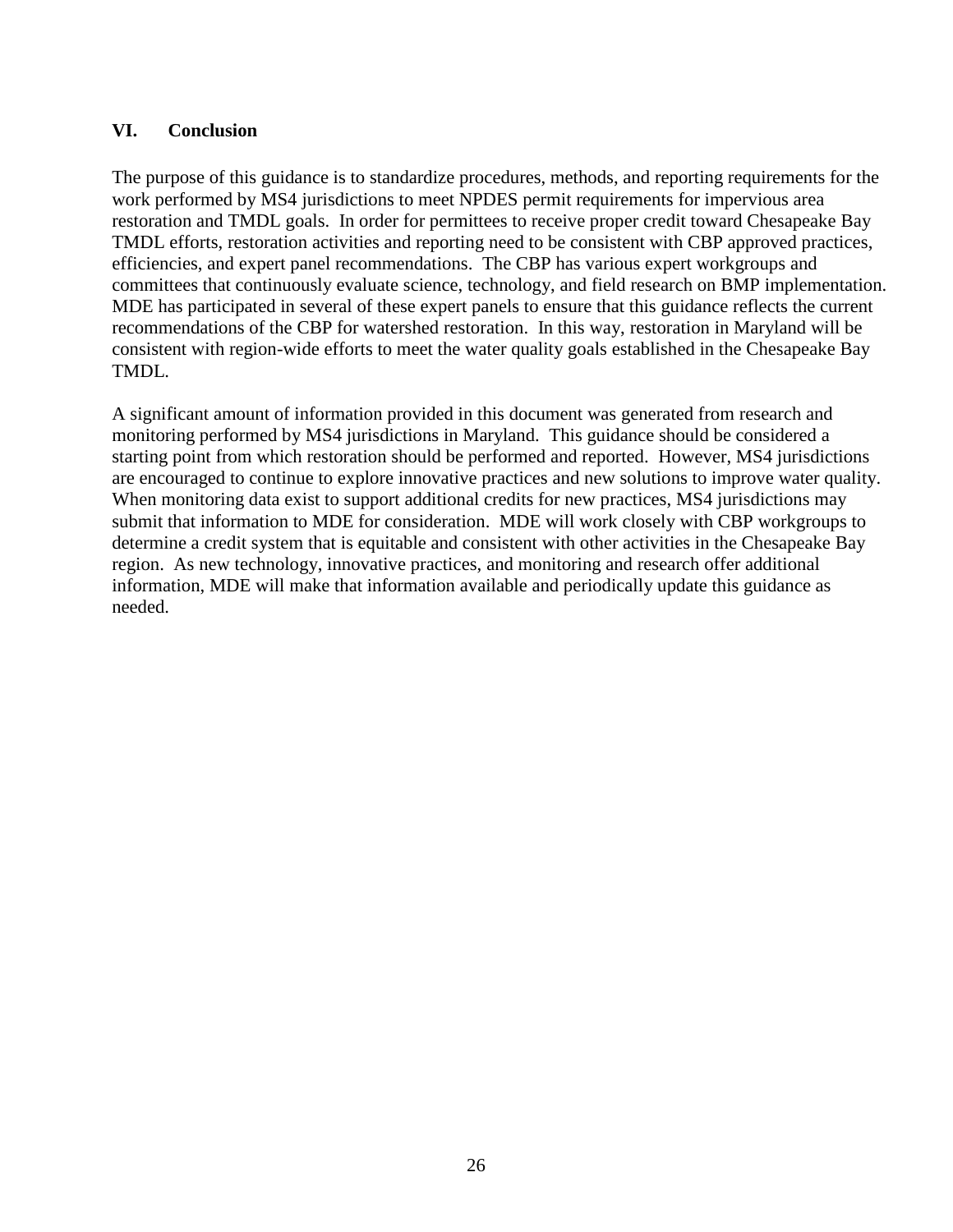## VI. Conclusion

The purpose of this guidance is to standardize procedures, methods, and reporting requirements for the work performed by MS4 jurisdictions to meet NPDES permit requirements for impervious area restoration and TMDL goals. In order for permittees to receive proper credit toward Chesapeake Bay TMDL efforts, restoration activities and reporting need to be consistent with CBP approved practices, efficiencies, and expert panel recommendations. The CBP has various expert workgroups and committees that continuously evaluate science, technology, and field research on BMP implementation. MDE has participated in several of these expert panels to ensure that this guidance reflects the current recommendations of the CBP for watershed restoration. In this way, restoration in Maryland will be consistent with region-wide efforts to meet the water quality goals established in the Chesapeake Bay TMDL.

A significant amount of information provided in this document was generated from research and monitoring performed by MS4 jurisdictions in Maryland. This guidance should be considered a starting point from which restoration should be performed and reported. However, MS4 jurisdictions are encouraged to continue to explore innovative practices and new solutions to improve water quality. When monitoring data exist to support additional credits for new practices, MS4 jurisdictions may submit that information to MDE for consideration. MDE will work closely with CBP workgroups to determine a credit system that is equitable and consistent with other activities in the Chesapeake Bay region. As new technology, innovative practices, and monitoring and research offer additional information, MDE will make that information available and periodically update this guidance as needed.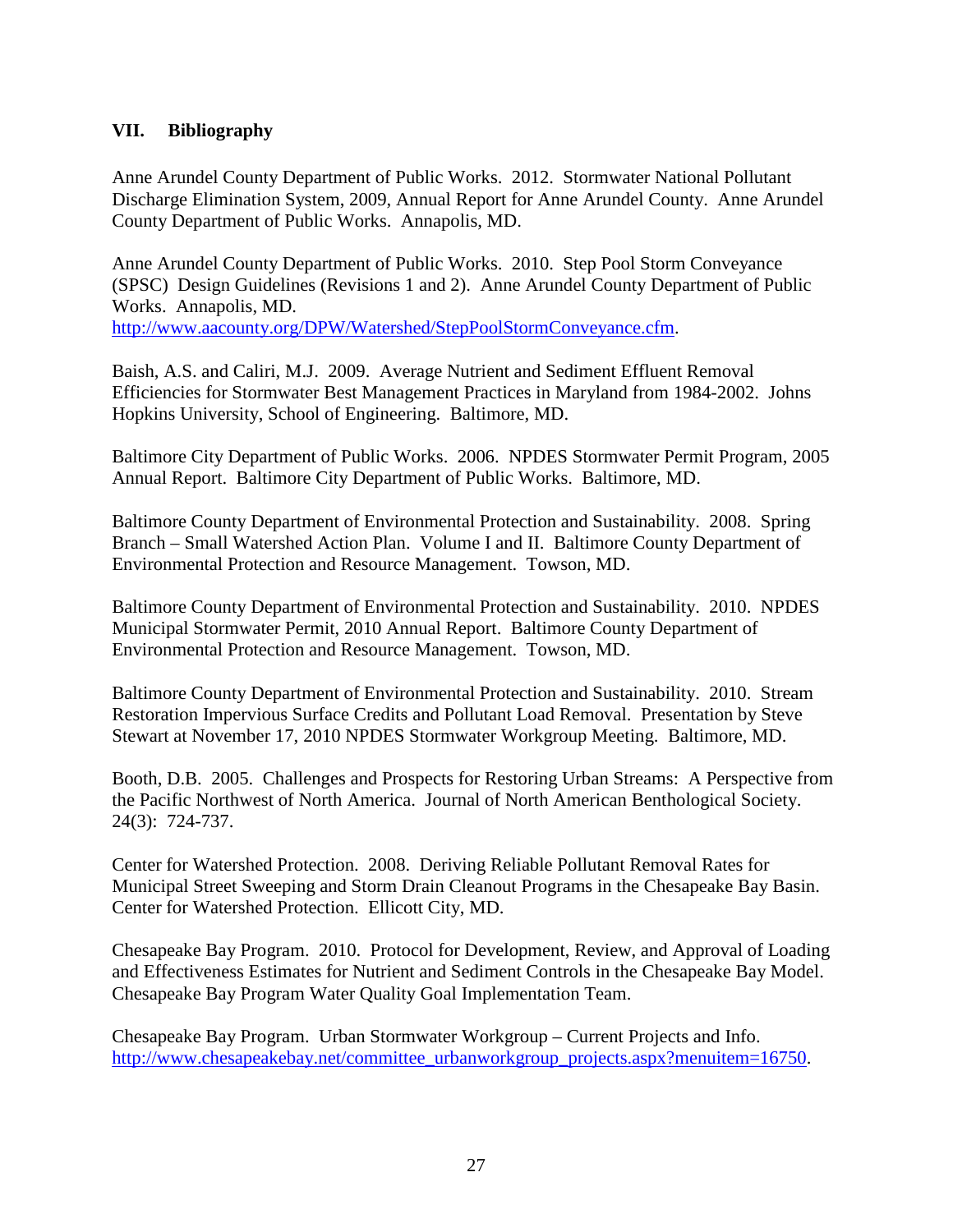## VII. Bibliography

Anne Arundel County Department of Public Works. 2012. Stormwater National Pollutant Discharge Elimination System, 2009, Annual Report for Anne Arundel County. Anne Arundel County Department of Public Works. Annapolis, MD.

Anne Arundel County Department of Public Works. 2010. Step Pool Storm Conveyance (SPSC) Design Guidelines (Revisions 1 and 2). Anne Arundel County Department of Public Works. Annapolis, MD. http://www.aacounty.org/DPW/Watershed/StepPoolStormConveyance.cfm.

Baish, A.S. and Caliri, M.J. 2009. Average Nutrient and Sediment Effluent Removal Efficiencies for Stormwater Best Management Practices in Maryland from 1984-2002. Johns Hopkins University, School of Engineering. Baltimore, MD.

Baltimore City Department of Public Works. 2006. NPDES Stormwater Permit Program, 2005 Annual Report. Baltimore City Department of Public Works. Baltimore, MD.

Baltimore County Department of Environmental Protection and Sustainability. 2008. Spring Branch – Small Watershed Action Plan. Volume I and II. Baltimore County Department of Environmental Protection and Resource Management. Towson, MD.

Baltimore County Department of Environmental Protection and Sustainability. 2010. NPDES Municipal Stormwater Permit, 2010 Annual Report. Baltimore County Department of Environmental Protection and Resource Management. Towson, MD.

Baltimore County Department of Environmental Protection and Sustainability. 2010. Stream Restoration Impervious Surface Credits and Pollutant Load Removal. Presentation by Steve Stewart at November 17, 2010 NPDES Stormwater Workgroup Meeting. Baltimore, MD.

Booth, D.B. 2005. Challenges and Prospects for Restoring Urban Streams: A Perspective from the Pacific Northwest of North America. Journal of North American Benthological Society. 24(3): 724-737.

Center for Watershed Protection. 2008. Deriving Reliable Pollutant Removal Rates for Municipal Street Sweeping and Storm Drain Cleanout Programs in the Chesapeake Bay Basin. Center for Watershed Protection. Ellicott City, MD.

Chesapeake Bay Program. 2010. Protocol for Development, Review, and Approval of Loading and Effectiveness Estimates for Nutrient and Sediment Controls in the Chesapeake Bay Model. Chesapeake Bay Program Water Quality Goal Implementation Team.

Chesapeake Bay Program. Urban Stormwater Workgroup – Current Projects and Info. http://www.chesapeakebay.net/committee_urbanworkgroup_projects.aspx?menuitem=16750.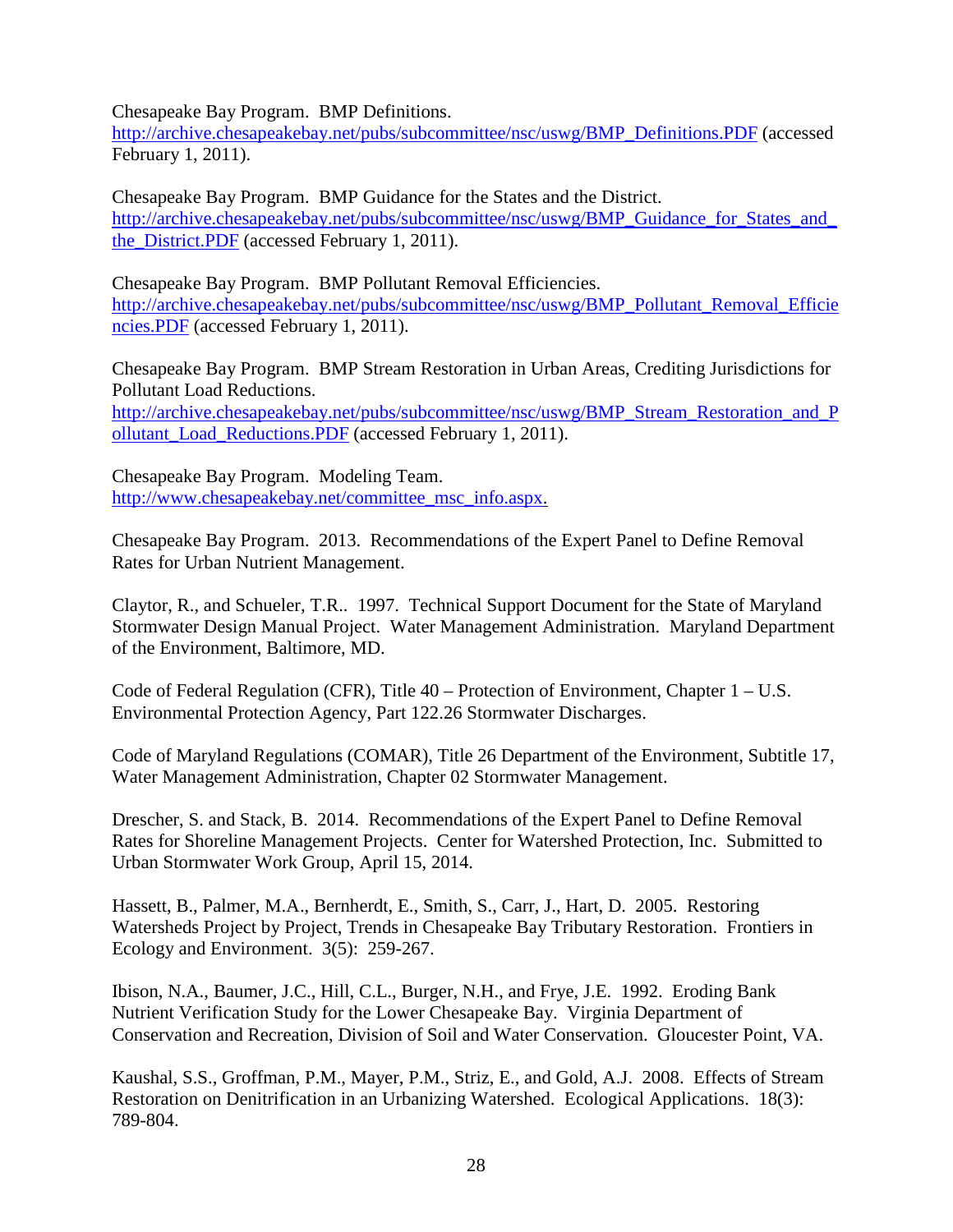Chesapeake Bay Program. BMP Definitions. http://archive.chesapeakebay.net/pubs/subcommittee/nsc/uswg/BMP_Definitions.PDF (accessed February 1, 2011).

Chesapeake Bay Program. BMP Guidance for the States and the District. http://archive.chesapeakebay.net/pubs/subcommittee/nsc/uswg/BMP_Guidance_for_States_and_the_District.PDF (accessed February 1, 2011).

Chesapeake Bay Program. BMP Pollutant Removal Efficiencies. http://archive.chesapeakebay.net/pubs/subcommittee/nsc/uswg/BMP_Pollutant_Removal_Efficiencies.PDF (accessed February 1, 2011).

Chesapeake Bay Program. BMP Stream Restoration in Urban Areas, Crediting Jurisdictions for Pollutant Load Reductions. http://archive.chesapeakebay.net/pubs/subcommittee/nsc/uswg/BMP_Stream_Restoration_and_Pollutant_Load_Reductions.PDF (accessed February 1, 2011).

Chesapeake Bay Program. Modeling Team. http://www.chesapeakebay.net/committee_msc_info.aspx.

Chesapeake Bay Program. 2013. Recommendations of the Expert Panel to Define Removal Rates for Urban Nutrient Management.

Claytor, R., and Schueler, T.R.. 1997. Technical Support Document for the State of Maryland Stormwater Design Manual Project. Water Management Administration. Maryland Department of the Environment, Baltimore, MD.

Code of Federal Regulation (CFR), Title 40 – Protection of Environment, Chapter 1 – U.S. Environmental Protection Agency, Part 122.26 Stormwater Discharges.

Code of Maryland Regulations (COMAR), Title 26 Department of the Environment, Subtitle 17, Water Management Administration, Chapter 02 Stormwater Management.

Drescher, S. and Stack, B. 2014. Recommendations of the Expert Panel to Define Removal Rates for Shoreline Management Projects. Center for Watershed Protection, Inc. Submitted to Urban Stormwater Work Group, April 15, 2014.

Hassett, B., Palmer, M.A., Bernherdt, E., Smith, S., Carr, J., Hart, D. 2005. Restoring Watersheds Project by Project, Trends in Chesapeake Bay Tributary Restoration. Frontiers in Ecology and Environment. 3(5): 259-267.

Ibison, N.A., Baumer, J.C., Hill, C.L., Burger, N.H., and Frye, J.E. 1992. Eroding Bank Nutrient Verification Study for the Lower Chesapeake Bay. Virginia Department of Conservation and Recreation, Division of Soil and Water Conservation. Gloucester Point, VA.

Kaushal, S.S., Groffman, P.M., Mayer, P.M., Striz, E., and Gold, A.J. 2008. Effects of Stream Restoration on Denitrification in an Urbanizing Watershed. Ecological Applications. 18(3): 789-804.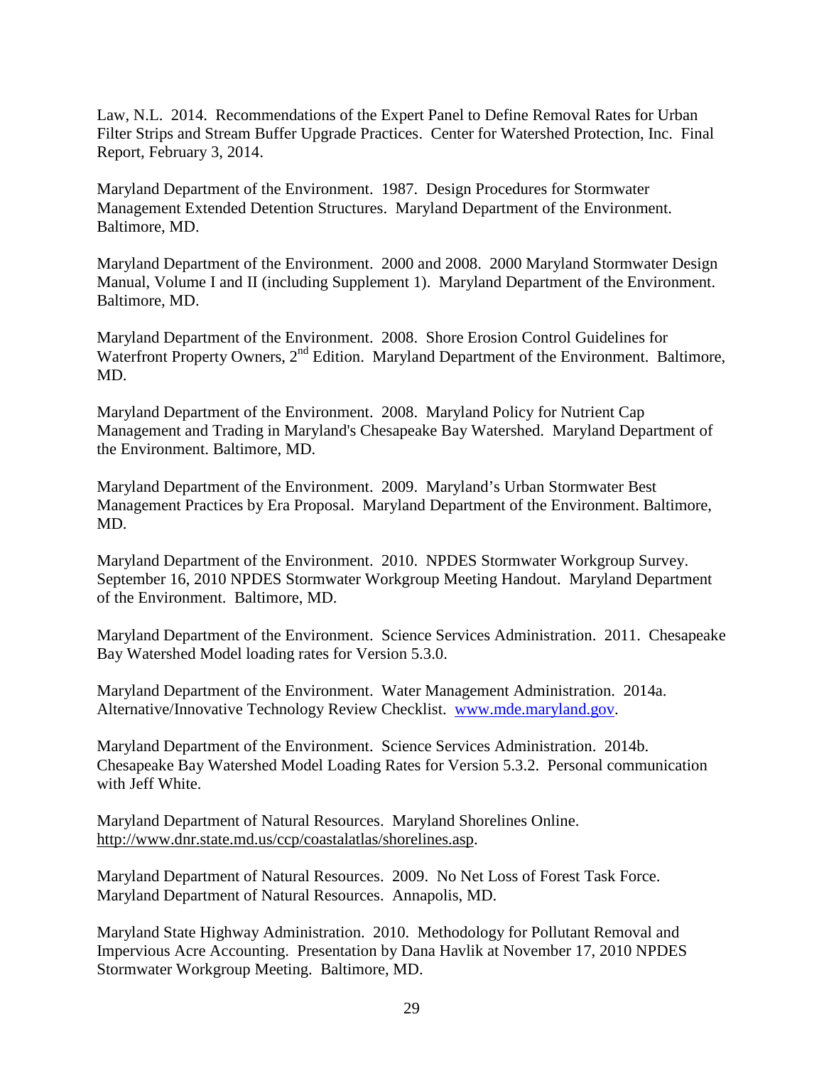Law, N.L. 2014. Recommendations of the Expert Panel to Define Removal Rates for Urban Filter Strips and Stream Buffer Upgrade Practices. Center for Watershed Protection, Inc. Final Report, February 3, 2014.

Maryland Department of the Environment. 1987. Design Procedures for Stormwater Management Extended Detention Structures. Maryland Department of the Environment. Baltimore, MD.

Maryland Department of the Environment. 2000 and 2008. 2000 Maryland Stormwater Design Manual, Volume I and II (including Supplement 1). Maryland Department of the Environment. Baltimore, MD.

Maryland Department of the Environment. 2008. Shore Erosion Control Guidelines for Waterfront Property Owners, 2nd Edition. Maryland Department of the Environment. Baltimore, MD.

Maryland Department of the Environment. 2008. Maryland Policy for Nutrient Cap Management and Trading in Maryland's Chesapeake Bay Watershed. Maryland Department of the Environment. Baltimore, MD.

Maryland Department of the Environment. 2009. Maryland's Urban Stormwater Best Management Practices by Era Proposal. Maryland Department of the Environment. Baltimore, MD.

Maryland Department of the Environment. 2010. NPDES Stormwater Workgroup Survey. September 16, 2010 NPDES Stormwater Workgroup Meeting Handout. Maryland Department of the Environment. Baltimore, MD.

Maryland Department of the Environment. Science Services Administration. 2011. Chesapeake Bay Watershed Model loading rates for Version 5.3.0.

Maryland Department of the Environment. Water Management Administration. 2014a. Alternative/Innovative Technology Review Checklist. www.mde.maryland.gov.

Maryland Department of the Environment. Science Services Administration. 2014b. Chesapeake Bay Watershed Model Loading Rates for Version 5.3.2. Personal communication with Jeff White.

Maryland Department of Natural Resources. Maryland Shorelines Online. http://www.dnr.state.md.us/ccp/coastalatlas/shorelines.asp.

Maryland Department of Natural Resources. 2009. No Net Loss of Forest Task Force. Maryland Department of Natural Resources. Annapolis, MD.

Maryland State Highway Administration. 2010. Methodology for Pollutant Removal and Impervious Acre Accounting. Presentation by Dana Havlik at November 17, 2010 NPDES Stormwater Workgroup Meeting. Baltimore, MD.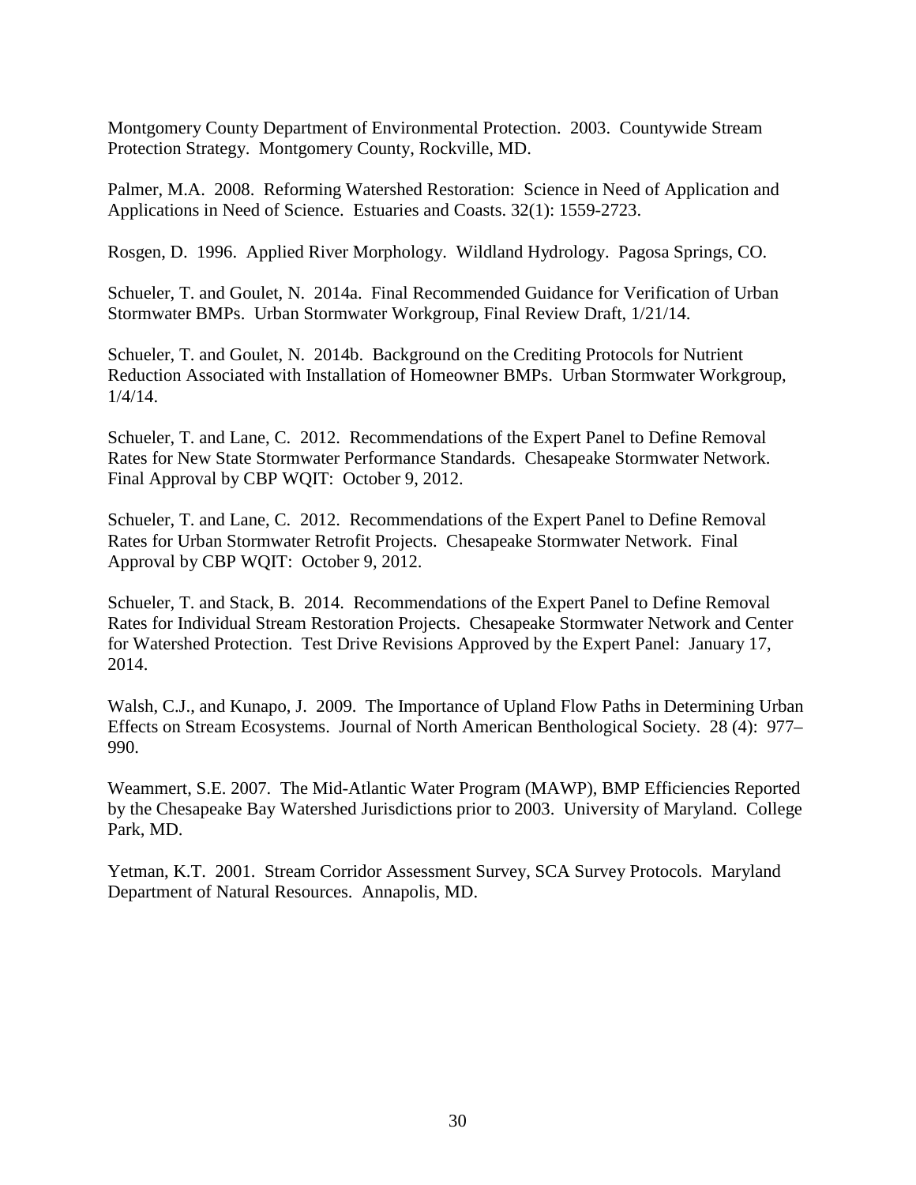Montgomery County Department of Environmental Protection. 2003. Countywide Stream Protection Strategy. Montgomery County, Rockville, MD.

Palmer, M.A. 2008. Reforming Watershed Restoration: Science in Need of Application and Applications in Need of Science. Estuaries and Coasts. 32(1): 1559-2723.

Rosgen, D. 1996. Applied River Morphology. Wildland Hydrology. Pagosa Springs, CO.

Schueler, T. and Goulet, N. 2014a. Final Recommended Guidance for Verification of Urban Stormwater BMPs. Urban Stormwater Workgroup, Final Review Draft, 1/21/14.

Schueler, T. and Goulet, N. 2014b. Background on the Crediting Protocols for Nutrient Reduction Associated with Installation of Homeowner BMPs. Urban Stormwater Workgroup, 1/4/14.

Schueler, T. and Lane, C. 2012. Recommendations of the Expert Panel to Define Removal Rates for New State Stormwater Performance Standards. Chesapeake Stormwater Network. Final Approval by CBP WQIT: October 9, 2012.

Schueler, T. and Lane, C. 2012. Recommendations of the Expert Panel to Define Removal Rates for Urban Stormwater Retrofit Projects. Chesapeake Stormwater Network. Final Approval by CBP WQIT: October 9, 2012.

Schueler, T. and Stack, B. 2014. Recommendations of the Expert Panel to Define Removal Rates for Individual Stream Restoration Projects. Chesapeake Stormwater Network and Center for Watershed Protection. Test Drive Revisions Approved by the Expert Panel: January 17, 2014.

Walsh, C.J., and Kunapo, J. 2009. The Importance of Upland Flow Paths in Determining Urban Effects on Stream Ecosystems. Journal of North American Benthological Society. 28 (4): 977–990.

Weammert, S.E. 2007. The Mid-Atlantic Water Program (MAWP), BMP Efficiencies Reported by the Chesapeake Bay Watershed Jurisdictions prior to 2003. University of Maryland. College Park, MD.

Yetman, K.T. 2001. Stream Corridor Assessment Survey, SCA Survey Protocols. Maryland Department of Natural Resources. Annapolis, MD.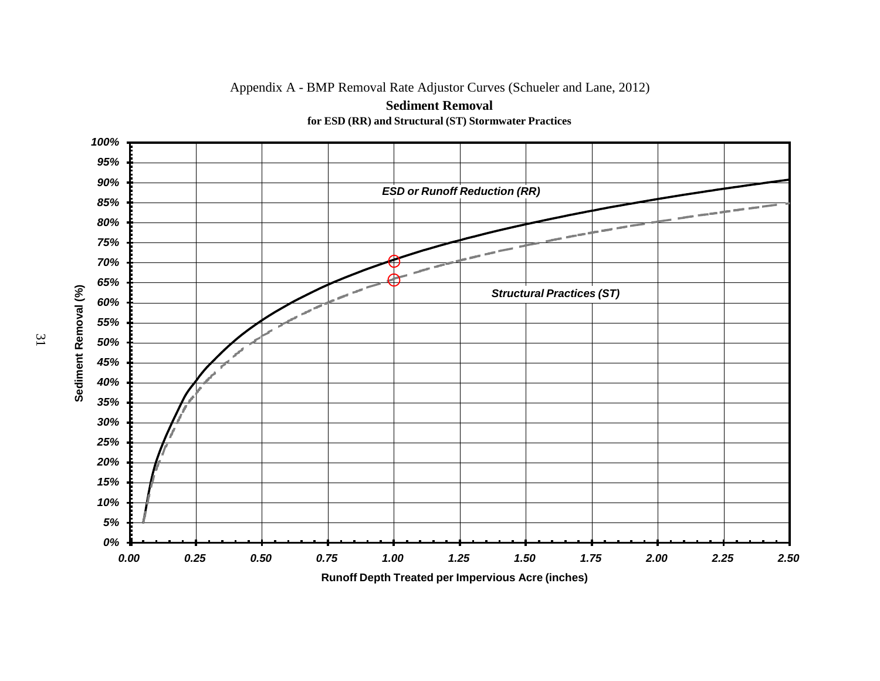Appendix A - BMP Removal Rate Adjustor Curves (Schueler and Lane, 2012)

**Sediment Removal**

**for ESD (RR) and Structural (ST) Stormwater Practices**

***ESD or Runoff Reduction (RR)***

***Structural Practices (ST)***

**Sediment Removal (%)**

**Runoff Depth Treated per Impervious Acre (inches)**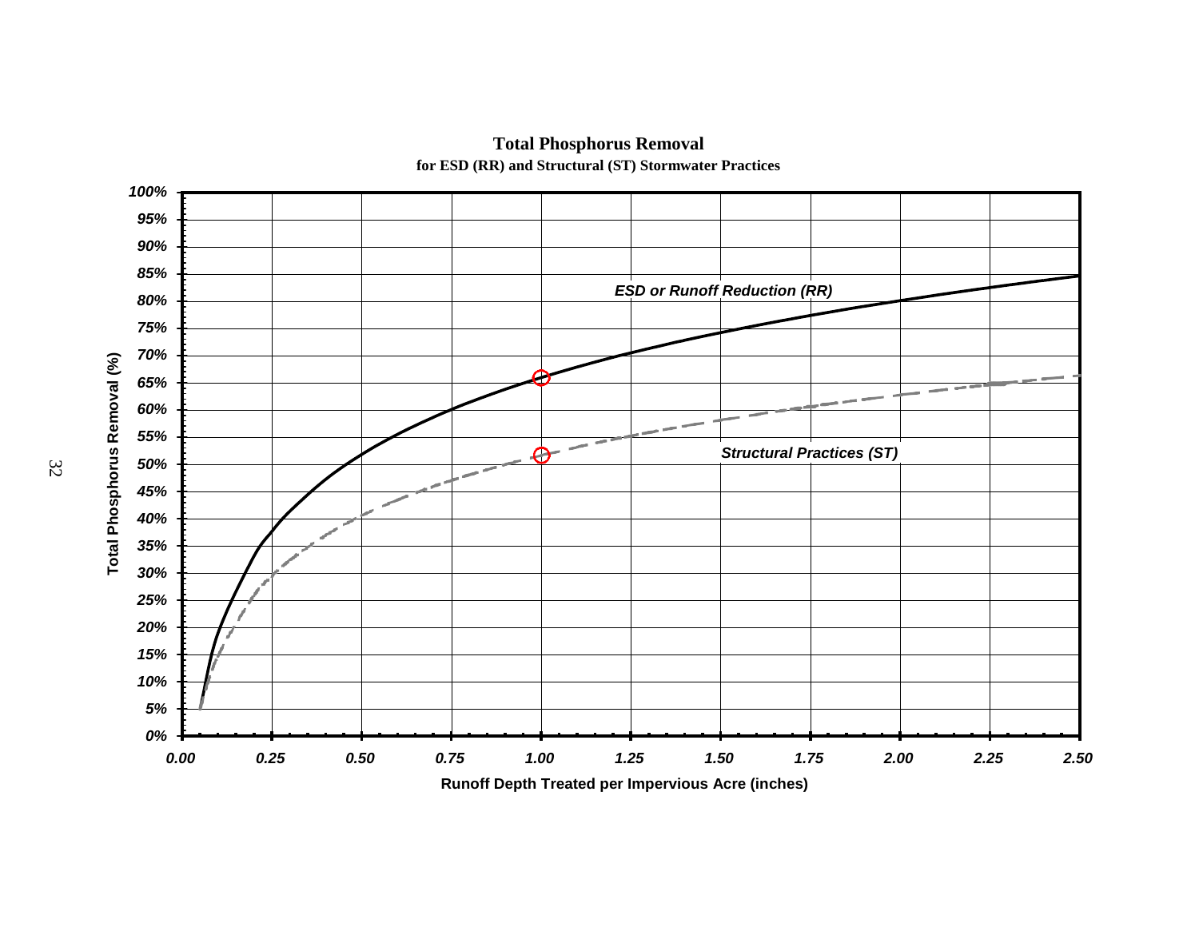**Total Phosphorus Removal**

**for ESD (RR) and Structural (ST) Stormwater Practices**

*ESD or Runoff Reduction (RR)*

*Structural Practices (ST)*

**Total Phosphorus Removal (%)**

**Runoff Depth Treated per Impervious Acre (inches)**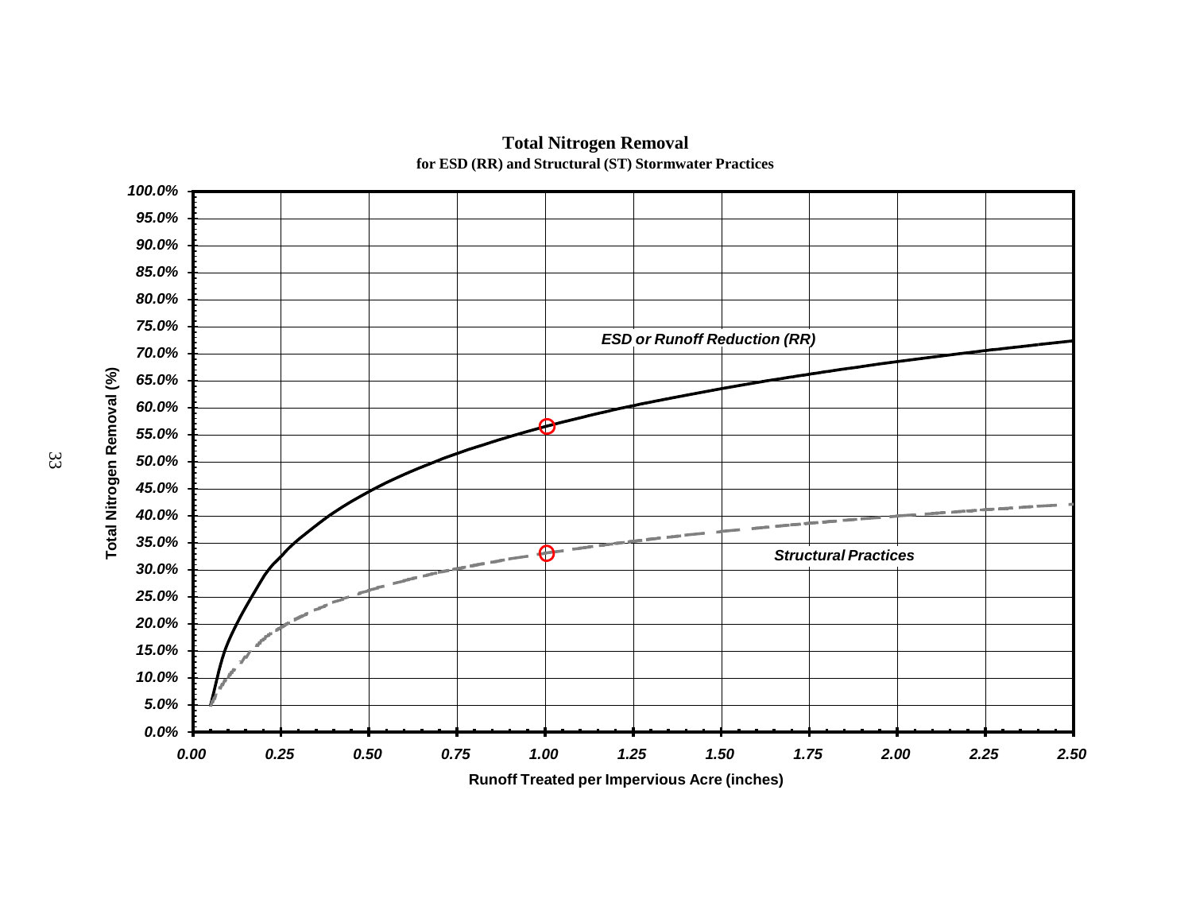**Total Nitrogen Removal**

**for ESD (RR) and Structural (ST) Stormwater Practices**

*ESD or Runoff Reduction (RR)*

*Structural Practices*

**Total Nitrogen Removal (%)**

**Runoff Treated per Impervious Acre (inches)**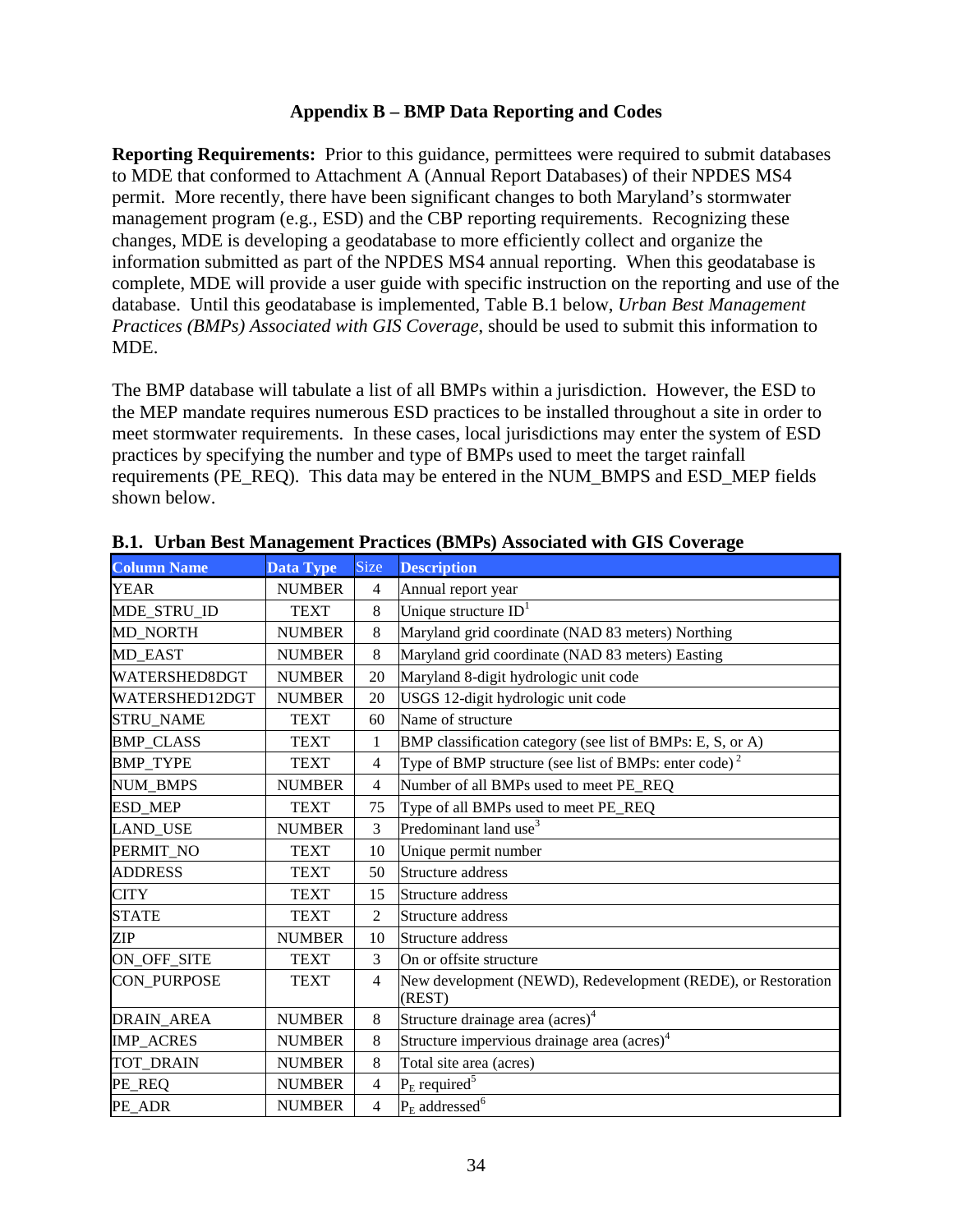## Appendix B – BMP Data Reporting and Codes

**Reporting Requirements:** Prior to this guidance, permittees were required to submit databases to MDE that conformed to Attachment A (Annual Report Databases) of their NPDES MS4 permit. More recently, there have been significant changes to both Maryland's stormwater management program (e.g., ESD) and the CBP reporting requirements. Recognizing these changes, MDE is developing a geodatabase to more efficiently collect and organize the information submitted as part of the NPDES MS4 annual reporting. When this geodatabase is complete, MDE will provide a user guide with specific instruction on the reporting and use of the database. Until this geodatabase is implemented, Table B.1 below, *Urban Best Management Practices (BMPs) Associated with GIS Coverage*, should be used to submit this information to MDE.

The BMP database will tabulate a list of all BMPs within a jurisdiction. However, the ESD to the MEP mandate requires numerous ESD practices to be installed throughout a site in order to meet stormwater requirements. In these cases, local jurisdictions may enter the system of ESD practices by specifying the number and type of BMPs used to meet the target rainfall requirements (PE_REQ). This data may be entered in the NUM_BMPS and ESD_MEP fields shown below.

### B.1. Urban Best Management Practices (BMPs) Associated with GIS Coverage

| Column Name | Data Type | Size | Description |
|---|---|---|---|
| YEAR | NUMBER | 4 | Annual report year |
| MDE_STRU_ID | TEXT | 8 | Unique structure ID[1] |
| MD_NORTH | NUMBER | 8 | Maryland grid coordinate (NAD 83 meters) Northing |
| MD_EAST | NUMBER | 8 | Maryland grid coordinate (NAD 83 meters) Easting |
| WATERSHED8DGT | NUMBER | 20 | Maryland 8-digit hydrologic unit code |
| WATERSHED12DGT | NUMBER | 20 | USGS 12-digit hydrologic unit code |
| STRU_NAME | TEXT | 60 | Name of structure |
| BMP_CLASS | TEXT | 1 | BMP classification category (see list of BMPs: E, S, or A) |
| BMP_TYPE | TEXT | 4 | Type of BMP structure (see list of BMPs: enter code)[2] |
| NUM_BMPS | NUMBER | 4 | Number of all BMPs used to meet PE_REQ |
| ESD_MEP | TEXT | 75 | Type of all BMPs used to meet PE_REQ |
| LAND_USE | NUMBER | 3 | Predominant land use[3] |
| PERMIT_NO | TEXT | 10 | Unique permit number |
| ADDRESS | TEXT | 50 | Structure address |
| CITY | TEXT | 15 | Structure address |
| STATE | TEXT | 2 | Structure address |
| ZIP | NUMBER | 10 | Structure address |
| ON_OFF_SITE | TEXT | 3 | On or offsite structure |
| CON_PURPOSE | TEXT | 4 | New development (NEWD), Redevelopment (REDE), or Restoration (REST) |
| DRAIN_AREA | NUMBER | 8 | Structure drainage area (acres)[4] |
| IMP_ACRES | NUMBER | 8 | Structure impervious drainage area (acres)[4] |
| TOT_DRAIN | NUMBER | 8 | Total site area (acres) |
| PE_REQ | NUMBER | 4 | $P_E$ required[5] |
| PE_ADR | NUMBER | 4 | $P_E$ addressed[6] |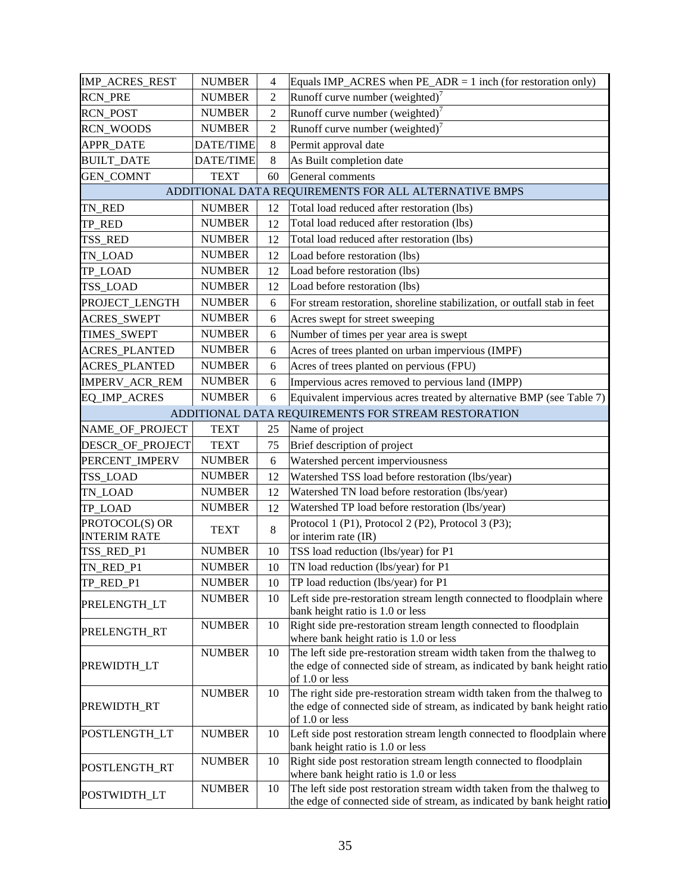| | | | |
|---|---|---|---|
| IMP_ACRES_REST | NUMBER | 4 | Equals IMP_ACRES when PE_ADR = 1 inch (for restoration only) |
| RCN_PRE | NUMBER | 2 | Runoff curve number (weighted)[7] |
| RCN_POST | NUMBER | 2 | Runoff curve number (weighted)[7] |
| RCN_WOODS | NUMBER | 2 | Runoff curve number (weighted)[7] |
| APPR_DATE | DATE/TIME | 8 | Permit approval date |
| BUILT_DATE | DATE/TIME | 8 | As Built completion date |
| GEN_COMNT | TEXT | 60 | General comments |
| ADDITIONAL DATA REQUIREMENTS FOR ALL ALTERNATIVE BMPS | | | |
| TN_RED | NUMBER | 12 | Total load reduced after restoration (lbs) |
| TP_RED | NUMBER | 12 | Total load reduced after restoration (lbs) |
| TSS_RED | NUMBER | 12 | Total load reduced after restoration (lbs) |
| TN_LOAD | NUMBER | 12 | Load before restoration (lbs) |
| TP_LOAD | NUMBER | 12 | Load before restoration (lbs) |
| TSS_LOAD | NUMBER | 12 | Load before restoration (lbs) |
| PROJECT_LENGTH | NUMBER | 6 | For stream restoration, shoreline stabilization, or outfall stab in feet |
| ACRES_SWEPT | NUMBER | 6 | Acres swept for street sweeping |
| TIMES_SWEPT | NUMBER | 6 | Number of times per year area is swept |
| ACRES_PLANTED | NUMBER | 6 | Acres of trees planted on urban impervious (IMPF) |
| ACRES_PLANTED | NUMBER | 6 | Acres of trees planted on pervious (FPU) |
| IMPERV_ACR_REM | NUMBER | 6 | Impervious acres removed to pervious land (IMPP) |
| EQ_IMP_ACRES | NUMBER | 6 | Equivalent impervious acres treated by alternative BMP (see Table 7) |
| ADDITIONAL DATA REQUIREMENTS FOR STREAM RESTORATION | | | |
| NAME_OF_PROJECT | TEXT | 25 | Name of project |
| DESCR_OF_PROJECT | TEXT | 75 | Brief description of project |
| PERCENT_IMPERV | NUMBER | 6 | Watershed percent imperviousness |
| TSS_LOAD | NUMBER | 12 | Watershed TSS load before restoration (lbs/year) |
| TN_LOAD | NUMBER | 12 | Watershed TN load before restoration (lbs/year) |
| TP_LOAD | NUMBER | 12 | Watershed TP load before restoration (lbs/year) |
| PROTOCOL(S) OR INTERIM RATE | TEXT | 8 | Protocol 1 (P1), Protocol 2 (P2), Protocol 3 (P3); or interim rate (IR) |
| TSS_RED_P1 | NUMBER | 10 | TSS load reduction (lbs/year) for P1 |
| TN_RED_P1 | NUMBER | 10 | TN load reduction (lbs/year) for P1 |
| TP_RED_P1 | NUMBER | 10 | TP load reduction (lbs/year) for P1 |
| PRELENGTH_LT | NUMBER | 10 | Left side pre-restoration stream length connected to floodplain where bank height ratio is 1.0 or less |
| PRELENGTH_RT | NUMBER | 10 | Right side pre-restoration stream length connected to floodplain where bank height ratio is 1.0 or less |
| PREWIDTH_LT | NUMBER | 10 | The left side pre-restoration stream width taken from the thalweg to the edge of connected side of stream, as indicated by bank height ratio of 1.0 or less |
| PREWIDTH_RT | NUMBER | 10 | The right side pre-restoration stream width taken from the thalweg to the edge of connected side of stream, as indicated by bank height ratio of 1.0 or less |
| POSTLENGTH_LT | NUMBER | 10 | Left side post restoration stream length connected to floodplain where bank height ratio is 1.0 or less |
| POSTLENGTH_RT | NUMBER | 10 | Right side post restoration stream length connected to floodplain where bank height ratio is 1.0 or less |
| POSTWIDTH_LT | NUMBER | 10 | The left side post restoration stream width taken from the thalweg to the edge of connected side of stream, as indicated by bank height ratio |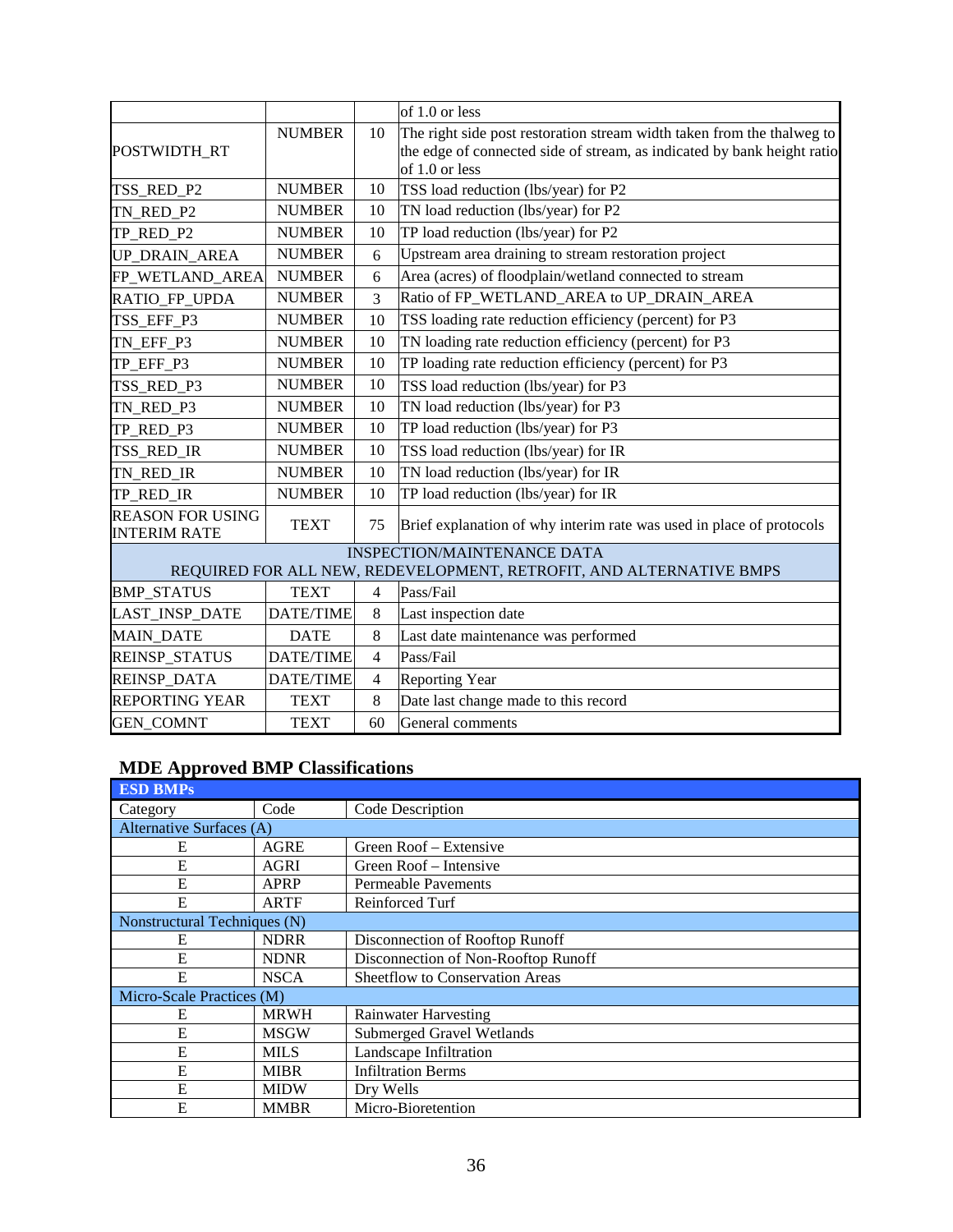| | | | |
|---|---|---|---|
| | | | of 1.0 or less |
| POSTWIDTH_RT | NUMBER | 10 | The right side post restoration stream width taken from the thalweg to the edge of connected side of stream, as indicated by bank height ratio of 1.0 or less |
| TSS_RED_P2 | NUMBER | 10 | TSS load reduction (lbs/year) for P2 |
| TN_RED_P2 | NUMBER | 10 | TN load reduction (lbs/year) for P2 |
| TP_RED_P2 | NUMBER | 10 | TP load reduction (lbs/year) for P2 |
| UP_DRAIN_AREA | NUMBER | 6 | Upstream area draining to stream restoration project |
| FP_WETLAND_AREA | NUMBER | 6 | Area (acres) of floodplain/wetland connected to stream |
| RATIO_FP_UPDA | NUMBER | 3 | Ratio of FP_WETLAND_AREA to UP_DRAIN_AREA |
| TSS_EFF_P3 | NUMBER | 10 | TSS loading rate reduction efficiency (percent) for P3 |
| TN_EFF_P3 | NUMBER | 10 | TN loading rate reduction efficiency (percent) for P3 |
| TP_EFF_P3 | NUMBER | 10 | TP loading rate reduction efficiency (percent) for P3 |
| TSS_RED_P3 | NUMBER | 10 | TSS load reduction (lbs/year) for P3 |
| TN_RED_P3 | NUMBER | 10 | TN load reduction (lbs/year) for P3 |
| TP_RED_P3 | NUMBER | 10 | TP load reduction (lbs/year) for P3 |
| TSS_RED_IR | NUMBER | 10 | TSS load reduction (lbs/year) for IR |
| TN_RED_IR | NUMBER | 10 | TN load reduction (lbs/year) for IR |
| TP_RED_IR | NUMBER | 10 | TP load reduction (lbs/year) for IR |
| REASON FOR USING INTERIM RATE | TEXT | 75 | Brief explanation of why interim rate was used in place of protocols |
| INSPECTION/MAINTENANCE DATA REQUIRED FOR ALL NEW, REDEVELOPMENT, RETROFIT, AND ALTERNATIVE BMPS | | | |
| BMP_STATUS | TEXT | 4 | Pass/Fail |
| LAST_INSP_DATE | DATE/TIME | 8 | Last inspection date |
| MAIN_DATE | DATE | 8 | Last date maintenance was performed |
| REINSP_STATUS | DATE/TIME | 4 | Pass/Fail |
| REINSP_DATA | DATE/TIME | 4 | Reporting Year |
| REPORTING YEAR | TEXT | 8 | Date last change made to this record |
| GEN_COMNT | TEXT | 60 | General comments |

## MDE Approved BMP Classifications

| ESD BMPs | | |
|---|---|---|
| Category | Code | Code Description |
| Alternative Surfaces (A) | | |
| E | AGRE | Green Roof – Extensive |
| E | AGRI | Green Roof – Intensive |
| E | APRP | Permeable Pavements |
| E | ARTF | Reinforced Turf |
| Nonstructural Techniques (N) | | |
| E | NDRR | Disconnection of Rooftop Runoff |
| E | NDNR | Disconnection of Non-Rooftop Runoff |
| E | NSCA | Sheetflow to Conservation Areas |
| Micro-Scale Practices (M) | | |
| E | MRWH | Rainwater Harvesting |
| E | MSGW | Submerged Gravel Wetlands |
| E | MILS | Landscape Infiltration |
| E | MIBR | Infiltration Berms |
| E | MIDW | Dry Wells |
| E | MMBR | Micro-Bioretention |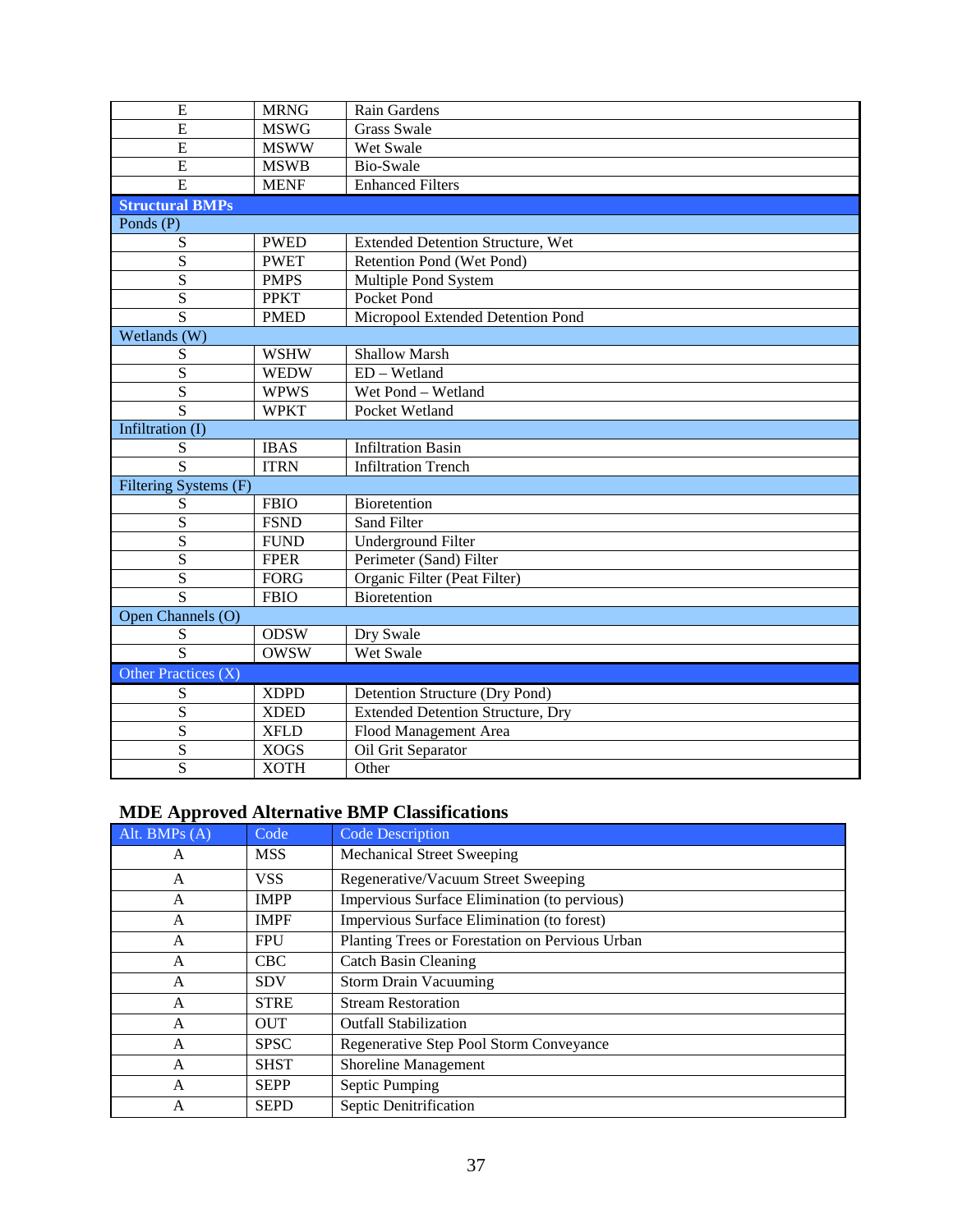| | | |
|---|---|---|
| E | MRNG | Rain Gardens |
| E | MSWG | Grass Swale |
| E | MSWW | Wet Swale |
| E | MSWB | Bio-Swale |
| E | MENF | Enhanced Filters |
| **Structural BMPs** | | |
| Ponds (P) | | |
| S | PWED | Extended Detention Structure, Wet |
| S | PWET | Retention Pond (Wet Pond) |
| S | PMPS | Multiple Pond System |
| S | PPKT | Pocket Pond |
| S | PMED | Micropool Extended Detention Pond |
| Wetlands (W) | | |
| S | WSHW | Shallow Marsh |
| S | WEDW | ED – Wetland |
| S | WPWS | Wet Pond – Wetland |
| S | WPKT | Pocket Wetland |
| Infiltration (I) | | |
| S | IBAS | Infiltration Basin |
| S | ITRN | Infiltration Trench |
| Filtering Systems (F) | | |
| S | FBIO | Bioretention |
| S | FSND | Sand Filter |
| S | FUND | Underground Filter |
| S | FPER | Perimeter (Sand) Filter |
| S | FORG | Organic Filter (Peat Filter) |
| S | FBIO | Bioretention |
| Open Channels (O) | | |
| S | ODSW | Dry Swale |
| S | OWSW | Wet Swale |
| Other Practices (X) | | |
| S | XDPD | Detention Structure (Dry Pond) |
| S | XDED | Extended Detention Structure, Dry |
| S | XFLD | Flood Management Area |
| S | XOGS | Oil Grit Separator |
| S | XOTH | Other |

## MDE Approved Alternative BMP Classifications

| Alt. BMPs (A) | Code | Code Description |
|---|---|---|
| A | MSS | Mechanical Street Sweeping |
| A | VSS | Regenerative/Vacuum Street Sweeping |
| A | IMPP | Impervious Surface Elimination (to pervious) |
| A | IMPF | Impervious Surface Elimination (to forest) |
| A | FPU | Planting Trees or Forestation on Pervious Urban |
| A | CBC | Catch Basin Cleaning |
| A | SDV | Storm Drain Vacuuming |
| A | STRE | Stream Restoration |
| A | OUT | Outfall Stabilization |
| A | SPSC | Regenerative Step Pool Storm Conveyance |
| A | SHST | Shoreline Management |
| A | SEPP | Septic Pumping |
| A | SEPD | Septic Denitrification |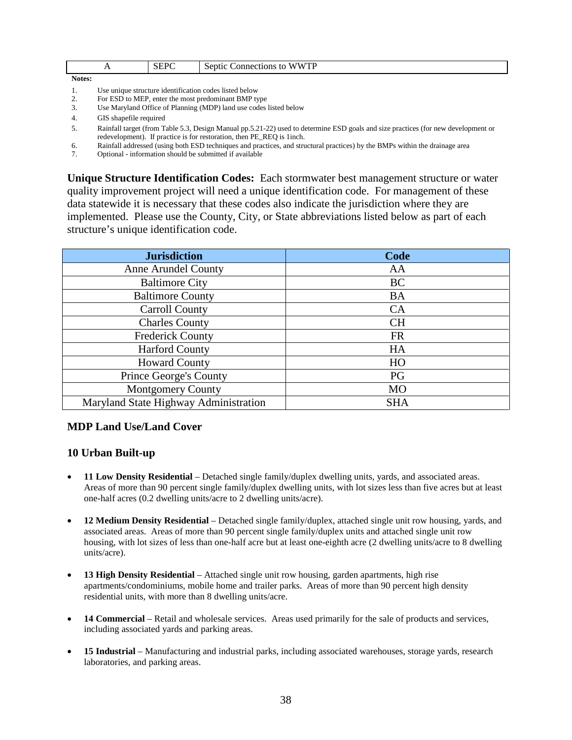| A | SEPC | Septic Connections to WWTP |
|---|---|---|

**Notes:**

1. Use unique structure identification codes listed below
2. For ESD to MEP, enter the most predominant BMP type
3. Use Maryland Office of Planning (MDP) land use codes listed below
4. GIS shapefile required
5. Rainfall target (from Table 5.3, Design Manual pp.5.21-22) used to determine ESD goals and size practices (for new development or redevelopment). If practice is for restoration, then PE_REQ is 1inch.
6. Rainfall addressed (using both ESD techniques and practices, and structural practices) by the BMPs within the drainage area
7. Optional - information should be submitted if available

**Unique Structure Identification Codes:** Each stormwater best management structure or water quality improvement project will need a unique identification code. For management of these data statewide it is necessary that these codes also indicate the jurisdiction where they are implemented. Please use the County, City, or State abbreviations listed below as part of each structure's unique identification code.

| Jurisdiction | Code |
|---|---|
| Anne Arundel County | AA |
| Baltimore City | BC |
| Baltimore County | BA |
| Carroll County | CA |
| Charles County | CH |
| Frederick County | FR |
| Harford County | HA |
| Howard County | HO |
| Prince George's County | PG |
| Montgomery County | MO |
| Maryland State Highway Administration | SHA |

### MDP Land Use/Land Cover

### 10 Urban Built-up

- **11 Low Density Residential** – Detached single family/duplex dwelling units, yards, and associated areas. Areas of more than 90 percent single family/duplex dwelling units, with lot sizes less than five acres but at least one-half acres (0.2 dwelling units/acre to 2 dwelling units/acre).

- **12 Medium Density Residential** – Detached single family/duplex, attached single unit row housing, yards, and associated areas. Areas of more than 90 percent single family/duplex units and attached single unit row housing, with lot sizes of less than one-half acre but at least one-eighth acre (2 dwelling units/acre to 8 dwelling units/acre).

- **13 High Density Residential** – Attached single unit row housing, garden apartments, high rise apartments/condominiums, mobile home and trailer parks. Areas of more than 90 percent high density residential units, with more than 8 dwelling units/acre.

- **14 Commercial** – Retail and wholesale services. Areas used primarily for the sale of products and services, including associated yards and parking areas.

- **15 Industrial** – Manufacturing and industrial parks, including associated warehouses, storage yards, research laboratories, and parking areas.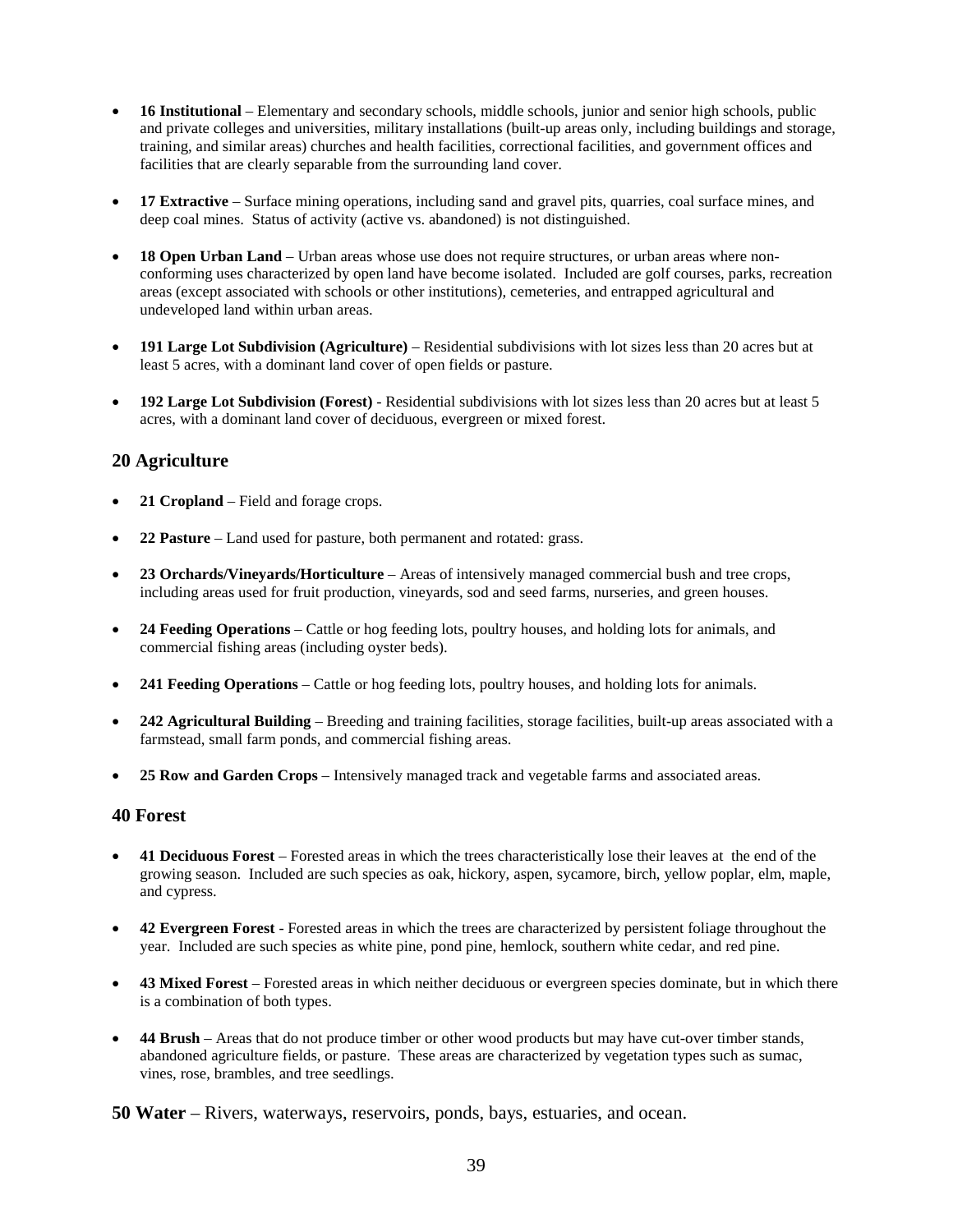- **16 Institutional** – Elementary and secondary schools, middle schools, junior and senior high schools, public and private colleges and universities, military installations (built-up areas only, including buildings and storage, training, and similar areas) churches and health facilities, correctional facilities, and government offices and facilities that are clearly separable from the surrounding land cover.

- **17 Extractive** – Surface mining operations, including sand and gravel pits, quarries, coal surface mines, and deep coal mines. Status of activity (active vs. abandoned) is not distinguished.

- **18 Open Urban Land** – Urban areas whose use does not require structures, or urban areas where non-conforming uses characterized by open land have become isolated. Included are golf courses, parks, recreation areas (except associated with schools or other institutions), cemeteries, and entrapped agricultural and undeveloped land within urban areas.

- **191 Large Lot Subdivision (Agriculture)** – Residential subdivisions with lot sizes less than 20 acres but at least 5 acres, with a dominant land cover of open fields or pasture.

- **192 Large Lot Subdivision (Forest)** - Residential subdivisions with lot sizes less than 20 acres but at least 5 acres, with a dominant land cover of deciduous, evergreen or mixed forest.

## 20 Agriculture

- **21 Cropland** – Field and forage crops.

- **22 Pasture** – Land used for pasture, both permanent and rotated: grass.

- **23 Orchards/Vineyards/Horticulture** – Areas of intensively managed commercial bush and tree crops, including areas used for fruit production, vineyards, sod and seed farms, nurseries, and green houses.

- **24 Feeding Operations** – Cattle or hog feeding lots, poultry houses, and holding lots for animals, and commercial fishing areas (including oyster beds).

- **241 Feeding Operations** – Cattle or hog feeding lots, poultry houses, and holding lots for animals.

- **242 Agricultural Building** – Breeding and training facilities, storage facilities, built-up areas associated with a farmstead, small farm ponds, and commercial fishing areas.

- **25 Row and Garden Crops** – Intensively managed track and vegetable farms and associated areas.

## 40 Forest

- **41 Deciduous Forest** – Forested areas in which the trees characteristically lose their leaves at the end of the growing season. Included are such species as oak, hickory, aspen, sycamore, birch, yellow poplar, elm, maple, and cypress.

- **42 Evergreen Forest** - Forested areas in which the trees are characterized by persistent foliage throughout the year. Included are such species as white pine, pond pine, hemlock, southern white cedar, and red pine.

- **43 Mixed Forest** – Forested areas in which neither deciduous or evergreen species dominate, but in which there is a combination of both types.

- **44 Brush** – Areas that do not produce timber or other wood products but may have cut-over timber stands, abandoned agriculture fields, or pasture. These areas are characterized by vegetation types such as sumac, vines, rose, brambles, and tree seedlings.

**50 Water** – Rivers, waterways, reservoirs, ponds, bays, estuaries, and ocean.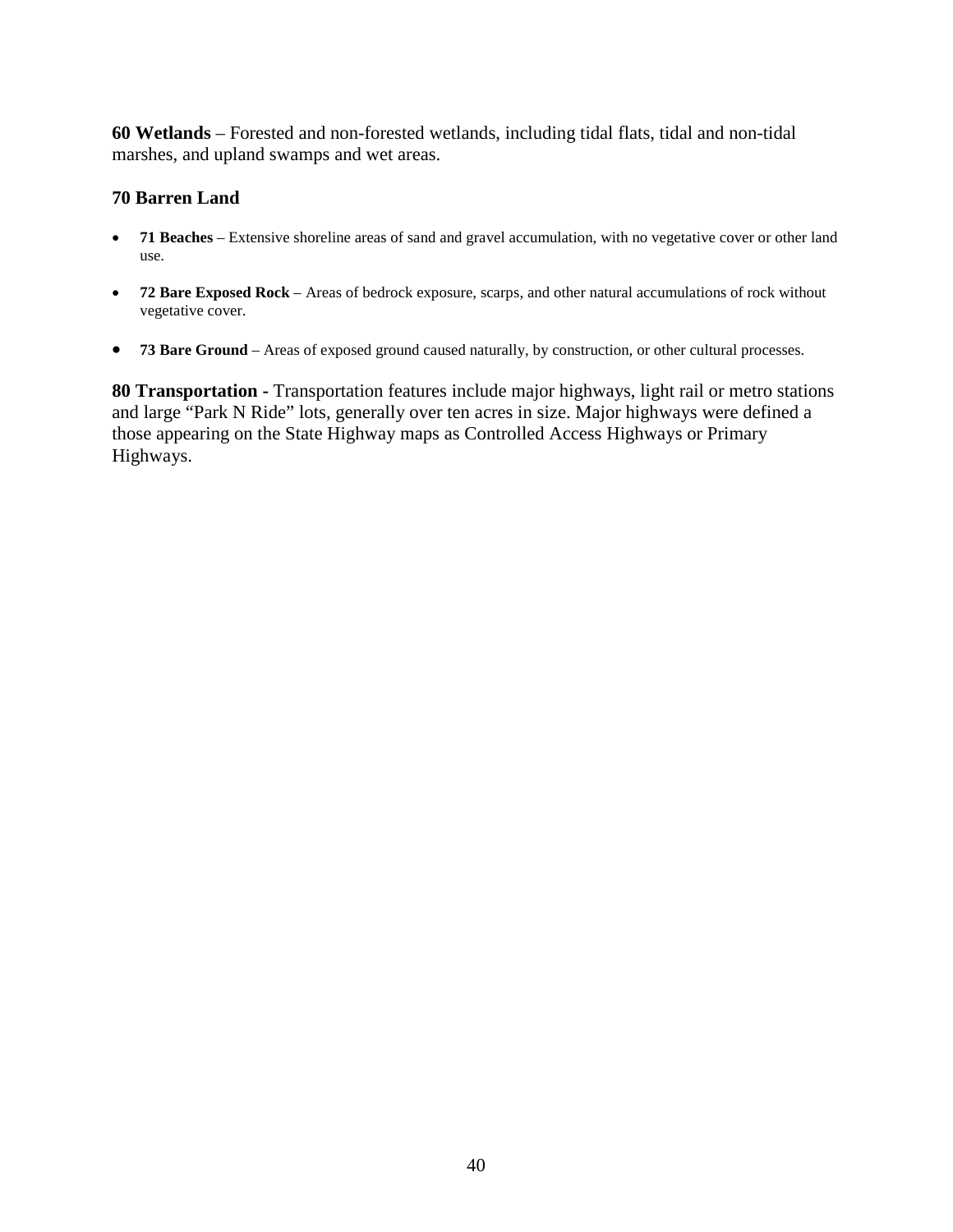**60 Wetlands** – Forested and non-forested wetlands, including tidal flats, tidal and non-tidal marshes, and upland swamps and wet areas.

**70 Barren Land**

- **71 Beaches** – Extensive shoreline areas of sand and gravel accumulation, with no vegetative cover or other land use.
- **72 Bare Exposed Rock** – Areas of bedrock exposure, scarps, and other natural accumulations of rock without vegetative cover.
- **73 Bare Ground** – Areas of exposed ground caused naturally, by construction, or other cultural processes.

**80 Transportation -** Transportation features include major highways, light rail or metro stations and large "Park N Ride" lots, generally over ten acres in size. Major highways were defined a those appearing on the State Highway maps as Controlled Access Highways or Primary Highways.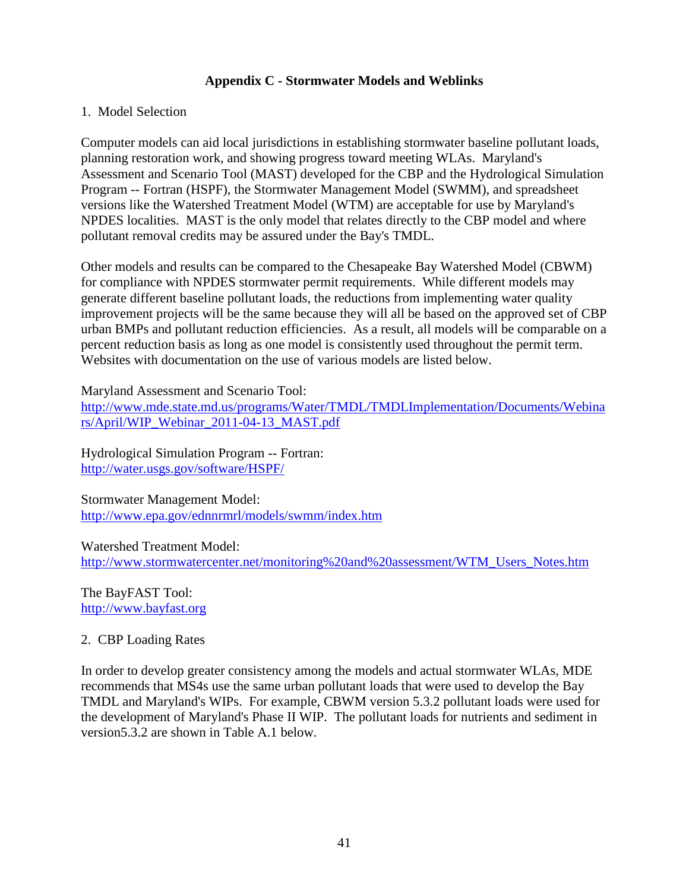## Appendix C - Stormwater Models and Weblinks

1. Model Selection

Computer models can aid local jurisdictions in establishing stormwater baseline pollutant loads, planning restoration work, and showing progress toward meeting WLAs. Maryland's Assessment and Scenario Tool (MAST) developed for the CBP and the Hydrological Simulation Program -- Fortran (HSPF), the Stormwater Management Model (SWMM), and spreadsheet versions like the Watershed Treatment Model (WTM) are acceptable for use by Maryland's NPDES localities. MAST is the only model that relates directly to the CBP model and where pollutant removal credits may be assured under the Bay's TMDL.

Other models and results can be compared to the Chesapeake Bay Watershed Model (CBWM) for compliance with NPDES stormwater permit requirements. While different models may generate different baseline pollutant loads, the reductions from implementing water quality improvement projects will be the same because they will all be based on the approved set of CBP urban BMPs and pollutant reduction efficiencies. As a result, all models will be comparable on a percent reduction basis as long as one model is consistently used throughout the permit term. Websites with documentation on the use of various models are listed below.

Maryland Assessment and Scenario Tool:
http://www.mde.state.md.us/programs/Water/TMDL/TMDLImplementation/Documents/Webinars/April/WIP_Webinar_2011-04-13_MAST.pdf

Hydrological Simulation Program -- Fortran:
http://water.usgs.gov/software/HSPF/

Stormwater Management Model:
http://www.epa.gov/ednnrmrl/models/swmm/index.htm

Watershed Treatment Model:
http://www.stormwatercenter.net/monitoring%20and%20assessment/WTM_Users_Notes.htm

The BayFAST Tool:
http://www.bayfast.org

2. CBP Loading Rates

In order to develop greater consistency among the models and actual stormwater WLAs, MDE recommends that MS4s use the same urban pollutant loads that were used to develop the Bay TMDL and Maryland's WIPs. For example, CBWM version 5.3.2 pollutant loads were used for the development of Maryland's Phase II WIP. The pollutant loads for nutrients and sediment in version5.3.2 are shown in Table A.1 below.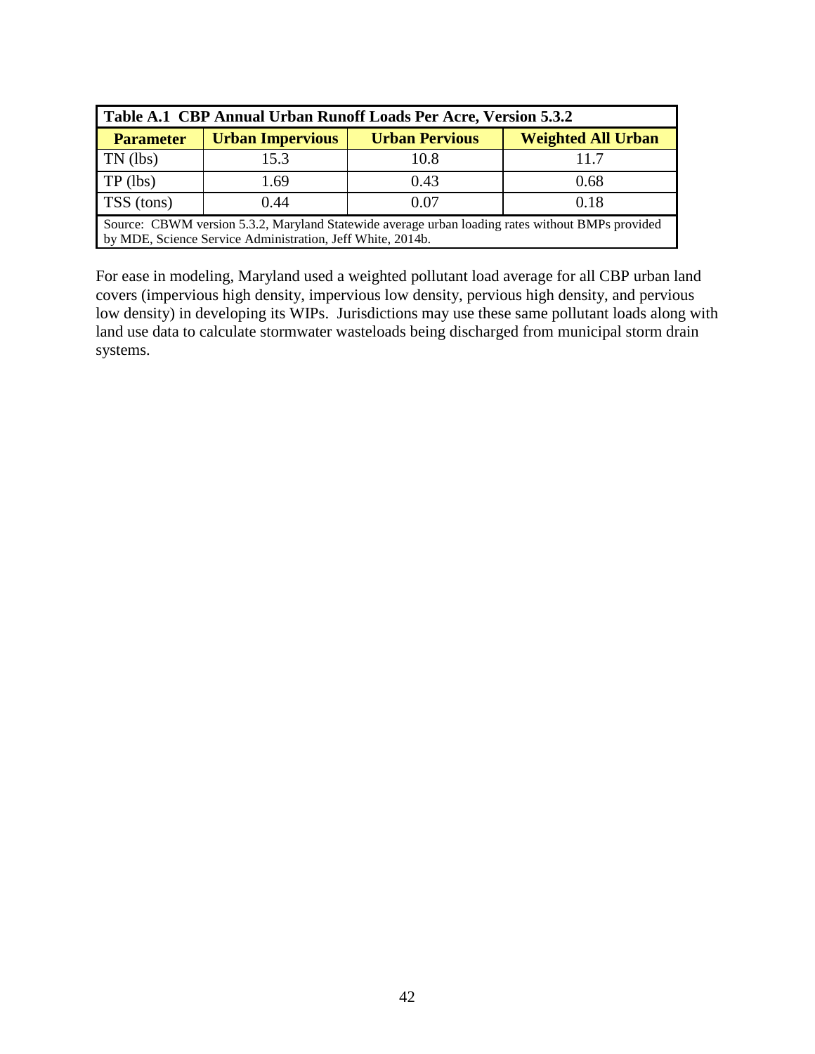| Table A.1 CBP Annual Urban Runoff Loads Per Acre, Version 5.3.2 | | | |
|---|---|---|---|
| **Parameter** | **Urban Impervious** | **Urban Pervious** | **Weighted All Urban** |
| TN (lbs) | 15.3 | 10.8 | 11.7 |
| TP (lbs) | 1.69 | 0.43 | 0.68 |
| TSS (tons) | 0.44 | 0.07 | 0.18 |

Source: CBWM version 5.3.2, Maryland Statewide average urban loading rates without BMPs provided by MDE, Science Service Administration, Jeff White, 2014b.

For ease in modeling, Maryland used a weighted pollutant load average for all CBP urban land covers (impervious high density, impervious low density, pervious high density, and pervious low density) in developing its WIPs. Jurisdictions may use these same pollutant loads along with land use data to calculate stormwater wasteloads being discharged from municipal storm drain systems.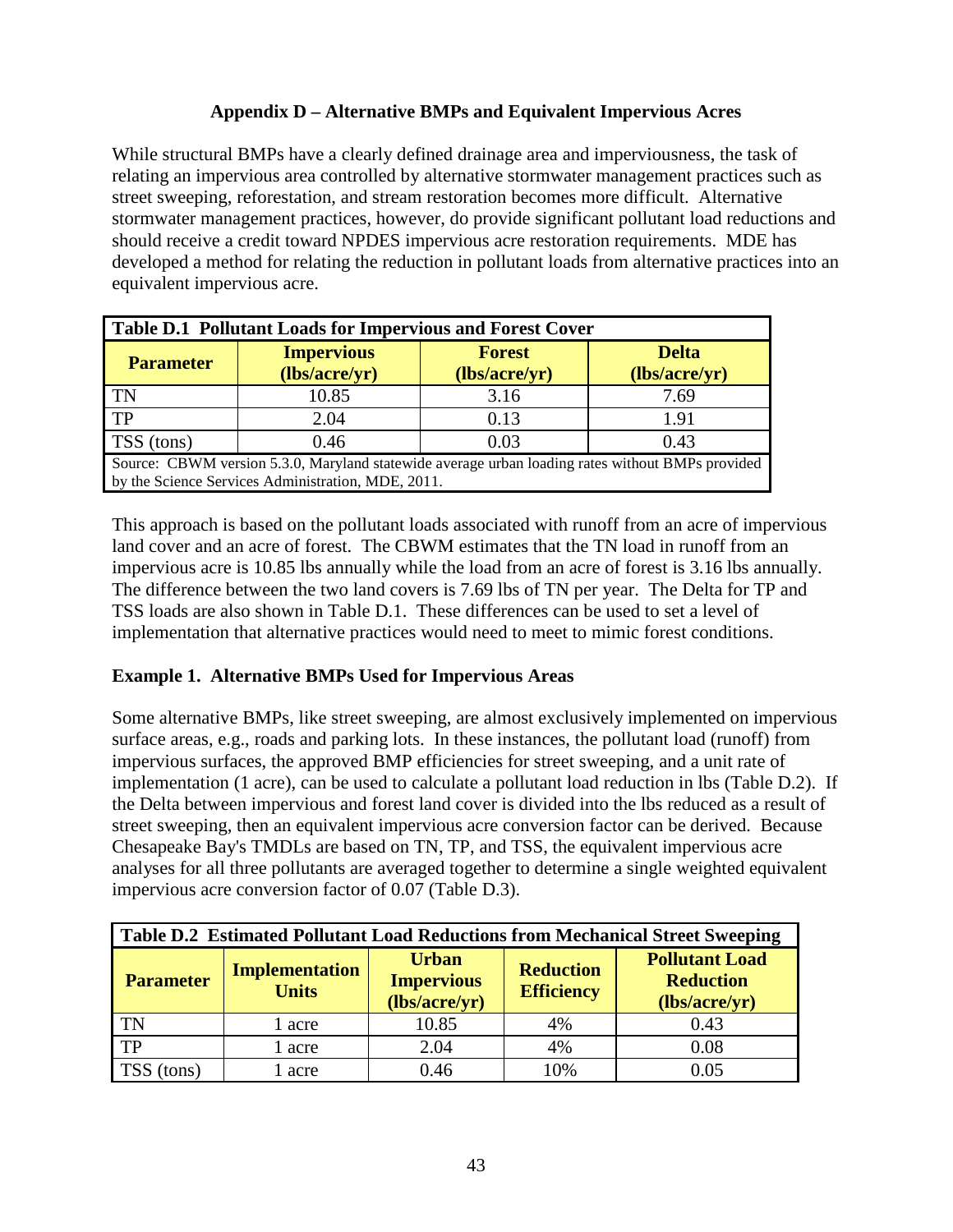## Appendix D – Alternative BMPs and Equivalent Impervious Acres

While structural BMPs have a clearly defined drainage area and imperviousness, the task of relating an impervious area controlled by alternative stormwater management practices such as street sweeping, reforestation, and stream restoration becomes more difficult. Alternative stormwater management practices, however, do provide significant pollutant load reductions and should receive a credit toward NPDES impervious acre restoration requirements. MDE has developed a method for relating the reduction in pollutant loads from alternative practices into an equivalent impervious acre.

**Table D.1 Pollutant Loads for Impervious and Forest Cover**

| Parameter | Impervious (lbs/acre/yr) | Forest (lbs/acre/yr) | Delta (lbs/acre/yr) |
|---|---|---|---|
| TN | 10.85 | 3.16 | 7.69 |
| TP | 2.04 | 0.13 | 1.91 |
| TSS (tons) | 0.46 | 0.03 | 0.43 |

Source: CBWM version 5.3.0, Maryland statewide average urban loading rates without BMPs provided by the Science Services Administration, MDE, 2011.

This approach is based on the pollutant loads associated with runoff from an acre of impervious land cover and an acre of forest. The CBWM estimates that the TN load in runoff from an impervious acre is 10.85 lbs annually while the load from an acre of forest is 3.16 lbs annually. The difference between the two land covers is 7.69 lbs of TN per year. The Delta for TP and TSS loads are also shown in Table D.1. These differences can be used to set a level of implementation that alternative practices would need to meet to mimic forest conditions.

### Example 1. Alternative BMPs Used for Impervious Areas

Some alternative BMPs, like street sweeping, are almost exclusively implemented on impervious surface areas, e.g., roads and parking lots. In these instances, the pollutant load (runoff) from impervious surfaces, the approved BMP efficiencies for street sweeping, and a unit rate of implementation (1 acre), can be used to calculate a pollutant load reduction in lbs (Table D.2). If the Delta between impervious and forest land cover is divided into the lbs reduced as a result of street sweeping, then an equivalent impervious acre conversion factor can be derived. Because Chesapeake Bay's TMDLs are based on TN, TP, and TSS, the equivalent impervious acre analyses for all three pollutants are averaged together to determine a single weighted equivalent impervious acre conversion factor of 0.07 (Table D.3).

**Table D.2 Estimated Pollutant Load Reductions from Mechanical Street Sweeping**

| Parameter | Implementation Units | Urban Impervious (lbs/acre/yr) | Reduction Efficiency | Pollutant Load Reduction (lbs/acre/yr) |
|---|---|---|---|---|
| TN | 1 acre | 10.85 | 4% | 0.43 |
| TP | 1 acre | 2.04 | 4% | 0.08 |
| TSS (tons) | 1 acre | 0.46 | 10% | 0.05 |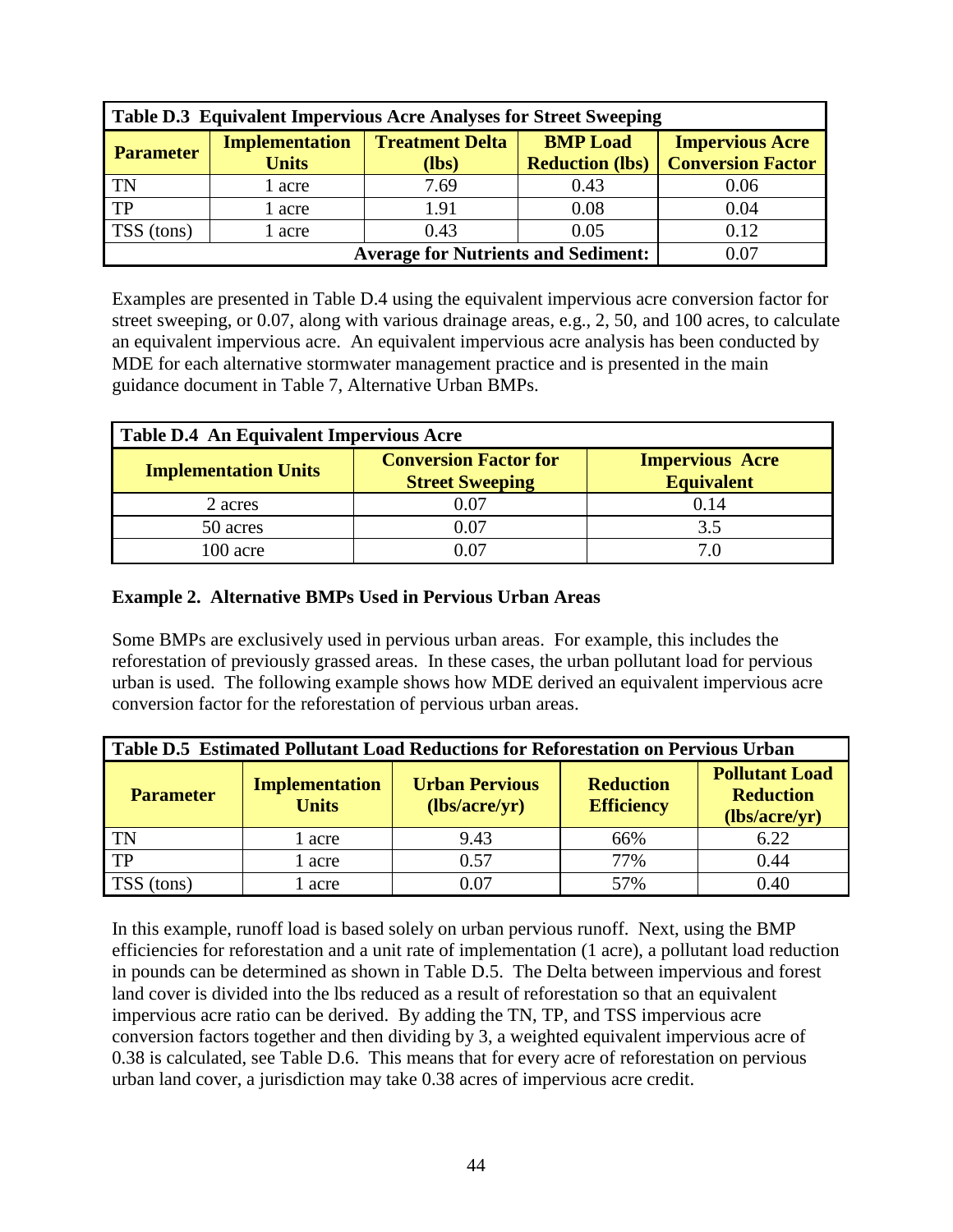| Table D.3 Equivalent Impervious Acre Analyses for Street Sweeping | | | | |
|---|---|---|---|---|
| **Parameter** | **Implementation Units** | **Treatment Delta (lbs)** | **BMP Load Reduction (lbs)** | **Impervious Acre Conversion Factor** |
| TN | 1 acre | 7.69 | 0.43 | 0.06 |
| TP | 1 acre | 1.91 | 0.08 | 0.04 |
| TSS (tons) | 1 acre | 0.43 | 0.05 | 0.12 |
| | | | **Average for Nutrients and Sediment:** | 0.07 |

Examples are presented in Table D.4 using the equivalent impervious acre conversion factor for street sweeping, or 0.07, along with various drainage areas, e.g., 2, 50, and 100 acres, to calculate an equivalent impervious acre. An equivalent impervious acre analysis has been conducted by MDE for each alternative stormwater management practice and is presented in the main guidance document in Table 7, Alternative Urban BMPs.

| Table D.4 An Equivalent Impervious Acre | | |
|---|---|---|
| **Implementation Units** | **Conversion Factor for Street Sweeping** | **Impervious Acre Equivalent** |
| 2 acres | 0.07 | 0.14 |
| 50 acres | 0.07 | 3.5 |
| 100 acre | 0.07 | 7.0 |

**Example 2. Alternative BMPs Used in Pervious Urban Areas**

Some BMPs are exclusively used in pervious urban areas. For example, this includes the reforestation of previously grassed areas. In these cases, the urban pollutant load for pervious urban is used. The following example shows how MDE derived an equivalent impervious acre conversion factor for the reforestation of pervious urban areas.

| Table D.5 Estimated Pollutant Load Reductions for Reforestation on Pervious Urban | | | | |
|---|---|---|---|---|
| **Parameter** | **Implementation Units** | **Urban Pervious (lbs/acre/yr)** | **Reduction Efficiency** | **Pollutant Load Reduction (lbs/acre/yr)** |
| TN | 1 acre | 9.43 | 66% | 6.22 |
| TP | 1 acre | 0.57 | 77% | 0.44 |
| TSS (tons) | 1 acre | 0.07 | 57% | 0.40 |

In this example, runoff load is based solely on urban pervious runoff. Next, using the BMP efficiencies for reforestation and a unit rate of implementation (1 acre), a pollutant load reduction in pounds can be determined as shown in Table D.5. The Delta between impervious and forest land cover is divided into the lbs reduced as a result of reforestation so that an equivalent impervious acre ratio can be derived. By adding the TN, TP, and TSS impervious acre conversion factors together and then dividing by 3, a weighted equivalent impervious acre of 0.38 is calculated, see Table D.6. This means that for every acre of reforestation on pervious urban land cover, a jurisdiction may take 0.38 acres of impervious acre credit.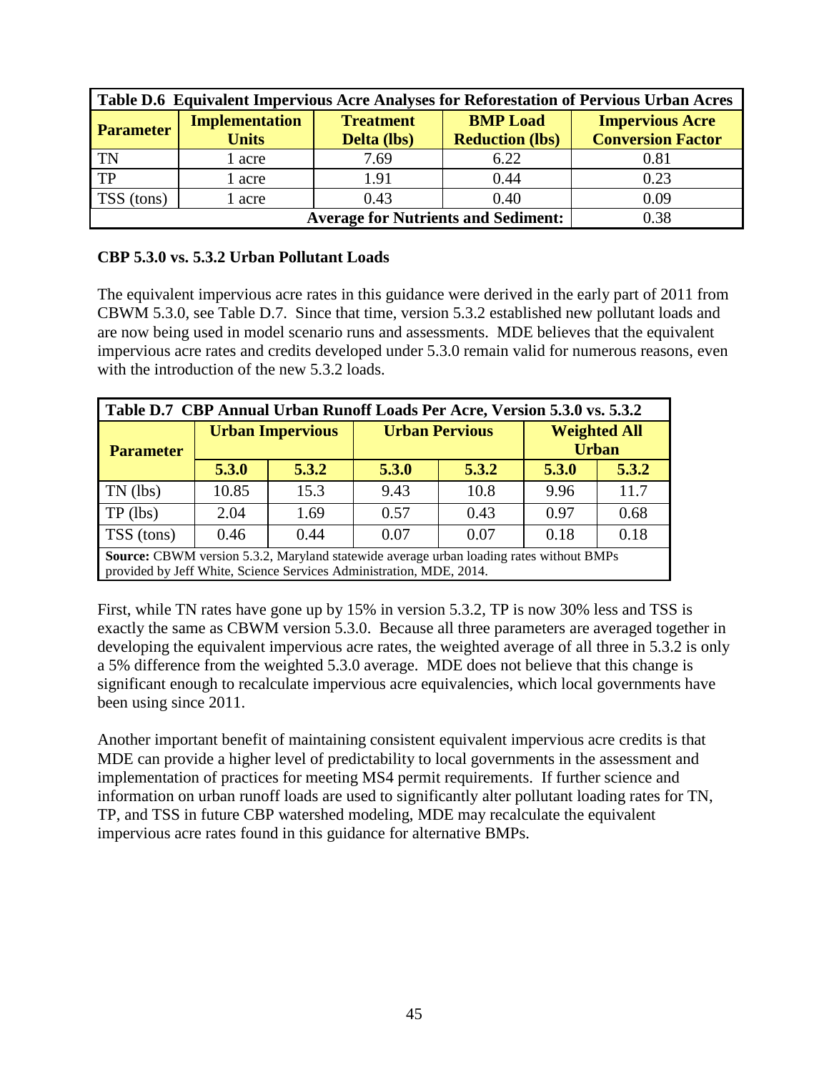| Table D.6 Equivalent Impervious Acre Analyses for Reforestation of Pervious Urban Acres | | | | |
|---|---|---|---|---|
| **Parameter** | **Implementation Units** | **Treatment Delta (lbs)** | **BMP Load Reduction (lbs)** | **Impervious Acre Conversion Factor** |
| TN | 1 acre | 7.69 | 6.22 | 0.81 |
| TP | 1 acre | 1.91 | 0.44 | 0.23 |
| TSS (tons) | 1 acre | 0.43 | 0.40 | 0.09 |
| | | | **Average for Nutrients and Sediment:** | 0.38 |

**CBP 5.3.0 vs. 5.3.2 Urban Pollutant Loads**

The equivalent impervious acre rates in this guidance were derived in the early part of 2011 from CBWM 5.3.0, see Table D.7. Since that time, version 5.3.2 established new pollutant loads and are now being used in model scenario runs and assessments. MDE believes that the equivalent impervious acre rates and credits developed under 5.3.0 remain valid for numerous reasons, even with the introduction of the new 5.3.2 loads.

| Table D.7 CBP Annual Urban Runoff Loads Per Acre, Version 5.3.0 vs. 5.3.2 | | | | | | |
|---|---|---|---|---|---|---|
| **Parameter** | **Urban Impervious** | | **Urban Pervious** | | **Weighted All Urban** | |
| | **5.3.0** | **5.3.2** | **5.3.0** | **5.3.2** | **5.3.0** | **5.3.2** |
| TN (lbs) | 10.85 | 15.3 | 9.43 | 10.8 | 9.96 | 11.7 |
| TP (lbs) | 2.04 | 1.69 | 0.57 | 0.43 | 0.97 | 0.68 |
| TSS (tons) | 0.46 | 0.44 | 0.07 | 0.07 | 0.18 | 0.18 |
| **Source:** CBWM version 5.3.2, Maryland statewide average urban loading rates without BMPs provided by Jeff White, Science Services Administration, MDE, 2014. | | | | | | |

First, while TN rates have gone up by 15% in version 5.3.2, TP is now 30% less and TSS is exactly the same as CBWM version 5.3.0. Because all three parameters are averaged together in developing the equivalent impervious acre rates, the weighted average of all three in 5.3.2 is only a 5% difference from the weighted 5.3.0 average. MDE does not believe that this change is significant enough to recalculate impervious acre equivalencies, which local governments have been using since 2011.

Another important benefit of maintaining consistent equivalent impervious acre credits is that MDE can provide a higher level of predictability to local governments in the assessment and implementation of practices for meeting MS4 permit requirements. If further science and information on urban runoff loads are used to significantly alter pollutant loading rates for TN, TP, and TSS in future CBP watershed modeling, MDE may recalculate the equivalent impervious acre rates found in this guidance for alternative BMPs.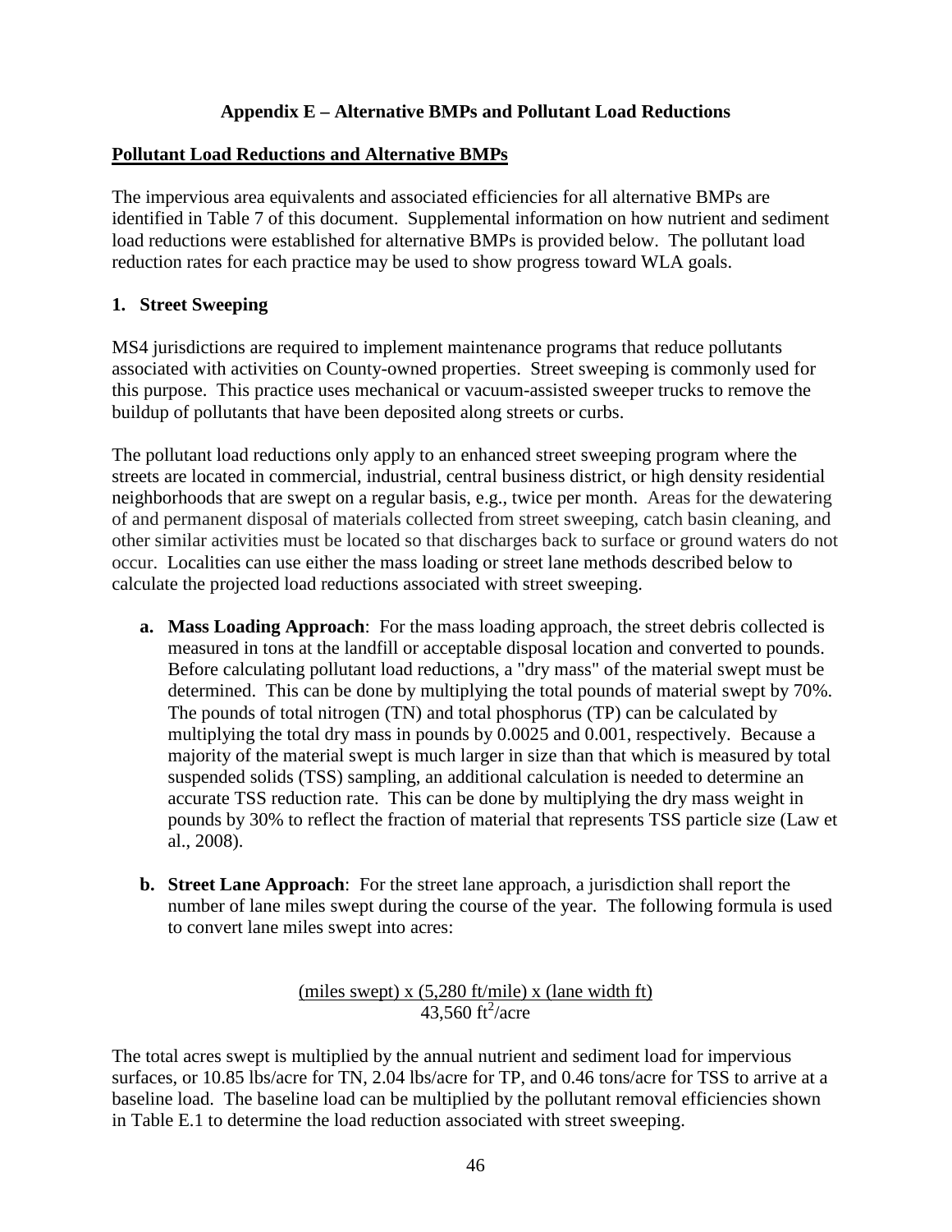# Appendix E – Alternative BMPs and Pollutant Load Reductions

## Pollutant Load Reductions and Alternative BMPs

The impervious area equivalents and associated efficiencies for all alternative BMPs are identified in Table 7 of this document. Supplemental information on how nutrient and sediment load reductions were established for alternative BMPs is provided below. The pollutant load reduction rates for each practice may be used to show progress toward WLA goals.

### 1. Street Sweeping

MS4 jurisdictions are required to implement maintenance programs that reduce pollutants associated with activities on County-owned properties. Street sweeping is commonly used for this purpose. This practice uses mechanical or vacuum-assisted sweeper trucks to remove the buildup of pollutants that have been deposited along streets or curbs.

The pollutant load reductions only apply to an enhanced street sweeping program where the streets are located in commercial, industrial, central business district, or high density residential neighborhoods that are swept on a regular basis, e.g., twice per month. Areas for the dewatering of and permanent disposal of materials collected from street sweeping, catch basin cleaning, and other similar activities must be located so that discharges back to surface or ground waters do not occur. Localities can use either the mass loading or street lane methods described below to calculate the projected load reductions associated with street sweeping.

**a. Mass Loading Approach**: For the mass loading approach, the street debris collected is measured in tons at the landfill or acceptable disposal location and converted to pounds. Before calculating pollutant load reductions, a "dry mass" of the material swept must be determined. This can be done by multiplying the total pounds of material swept by 70%. The pounds of total nitrogen (TN) and total phosphorus (TP) can be calculated by multiplying the total dry mass in pounds by 0.0025 and 0.001, respectively. Because a majority of the material swept is much larger in size than that which is measured by total suspended solids (TSS) sampling, an additional calculation is needed to determine an accurate TSS reduction rate. This can be done by multiplying the dry mass weight in pounds by 30% to reflect the fraction of material that represents TSS particle size (Law et al., 2008).

**b. Street Lane Approach**: For the street lane approach, a jurisdiction shall report the number of lane miles swept during the course of the year. The following formula is used to convert lane miles swept into acres:

$$\frac{\text{(miles swept)} \times \text{(5,280 ft/mile)} \times \text{(lane width ft)}}{43{,}560 \text{ ft}^2\text{/acre}}$$

The total acres swept is multiplied by the annual nutrient and sediment load for impervious surfaces, or 10.85 lbs/acre for TN, 2.04 lbs/acre for TP, and 0.46 tons/acre for TSS to arrive at a baseline load. The baseline load can be multiplied by the pollutant removal efficiencies shown in Table E.1 to determine the load reduction associated with street sweeping.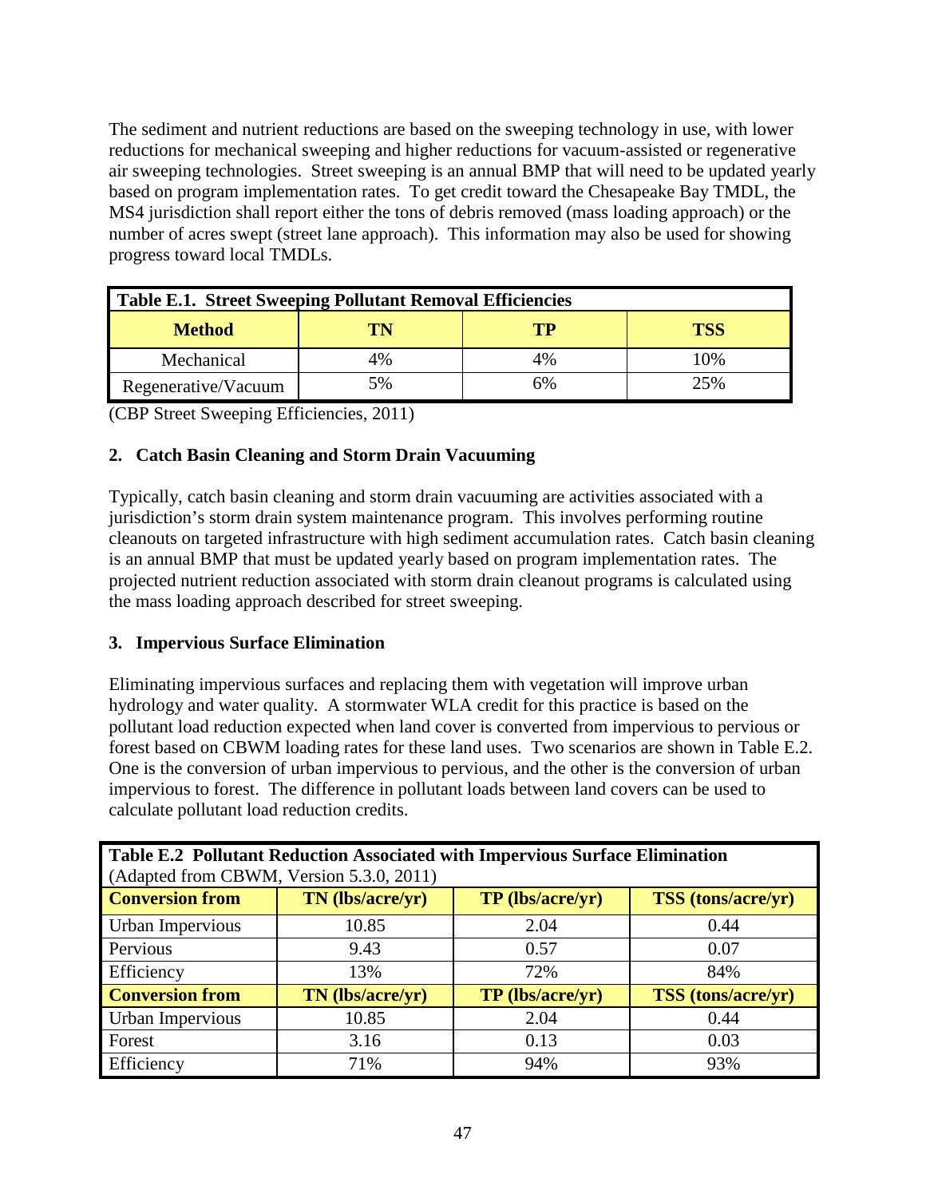The sediment and nutrient reductions are based on the sweeping technology in use, with lower reductions for mechanical sweeping and higher reductions for vacuum-assisted or regenerative air sweeping technologies. Street sweeping is an annual BMP that will need to be updated yearly based on program implementation rates. To get credit toward the Chesapeake Bay TMDL, the MS4 jurisdiction shall report either the tons of debris removed (mass loading approach) or the number of acres swept (street lane approach). This information may also be used for showing progress toward local TMDLs.

| **Table E.1. Street Sweeping Pollutant Removal Efficiencies** | | | |
|---|---|---|---|
| **Method** | **TN** | **TP** | **TSS** |
| Mechanical | 4% | 4% | 10% |
| Regenerative/Vacuum | 5% | 6% | 25% |

(CBP Street Sweeping Efficiencies, 2011)

**2. Catch Basin Cleaning and Storm Drain Vacuuming**

Typically, catch basin cleaning and storm drain vacuuming are activities associated with a jurisdiction's storm drain system maintenance program. This involves performing routine cleanouts on targeted infrastructure with high sediment accumulation rates. Catch basin cleaning is an annual BMP that must be updated yearly based on program implementation rates. The projected nutrient reduction associated with storm drain cleanout programs is calculated using the mass loading approach described for street sweeping.

**3. Impervious Surface Elimination**

Eliminating impervious surfaces and replacing them with vegetation will improve urban hydrology and water quality. A stormwater WLA credit for this practice is based on the pollutant load reduction expected when land cover is converted from impervious to pervious or forest based on CBWM loading rates for these land uses. Two scenarios are shown in Table E.2. One is the conversion of urban impervious to pervious, and the other is the conversion of urban impervious to forest. The difference in pollutant loads between land covers can be used to calculate pollutant load reduction credits.

| **Table E.2 Pollutant Reduction Associated with Impervious Surface Elimination** (Adapted from CBWM, Version 5.3.0, 2011) | | | |
|---|---|---|---|
| **Conversion from** | **TN (lbs/acre/yr)** | **TP (lbs/acre/yr)** | **TSS (tons/acre/yr)** |
| Urban Impervious | 10.85 | 2.04 | 0.44 |
| Pervious | 9.43 | 0.57 | 0.07 |
| Efficiency | 13% | 72% | 84% |
| **Conversion from** | **TN (lbs/acre/yr)** | **TP (lbs/acre/yr)** | **TSS (tons/acre/yr)** |
| Urban Impervious | 10.85 | 2.04 | 0.44 |
| Forest | 3.16 | 0.13 | 0.03 |
| Efficiency | 71% | 94% | 93% |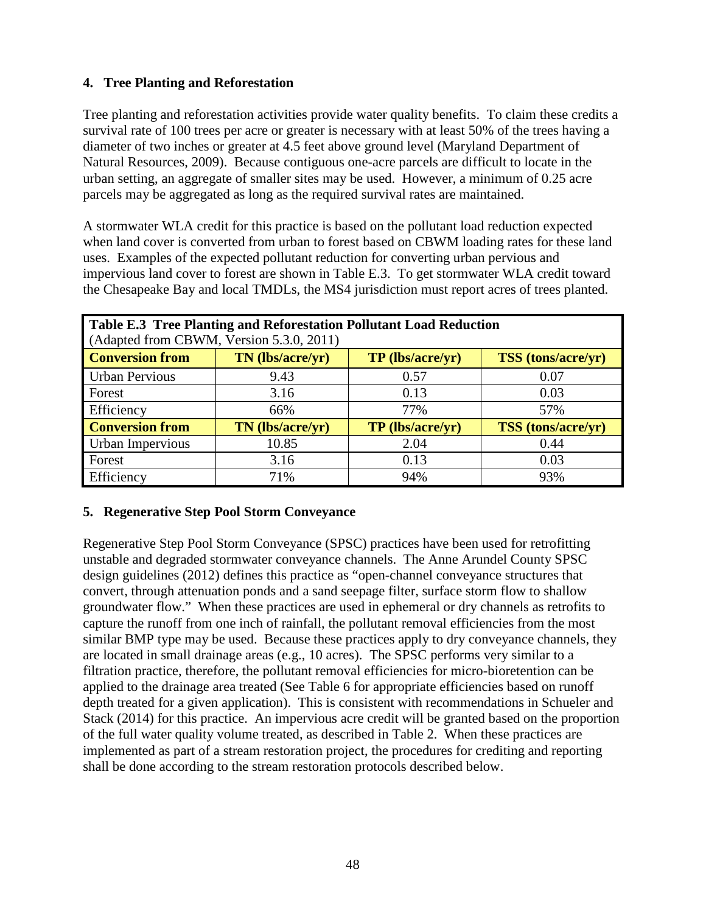### 4. Tree Planting and Reforestation

Tree planting and reforestation activities provide water quality benefits. To claim these credits a survival rate of 100 trees per acre or greater is necessary with at least 50% of the trees having a diameter of two inches or greater at 4.5 feet above ground level (Maryland Department of Natural Resources, 2009). Because contiguous one-acre parcels are difficult to locate in the urban setting, an aggregate of smaller sites may be used. However, a minimum of 0.25 acre parcels may be aggregated as long as the required survival rates are maintained.

A stormwater WLA credit for this practice is based on the pollutant load reduction expected when land cover is converted from urban to forest based on CBWM loading rates for these land uses. Examples of the expected pollutant reduction for converting urban pervious and impervious land cover to forest are shown in Table E.3. To get stormwater WLA credit toward the Chesapeake Bay and local TMDLs, the MS4 jurisdiction must report acres of trees planted.

**Table E.3 Tree Planting and Reforestation Pollutant Load Reduction**
(Adapted from CBWM, Version 5.3.0, 2011)

| Conversion from | TN (lbs/acre/yr) | TP (lbs/acre/yr) | TSS (tons/acre/yr) |
|---|---|---|---|
| Urban Pervious | 9.43 | 0.57 | 0.07 |
| Forest | 3.16 | 0.13 | 0.03 |
| Efficiency | 66% | 77% | 57% |
| **Conversion from** | **TN (lbs/acre/yr)** | **TP (lbs/acre/yr)** | **TSS (tons/acre/yr)** |
| Urban Impervious | 10.85 | 2.04 | 0.44 |
| Forest | 3.16 | 0.13 | 0.03 |
| Efficiency | 71% | 94% | 93% |

### 5. Regenerative Step Pool Storm Conveyance

Regenerative Step Pool Storm Conveyance (SPSC) practices have been used for retrofitting unstable and degraded stormwater conveyance channels. The Anne Arundel County SPSC design guidelines (2012) defines this practice as "open-channel conveyance structures that convert, through attenuation ponds and a sand seepage filter, surface storm flow to shallow groundwater flow." When these practices are used in ephemeral or dry channels as retrofits to capture the runoff from one inch of rainfall, the pollutant removal efficiencies from the most similar BMP type may be used. Because these practices apply to dry conveyance channels, they are located in small drainage areas (e.g., 10 acres). The SPSC performs very similar to a filtration practice, therefore, the pollutant removal efficiencies for micro-bioretention can be applied to the drainage area treated (See Table 6 for appropriate efficiencies based on runoff depth treated for a given application). This is consistent with recommendations in Schueler and Stack (2014) for this practice. An impervious acre credit will be granted based on the proportion of the full water quality volume treated, as described in Table 2. When these practices are implemented as part of a stream restoration project, the procedures for crediting and reporting shall be done according to the stream restoration protocols described below.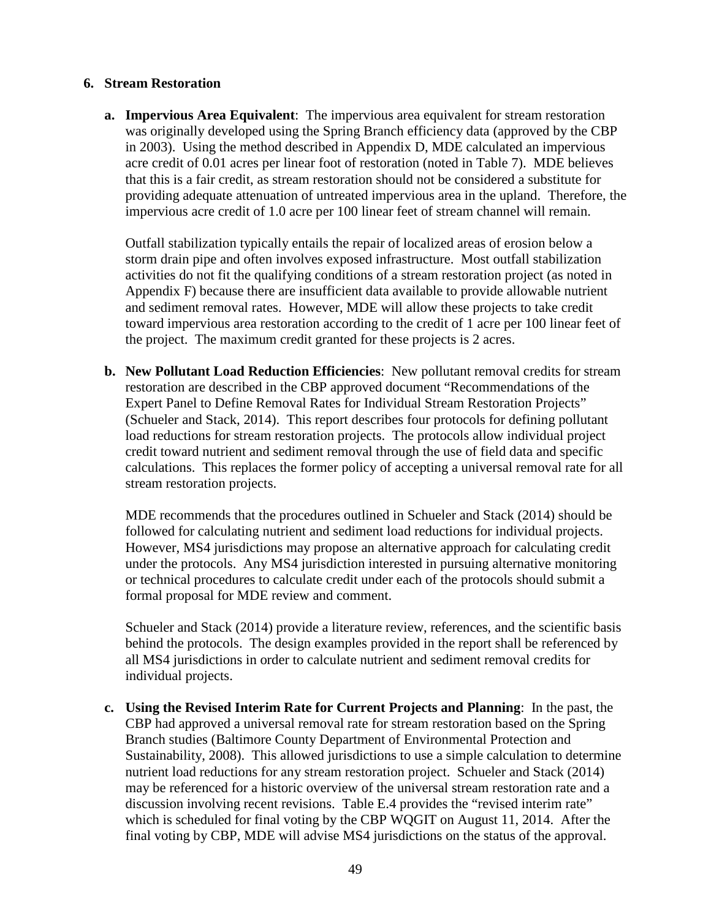## 6. Stream Restoration

**a. Impervious Area Equivalent**: The impervious area equivalent for stream restoration was originally developed using the Spring Branch efficiency data (approved by the CBP in 2003). Using the method described in Appendix D, MDE calculated an impervious acre credit of 0.01 acres per linear foot of restoration (noted in Table 7). MDE believes that this is a fair credit, as stream restoration should not be considered a substitute for providing adequate attenuation of untreated impervious area in the upland. Therefore, the impervious acre credit of 1.0 acre per 100 linear feet of stream channel will remain.

Outfall stabilization typically entails the repair of localized areas of erosion below a storm drain pipe and often involves exposed infrastructure. Most outfall stabilization activities do not fit the qualifying conditions of a stream restoration project (as noted in Appendix F) because there are insufficient data available to provide allowable nutrient and sediment removal rates. However, MDE will allow these projects to take credit toward impervious area restoration according to the credit of 1 acre per 100 linear feet of the project. The maximum credit granted for these projects is 2 acres.

**b. New Pollutant Load Reduction Efficiencies**: New pollutant removal credits for stream restoration are described in the CBP approved document "Recommendations of the Expert Panel to Define Removal Rates for Individual Stream Restoration Projects" (Schueler and Stack, 2014). This report describes four protocols for defining pollutant load reductions for stream restoration projects. The protocols allow individual project credit toward nutrient and sediment removal through the use of field data and specific calculations. This replaces the former policy of accepting a universal removal rate for all stream restoration projects.

MDE recommends that the procedures outlined in Schueler and Stack (2014) should be followed for calculating nutrient and sediment load reductions for individual projects. However, MS4 jurisdictions may propose an alternative approach for calculating credit under the protocols. Any MS4 jurisdiction interested in pursuing alternative monitoring or technical procedures to calculate credit under each of the protocols should submit a formal proposal for MDE review and comment.

Schueler and Stack (2014) provide a literature review, references, and the scientific basis behind the protocols. The design examples provided in the report shall be referenced by all MS4 jurisdictions in order to calculate nutrient and sediment removal credits for individual projects.

**c. Using the Revised Interim Rate for Current Projects and Planning**: In the past, the CBP had approved a universal removal rate for stream restoration based on the Spring Branch studies (Baltimore County Department of Environmental Protection and Sustainability, 2008). This allowed jurisdictions to use a simple calculation to determine nutrient load reductions for any stream restoration project. Schueler and Stack (2014) may be referenced for a historic overview of the universal stream restoration rate and a discussion involving recent revisions. Table E.4 provides the "revised interim rate" which is scheduled for final voting by the CBP WQGIT on August 11, 2014. After the final voting by CBP, MDE will advise MS4 jurisdictions on the status of the approval.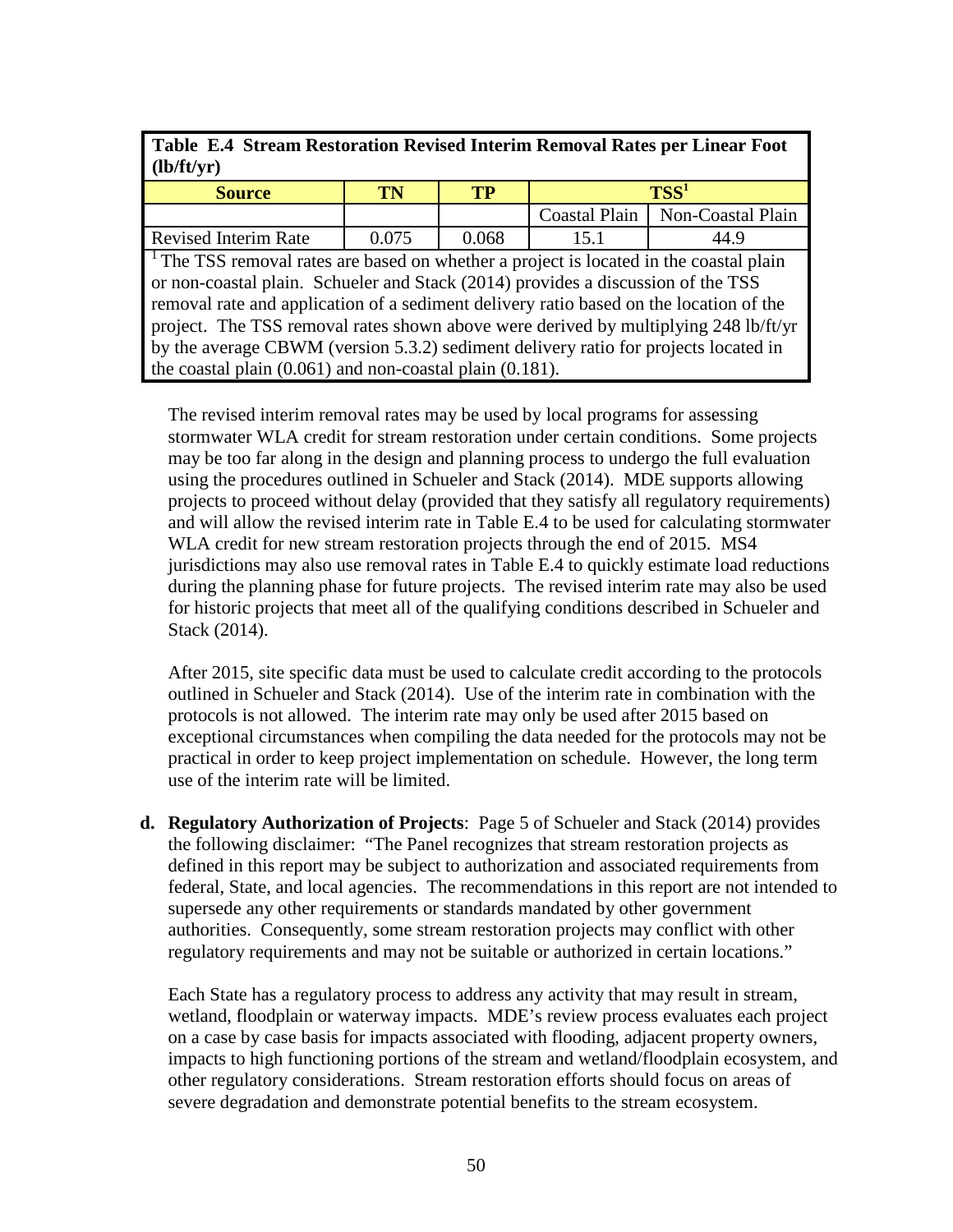**Table E.4 Stream Restoration Revised Interim Removal Rates per Linear Foot (lb/ft/yr)**

| Source | TN | TP | TSS[1] | |
|---|---|---|---|---|
| | | | Coastal Plain | Non-Coastal Plain |
| Revised Interim Rate | 0.075 | 0.068 | 15.1 | 44.9 |

[1] The TSS removal rates are based on whether a project is located in the coastal plain or non-coastal plain. Schueler and Stack (2014) provides a discussion of the TSS removal rate and application of a sediment delivery ratio based on the location of the project. The TSS removal rates shown above were derived by multiplying 248 lb/ft/yr by the average CBWM (version 5.3.2) sediment delivery ratio for projects located in the coastal plain (0.061) and non-coastal plain (0.181).

The revised interim removal rates may be used by local programs for assessing stormwater WLA credit for stream restoration under certain conditions. Some projects may be too far along in the design and planning process to undergo the full evaluation using the procedures outlined in Schueler and Stack (2014). MDE supports allowing projects to proceed without delay (provided that they satisfy all regulatory requirements) and will allow the revised interim rate in Table E.4 to be used for calculating stormwater WLA credit for new stream restoration projects through the end of 2015. MS4 jurisdictions may also use removal rates in Table E.4 to quickly estimate load reductions during the planning phase for future projects. The revised interim rate may also be used for historic projects that meet all of the qualifying conditions described in Schueler and Stack (2014).

After 2015, site specific data must be used to calculate credit according to the protocols outlined in Schueler and Stack (2014). Use of the interim rate in combination with the protocols is not allowed. The interim rate may only be used after 2015 based on exceptional circumstances when compiling the data needed for the protocols may not be practical in order to keep project implementation on schedule. However, the long term use of the interim rate will be limited.

**d. Regulatory Authorization of Projects**: Page 5 of Schueler and Stack (2014) provides the following disclaimer: "The Panel recognizes that stream restoration projects as defined in this report may be subject to authorization and associated requirements from federal, State, and local agencies. The recommendations in this report are not intended to supersede any other requirements or standards mandated by other government authorities. Consequently, some stream restoration projects may conflict with other regulatory requirements and may not be suitable or authorized in certain locations."

Each State has a regulatory process to address any activity that may result in stream, wetland, floodplain or waterway impacts. MDE's review process evaluates each project on a case by case basis for impacts associated with flooding, adjacent property owners, impacts to high functioning portions of the stream and wetland/floodplain ecosystem, and other regulatory considerations. Stream restoration efforts should focus on areas of severe degradation and demonstrate potential benefits to the stream ecosystem.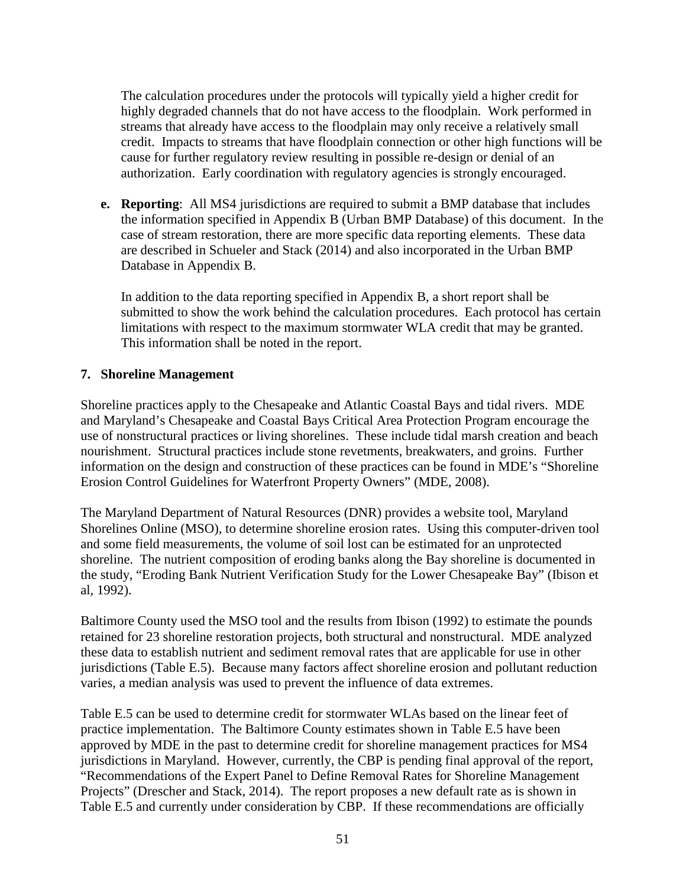The calculation procedures under the protocols will typically yield a higher credit for highly degraded channels that do not have access to the floodplain. Work performed in streams that already have access to the floodplain may only receive a relatively small credit. Impacts to streams that have floodplain connection or other high functions will be cause for further regulatory review resulting in possible re-design or denial of an authorization. Early coordination with regulatory agencies is strongly encouraged.

**e. Reporting**: All MS4 jurisdictions are required to submit a BMP database that includes the information specified in Appendix B (Urban BMP Database) of this document. In the case of stream restoration, there are more specific data reporting elements. These data are described in Schueler and Stack (2014) and also incorporated in the Urban BMP Database in Appendix B.

In addition to the data reporting specified in Appendix B, a short report shall be submitted to show the work behind the calculation procedures. Each protocol has certain limitations with respect to the maximum stormwater WLA credit that may be granted. This information shall be noted in the report.

### 7. Shoreline Management

Shoreline practices apply to the Chesapeake and Atlantic Coastal Bays and tidal rivers. MDE and Maryland's Chesapeake and Coastal Bays Critical Area Protection Program encourage the use of nonstructural practices or living shorelines. These include tidal marsh creation and beach nourishment. Structural practices include stone revetments, breakwaters, and groins. Further information on the design and construction of these practices can be found in MDE's "Shoreline Erosion Control Guidelines for Waterfront Property Owners" (MDE, 2008).

The Maryland Department of Natural Resources (DNR) provides a website tool, Maryland Shorelines Online (MSO), to determine shoreline erosion rates. Using this computer-driven tool and some field measurements, the volume of soil lost can be estimated for an unprotected shoreline. The nutrient composition of eroding banks along the Bay shoreline is documented in the study, "Eroding Bank Nutrient Verification Study for the Lower Chesapeake Bay" (Ibison et al, 1992).

Baltimore County used the MSO tool and the results from Ibison (1992) to estimate the pounds retained for 23 shoreline restoration projects, both structural and nonstructural. MDE analyzed these data to establish nutrient and sediment removal rates that are applicable for use in other jurisdictions (Table E.5). Because many factors affect shoreline erosion and pollutant reduction varies, a median analysis was used to prevent the influence of data extremes.

Table E.5 can be used to determine credit for stormwater WLAs based on the linear feet of practice implementation. The Baltimore County estimates shown in Table E.5 have been approved by MDE in the past to determine credit for shoreline management practices for MS4 jurisdictions in Maryland. However, currently, the CBP is pending final approval of the report, "Recommendations of the Expert Panel to Define Removal Rates for Shoreline Management Projects" (Drescher and Stack, 2014). The report proposes a new default rate as is shown in Table E.5 and currently under consideration by CBP. If these recommendations are officially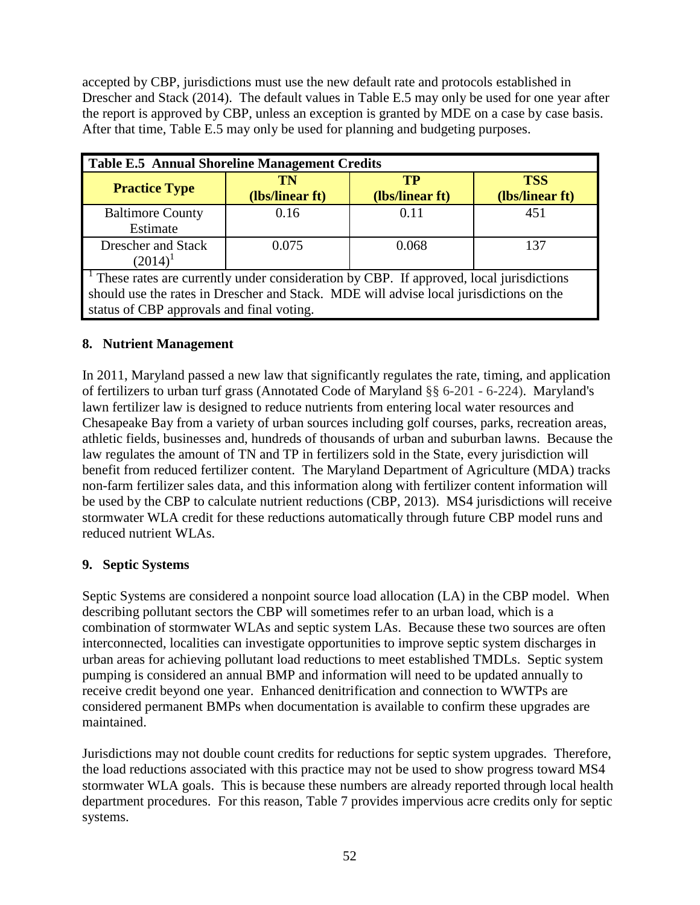accepted by CBP, jurisdictions must use the new default rate and protocols established in Drescher and Stack (2014). The default values in Table E.5 may only be used for one year after the report is approved by CBP, unless an exception is granted by MDE on a case by case basis. After that time, Table E.5 may only be used for planning and budgeting purposes.

**Table E.5 Annual Shoreline Management Credits**

| Practice Type | TN (lbs/linear ft) | TP (lbs/linear ft) | TSS (lbs/linear ft) |
|---|---|---|---|
| Baltimore County Estimate | 0.16 | 0.11 | 451 |
| Drescher and Stack (2014)[1] | 0.075 | 0.068 | 137 |

[1] These rates are currently under consideration by CBP. If approved, local jurisdictions should use the rates in Drescher and Stack. MDE will advise local jurisdictions on the status of CBP approvals and final voting.

### 8. Nutrient Management

In 2011, Maryland passed a new law that significantly regulates the rate, timing, and application of fertilizers to urban turf grass (Annotated Code of Maryland §§ 6-201 - 6-224). Maryland's lawn fertilizer law is designed to reduce nutrients from entering local water resources and Chesapeake Bay from a variety of urban sources including golf courses, parks, recreation areas, athletic fields, businesses and, hundreds of thousands of urban and suburban lawns. Because the law regulates the amount of TN and TP in fertilizers sold in the State, every jurisdiction will benefit from reduced fertilizer content. The Maryland Department of Agriculture (MDA) tracks non-farm fertilizer sales data, and this information along with fertilizer content information will be used by the CBP to calculate nutrient reductions (CBP, 2013). MS4 jurisdictions will receive stormwater WLA credit for these reductions automatically through future CBP model runs and reduced nutrient WLAs.

### 9. Septic Systems

Septic Systems are considered a nonpoint source load allocation (LA) in the CBP model. When describing pollutant sectors the CBP will sometimes refer to an urban load, which is a combination of stormwater WLAs and septic system LAs. Because these two sources are often interconnected, localities can investigate opportunities to improve septic system discharges in urban areas for achieving pollutant load reductions to meet established TMDLs. Septic system pumping is considered an annual BMP and information will need to be updated annually to receive credit beyond one year. Enhanced denitrification and connection to WWTPs are considered permanent BMPs when documentation is available to confirm these upgrades are maintained.

Jurisdictions may not double count credits for reductions for septic system upgrades. Therefore, the load reductions associated with this practice may not be used to show progress toward MS4 stormwater WLA goals. This is because these numbers are already reported through local health department procedures. For this reason, Table 7 provides impervious acre credits only for septic systems.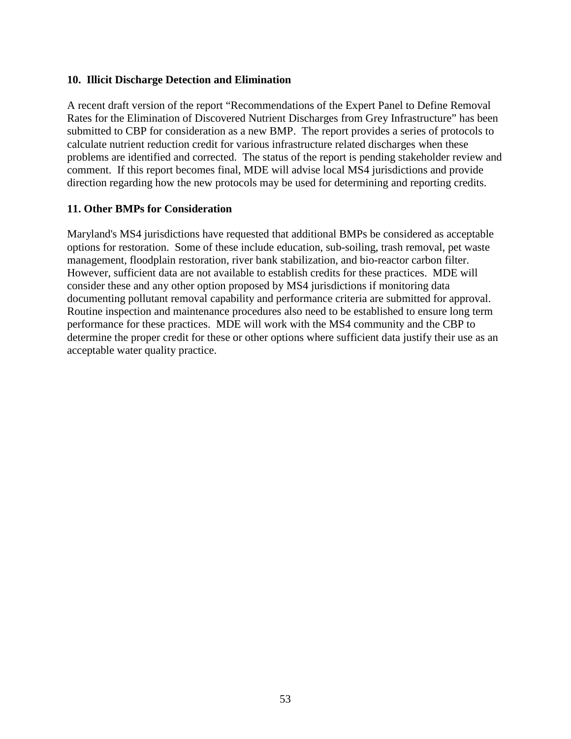**10. Illicit Discharge Detection and Elimination**

A recent draft version of the report "Recommendations of the Expert Panel to Define Removal Rates for the Elimination of Discovered Nutrient Discharges from Grey Infrastructure" has been submitted to CBP for consideration as a new BMP. The report provides a series of protocols to calculate nutrient reduction credit for various infrastructure related discharges when these problems are identified and corrected. The status of the report is pending stakeholder review and comment. If this report becomes final, MDE will advise local MS4 jurisdictions and provide direction regarding how the new protocols may be used for determining and reporting credits.

**11. Other BMPs for Consideration**

Maryland's MS4 jurisdictions have requested that additional BMPs be considered as acceptable options for restoration. Some of these include education, sub-soiling, trash removal, pet waste management, floodplain restoration, river bank stabilization, and bio-reactor carbon filter. However, sufficient data are not available to establish credits for these practices. MDE will consider these and any other option proposed by MS4 jurisdictions if monitoring data documenting pollutant removal capability and performance criteria are submitted for approval. Routine inspection and maintenance procedures also need to be established to ensure long term performance for these practices. MDE will work with the MS4 community and the CBP to determine the proper credit for these or other options where sufficient data justify their use as an acceptable water quality practice.